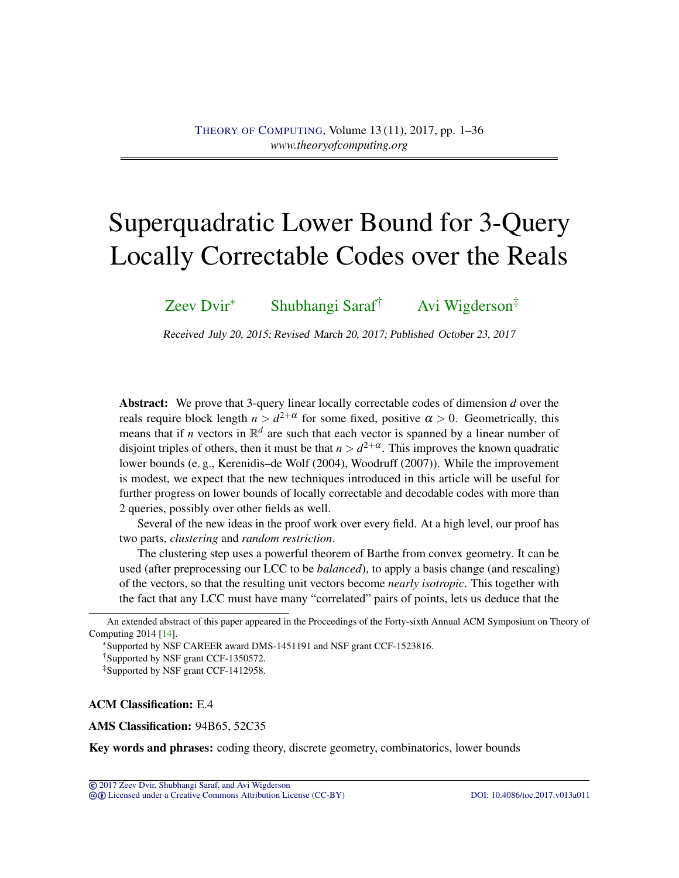# Superquadratic Lower Bound for 3-Query Locally Correctable Codes over the Reals

Zeev Dvir[*] Shubhangi Saraf[†] Avi Wigderson[‡]

Received July 20, 2015; Revised March 20, 2017; Published October 23, 2017

**Abstract:** We prove that 3-query linear locally correctable codes of dimension $d$ over the reals require block length $n > d^{2+\alpha}$ for some fixed, positive $\alpha > 0$. Geometrically, this means that if $n$ vectors in $\mathbb{R}^d$ are such that each vector is spanned by a linear number of disjoint triples of others, then it must be that $n > d^{2+\alpha}$. This improves the known quadratic lower bounds (e. g., Kerenidis–de Wolf (2004), Woodruff (2007)). While the improvement is modest, we expect that the new techniques introduced in this article will be useful for further progress on lower bounds of locally correctable and decodable codes with more than 2 queries, possibly over other fields as well.

Several of the new ideas in the proof work over every field. At a high level, our proof has two parts, *clustering* and *random restriction*.

The clustering step uses a powerful theorem of Barthe from convex geometry. It can be used (after preprocessing our LCC to be *balanced*), to apply a basis change (and rescaling) of the vectors, so that the resulting unit vectors become *nearly isotropic*. This together with the fact that any LCC must have many "correlated" pairs of points, lets us deduce that the

An extended abstract of this paper appeared in the Proceedings of the Forty-sixth Annual ACM Symposium on Theory of Computing 2014 [14].

[*]Supported by NSF CAREER award DMS-1451191 and NSF grant CCF-1523816.

[†]Supported by NSF grant CCF-1350572.

[‡]Supported by NSF grant CCF-1412958.

**ACM Classification:** E.4

**AMS Classification:** 94B65, 52C35

**Key words and phrases:** coding theory, discrete geometry, combinatorics, lower bounds

© 2017 Zeev Dvir, Shubhangi Saraf, and Avi Wigderson
Licensed under a Creative Commons Attribution License (CC-BY) DOI: 10.4086/toc.2017.v013a011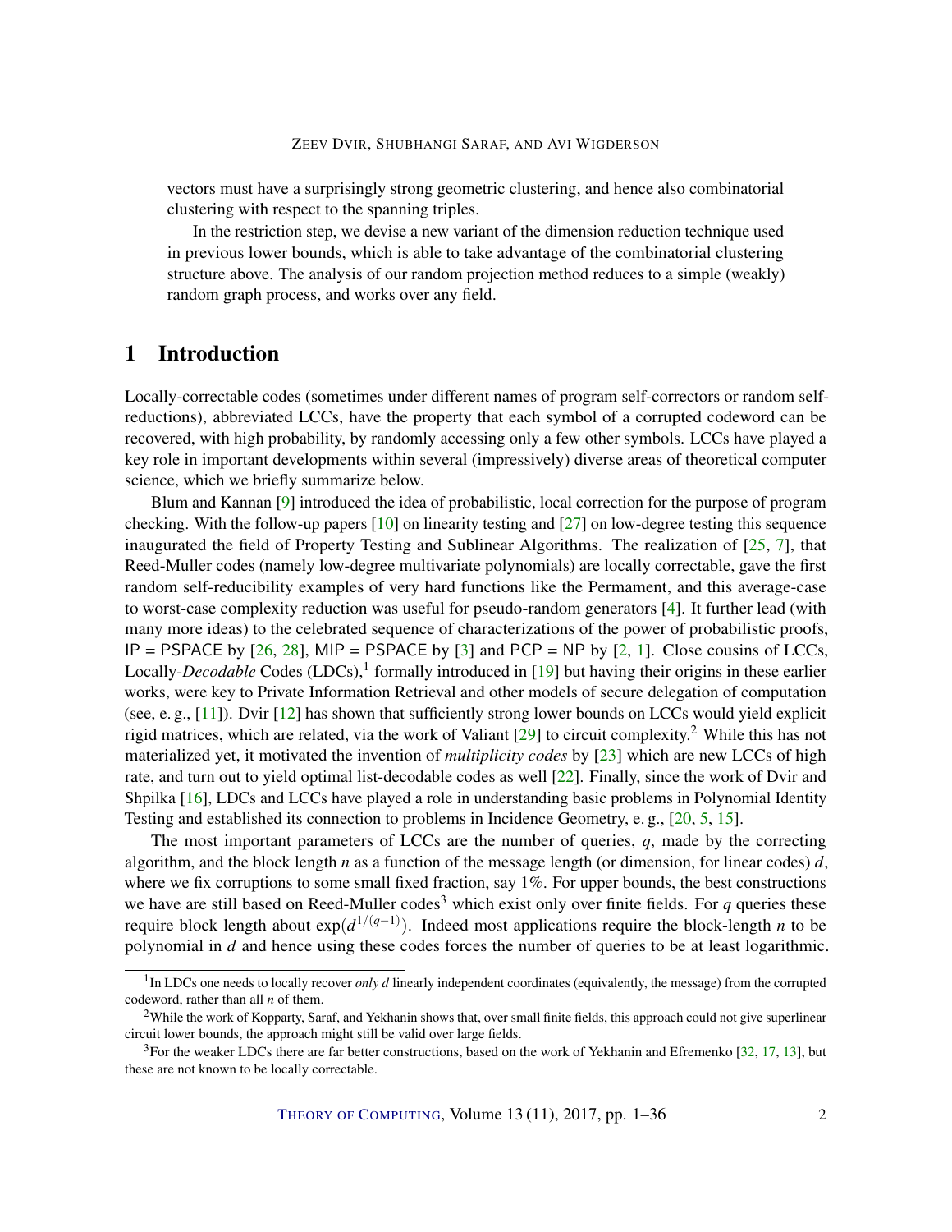vectors must have a surprisingly strong geometric clustering, and hence also combinatorial clustering with respect to the spanning triples.

In the restriction step, we devise a new variant of the dimension reduction technique used in previous lower bounds, which is able to take advantage of the combinatorial clustering structure above. The analysis of our random projection method reduces to a simple (weakly) random graph process, and works over any field.

## 1 Introduction

Locally-correctable codes (sometimes under different names of program self-correctors or random self-reductions), abbreviated LCCs, have the property that each symbol of a corrupted codeword can be recovered, with high probability, by randomly accessing only a few other symbols. LCCs have played a key role in important developments within several (impressively) diverse areas of theoretical computer science, which we briefly summarize below.

Blum and Kannan [9] introduced the idea of probabilistic, local correction for the purpose of program checking. With the follow-up papers [10] on linearity testing and [27] on low-degree testing this sequence inaugurated the field of Property Testing and Sublinear Algorithms. The realization of [25, 7], that Reed-Muller codes (namely low-degree multivariate polynomials) are locally correctable, gave the first random self-reducibility examples of very hard functions like the Permament, and this average-case to worst-case complexity reduction was useful for pseudo-random generators [4]. It further lead (with many more ideas) to the celebrated sequence of characterizations of the power of probabilistic proofs, IP = PSPACE by [26, 28], MIP = PSPACE by [3] and PCP = NP by [2, 1]. Close cousins of LCCs, Locally-*Decodable* Codes (LDCs),[1] formally introduced in [19] but having their origins in these earlier works, were key to Private Information Retrieval and other models of secure delegation of computation (see, e. g., [11]). Dvir [12] has shown that sufficiently strong lower bounds on LCCs would yield explicit rigid matrices, which are related, via the work of Valiant [29] to circuit complexity.[2] While this has not materialized yet, it motivated the invention of *multiplicity codes* by [23] which are new LCCs of high rate, and turn out to yield optimal list-decodable codes as well [22]. Finally, since the work of Dvir and Shpilka [16], LDCs and LCCs have played a role in understanding basic problems in Polynomial Identity Testing and established its connection to problems in Incidence Geometry, e. g., [20, 5, 15].

The most important parameters of LCCs are the number of queries, $q$, made by the correcting algorithm, and the block length $n$ as a function of the message length (or dimension, for linear codes) $d$, where we fix corruptions to some small fixed fraction, say 1%. For upper bounds, the best constructions we have are still based on Reed-Muller codes[3] which exist only over finite fields. For $q$ queries these require block length about $\exp(d^{1/(q-1)})$. Indeed most applications require the block-length $n$ to be polynomial in $d$ and hence using these codes forces the number of queries to be at least logarithmic.

[1] In LDCs one needs to locally recover *only* $d$ linearly independent coordinates (equivalently, the message) from the corrupted codeword, rather than all $n$ of them.

[2] While the work of Kopparty, Saraf, and Yekhanin shows that, over small finite fields, this approach could not give superlinear circuit lower bounds, the approach might still be valid over large fields.

[3] For the weaker LDCs there are far better constructions, based on the work of Yekhanin and Efremenko [32, 17, 13], but these are not known to be locally correctable.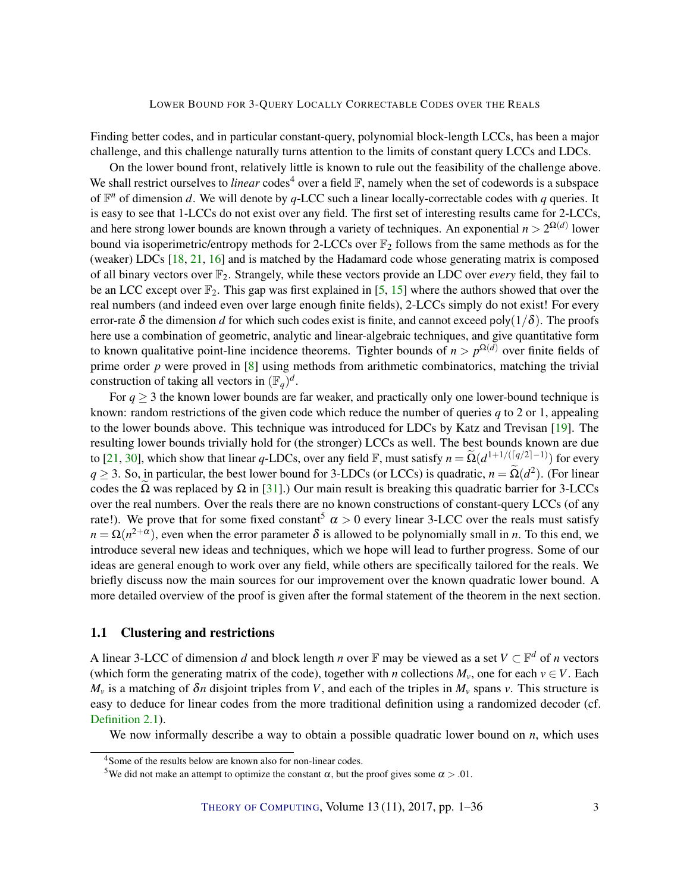Finding better codes, and in particular constant-query, polynomial block-length LCCs, has been a major challenge, and this challenge naturally turns attention to the limits of constant query LCCs and LDCs.

On the lower bound front, relatively little is known to rule out the feasibility of the challenge above. We shall restrict ourselves to *linear* codes[4] over a field $\mathbb{F}$, namely when the set of codewords is a subspace of $\mathbb{F}^n$ of dimension $d$. We will denote by $q$-LCC such a linear locally-correctable codes with $q$ queries. It is easy to see that 1-LCCs do not exist over any field. The first set of interesting results came for 2-LCCs, and here strong lower bounds are known through a variety of techniques. An exponential $n > 2^{\Omega(d)}$ lower bound via isoperimetric/entropy methods for 2-LCCs over $\mathbb{F}_2$ follows from the same methods as for the (weaker) LDCs [18, 21, 16] and is matched by the Hadamard code whose generating matrix is composed of all binary vectors over $\mathbb{F}_2$. Strangely, while these vectors provide an LDC over *every* field, they fail to be an LCC except over $\mathbb{F}_2$. This gap was first explained in [5, 15] where the authors showed that over the real numbers (and indeed even over large enough finite fields), 2-LCCs simply do not exist! For every error-rate $\delta$ the dimension $d$ for which such codes exist is finite, and cannot exceed $\mathsf{poly}(1/\delta)$. The proofs here use a combination of geometric, analytic and linear-algebraic techniques, and give quantitative form to known qualitative point-line incidence theorems. Tighter bounds of $n > p^{\Omega(d)}$ over finite fields of prime order $p$ were proved in [8] using methods from arithmetic combinatorics, matching the trivial construction of taking all vectors in $(\mathbb{F}_q)^d$.

For $q \geq 3$ the known lower bounds are far weaker, and practically only one lower-bound technique is known: random restrictions of the given code which reduce the number of queries $q$ to 2 or 1, appealing to the lower bounds above. This technique was introduced for LDCs by Katz and Trevisan [19]. The resulting lower bounds trivially hold for (the stronger) LCCs as well. The best bounds known are due to [21, 30], which show that linear $q$-LDCs, over any field $\mathbb{F}$, must satisfy $n = \widetilde{\Omega}(d^{1+1/(\lceil q/2 \rceil - 1)})$ for every $q \geq 3$. So, in particular, the best lower bound for 3-LDCs (or LCCs) is quadratic, $n = \widetilde{\Omega}(d^2)$. (For linear codes the $\widetilde{\Omega}$ was replaced by $\Omega$ in [31].) Our main result is breaking this quadratic barrier for 3-LCCs over the real numbers. Over the reals there are no known constructions of constant-query LCCs (of any rate!). We prove that for some fixed constant[5] $\alpha > 0$ every linear 3-LCC over the reals must satisfy $n = \Omega(n^{2+\alpha})$, even when the error parameter $\delta$ is allowed to be polynomially small in $n$. To this end, we introduce several new ideas and techniques, which we hope will lead to further progress. Some of our ideas are general enough to work over any field, while others are specifically tailored for the reals. We briefly discuss now the main sources for our improvement over the known quadratic lower bound. A more detailed overview of the proof is given after the formal statement of the theorem in the next section.

## 1.1 Clustering and restrictions

A linear 3-LCC of dimension $d$ and block length $n$ over $\mathbb{F}$ may be viewed as a set $V \subset \mathbb{F}^d$ of $n$ vectors (which form the generating matrix of the code), together with $n$ collections $M_v$, one for each $v \in V$. Each $M_v$ is a matching of $\delta n$ disjoint triples from $V$, and each of the triples in $M_v$ spans $v$. This structure is easy to deduce for linear codes from the more traditional definition using a randomized decoder (cf. Definition 2.1).

We now informally describe a way to obtain a possible quadratic lower bound on $n$, which uses

[4] Some of the results below are known also for non-linear codes.

[5] We did not make an attempt to optimize the constant $\alpha$, but the proof gives some $\alpha > .01$.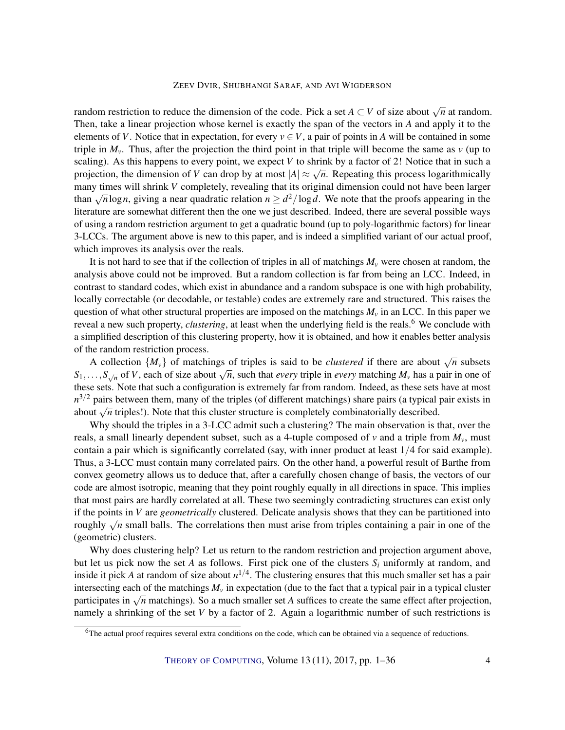random restriction to reduce the dimension of the code. Pick a set $A \subset V$ of size about $\sqrt{n}$ at random. Then, take a linear projection whose kernel is exactly the span of the vectors in $A$ and apply it to the elements of $V$. Notice that in expectation, for every $v \in V$, a pair of points in $A$ will be contained in some triple in $M_v$. Thus, after the projection the third point in that triple will become the same as $v$ (up to scaling). As this happens to every point, we expect $V$ to shrink by a factor of 2! Notice that in such a projection, the dimension of $V$ can drop by at most $|A| \approx \sqrt{n}$. Repeating this process logarithmically many times will shrink $V$ completely, revealing that its original dimension could not have been larger than $\sqrt{n}\log n$, giving a near quadratic relation $n \geq d^2/\log d$. We note that the proofs appearing in the literature are somewhat different then the one we just described. Indeed, there are several possible ways of using a random restriction argument to get a quadratic bound (up to poly-logarithmic factors) for linear 3-LCCs. The argument above is new to this paper, and is indeed a simplified variant of our actual proof, which improves its analysis over the reals.

It is not hard to see that if the collection of triples in all of matchings $M_v$ were chosen at random, the analysis above could not be improved. But a random collection is far from being an LCC. Indeed, in contrast to standard codes, which exist in abundance and a random subspace is one with high probability, locally correctable (or decodable, or testable) codes are extremely rare and structured. This raises the question of what other structural properties are imposed on the matchings $M_v$ in an LCC. In this paper we reveal a new such property, *clustering*, at least when the underlying field is the reals.[6] We conclude with a simplified description of this clustering property, how it is obtained, and how it enables better analysis of the random restriction process.

A collection $\{M_v\}$ of matchings of triples is said to be *clustered* if there are about $\sqrt{n}$ subsets $S_1, \ldots, S_{\sqrt{n}}$ of $V$, each of size about $\sqrt{n}$, such that *every* triple in *every* matching $M_v$ has a pair in one of these sets. Note that such a configuration is extremely far from random. Indeed, as these sets have at most $n^{3/2}$ pairs between them, many of the triples (of different matchings) share pairs (a typical pair exists in about $\sqrt{n}$ triples!). Note that this cluster structure is completely combinatorially described.

Why should the triples in a 3-LCC admit such a clustering? The main observation is that, over the reals, a small linearly dependent subset, such as a 4-tuple composed of $v$ and a triple from $M_v$, must contain a pair which is significantly correlated (say, with inner product at least $1/4$ for said example). Thus, a 3-LCC must contain many correlated pairs. On the other hand, a powerful result of Barthe from convex geometry allows us to deduce that, after a carefully chosen change of basis, the vectors of our code are almost isotropic, meaning that they point roughly equally in all directions in space. This implies that most pairs are hardly correlated at all. These two seemingly contradicting structures can exist only if the points in $V$ are *geometrically* clustered. Delicate analysis shows that they can be partitioned into roughly $\sqrt{n}$ small balls. The correlations then must arise from triples containing a pair in one of the (geometric) clusters.

Why does clustering help? Let us return to the random restriction and projection argument above, but let us pick now the set $A$ as follows. First pick one of the clusters $S_i$ uniformly at random, and inside it pick $A$ at random of size about $n^{1/4}$. The clustering ensures that this much smaller set has a pair intersecting each of the matchings $M_v$ in expectation (due to the fact that a typical pair in a typical cluster participates in $\sqrt{n}$ matchings). So a much smaller set $A$ suffices to create the same effect after projection, namely a shrinking of the set $V$ by a factor of 2. Again a logarithmic number of such restrictions is

[6] The actual proof requires several extra conditions on the code, which can be obtained via a sequence of reductions.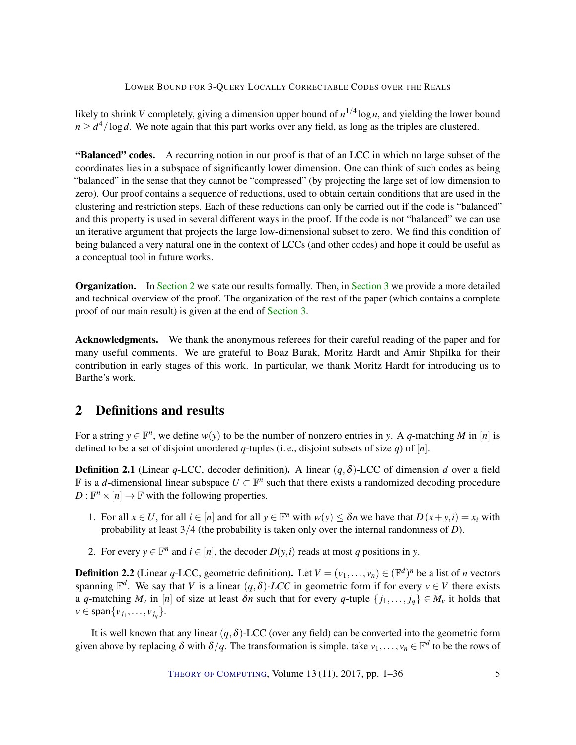likely to shrink $V$ completely, giving a dimension upper bound of $n^{1/4}\log n$, and yielding the lower bound $n \geq d^4/\log d$. We note again that this part works over any field, as long as the triples are clustered.

**"Balanced" codes.** A recurring notion in our proof is that of an LCC in which no large subset of the coordinates lies in a subspace of significantly lower dimension. One can think of such codes as being "balanced" in the sense that they cannot be "compressed" (by projecting the large set of low dimension to zero). Our proof contains a sequence of reductions, used to obtain certain conditions that are used in the clustering and restriction steps. Each of these reductions can only be carried out if the code is "balanced" and this property is used in several different ways in the proof. If the code is not "balanced" we can use an iterative argument that projects the large low-dimensional subset to zero. We find this condition of being balanced a very natural one in the context of LCCs (and other codes) and hope it could be useful as a conceptual tool in future works.

**Organization.** In Section 2 we state our results formally. Then, in Section 3 we provide a more detailed and technical overview of the proof. The organization of the rest of the paper (which contains a complete proof of our main result) is given at the end of Section 3.

**Acknowledgments.** We thank the anonymous referees for their careful reading of the paper and for many useful comments. We are grateful to Boaz Barak, Moritz Hardt and Amir Shpilka for their contribution in early stages of this work. In particular, we thank Moritz Hardt for introducing us to Barthe's work.

## 2 Definitions and results

For a string $y \in \mathbb{F}^n$, we define $w(y)$ to be the number of nonzero entries in $y$. A $q$-matching $M$ in $[n]$ is defined to be a set of disjoint unordered $q$-tuples (i. e., disjoint subsets of size $q$) of $[n]$.

**Definition 2.1** (Linear $q$-LCC, decoder definition)**.** A linear $(q,\delta)$-LCC of dimension $d$ over a field $\mathbb{F}$ is a $d$-dimensional linear subspace $U \subset \mathbb{F}^n$ such that there exists a randomized decoding procedure $D : \mathbb{F}^n \times [n] \to \mathbb{F}$ with the following properties.

1. For all $x \in U$, for all $i \in [n]$ and for all $y \in \mathbb{F}^n$ with $w(y) \leq \delta n$ we have that $D(x+y,i) = x_i$ with probability at least $3/4$ (the probability is taken only over the internal randomness of $D$).
2. For every $y \in \mathbb{F}^n$ and $i \in [n]$, the decoder $D(y,i)$ reads at most $q$ positions in $y$.

**Definition 2.2** (Linear $q$-LCC, geometric definition)**.** Let $V = (v_1,\dots,v_n) \in (\mathbb{F}^d)^n$ be a list of $n$ vectors spanning $\mathbb{F}^d$. We say that $V$ is a linear $(q,\delta)$-*LCC* in geometric form if for every $v \in V$ there exists a $q$-matching $M_v$ in $[n]$ of size at least $\delta n$ such that for every $q$-tuple $\{j_1,\dots,j_q\} \in M_v$ it holds that $v \in \mathsf{span}\{v_{j_1},\dots,v_{j_q}\}$.

It is well known that any linear $(q,\delta)$-LCC (over any field) can be converted into the geometric form given above by replacing $\delta$ with $\delta/q$. The transformation is simple. take $v_1,\dots,v_n \in \mathbb{F}^d$ to be the rows of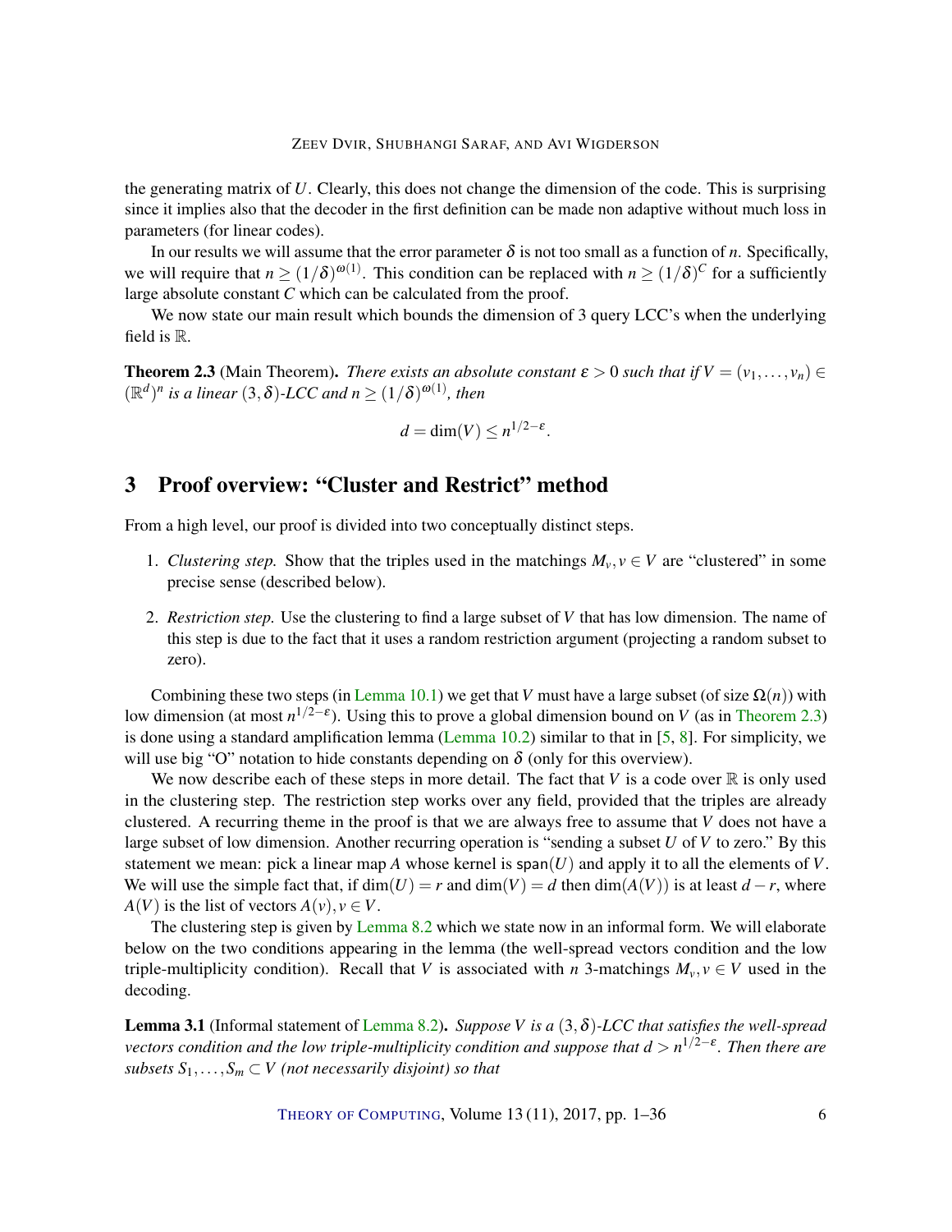the generating matrix of $U$. Clearly, this does not change the dimension of the code. This is surprising since it implies also that the decoder in the first definition can be made non adaptive without much loss in parameters (for linear codes).

In our results we will assume that the error parameter $\delta$ is not too small as a function of $n$. Specifically, we will require that $n \geq (1/\delta)^{\omega(1)}$. This condition can be replaced with $n \geq (1/\delta)^C$ for a sufficiently large absolute constant $C$ which can be calculated from the proof.

We now state our main result which bounds the dimension of 3 query LCC's when the underlying field is $\mathbb{R}$.

**Theorem 2.3** (Main Theorem). *There exists an absolute constant $\varepsilon > 0$ such that if $V = (v_1, \ldots, v_n) \in (\mathbb{R}^d)^n$ is a linear $(3, \delta)$-LCC and $n \geq (1/\delta)^{\omega(1)}$, then*

$$d = \dim(V) \leq n^{1/2-\varepsilon}.$$

## 3 Proof overview: "Cluster and Restrict" method

From a high level, our proof is divided into two conceptually distinct steps.

1. *Clustering step.* Show that the triples used in the matchings $M_v, v \in V$ are "clustered" in some precise sense (described below).
2. *Restriction step.* Use the clustering to find a large subset of $V$ that has low dimension. The name of this step is due to the fact that it uses a random restriction argument (projecting a random subset to zero).

Combining these two steps (in Lemma 10.1) we get that $V$ must have a large subset (of size $\Omega(n)$) with low dimension (at most $n^{1/2-\varepsilon}$). Using this to prove a global dimension bound on $V$ (as in Theorem 2.3) is done using a standard amplification lemma (Lemma 10.2) similar to that in [5, 8]. For simplicity, we will use big "O" notation to hide constants depending on $\delta$ (only for this overview).

We now describe each of these steps in more detail. The fact that $V$ is a code over $\mathbb{R}$ is only used in the clustering step. The restriction step works over any field, provided that the triples are already clustered. A recurring theme in the proof is that we are always free to assume that $V$ does not have a large subset of low dimension. Another recurring operation is "sending a subset $U$ of $V$ to zero." By this statement we mean: pick a linear map $A$ whose kernel is $\mathsf{span}(U)$ and apply it to all the elements of $V$. We will use the simple fact that, if $\dim(U) = r$ and $\dim(V) = d$ then $\dim(A(V))$ is at least $d - r$, where $A(V)$ is the list of vectors $A(v), v \in V$.

The clustering step is given by Lemma 8.2 which we state now in an informal form. We will elaborate below on the two conditions appearing in the lemma (the well-spread vectors condition and the low triple-multiplicity condition). Recall that $V$ is associated with $n$ 3-matchings $M_v, v \in V$ used in the decoding.

**Lemma 3.1** (Informal statement of Lemma 8.2). *Suppose $V$ is a $(3, \delta)$-LCC that satisfies the well-spread vectors condition and the low triple-multiplicity condition and suppose that $d > n^{1/2-\varepsilon}$. Then there are subsets $S_1, \ldots, S_m \subset V$ (not necessarily disjoint) so that*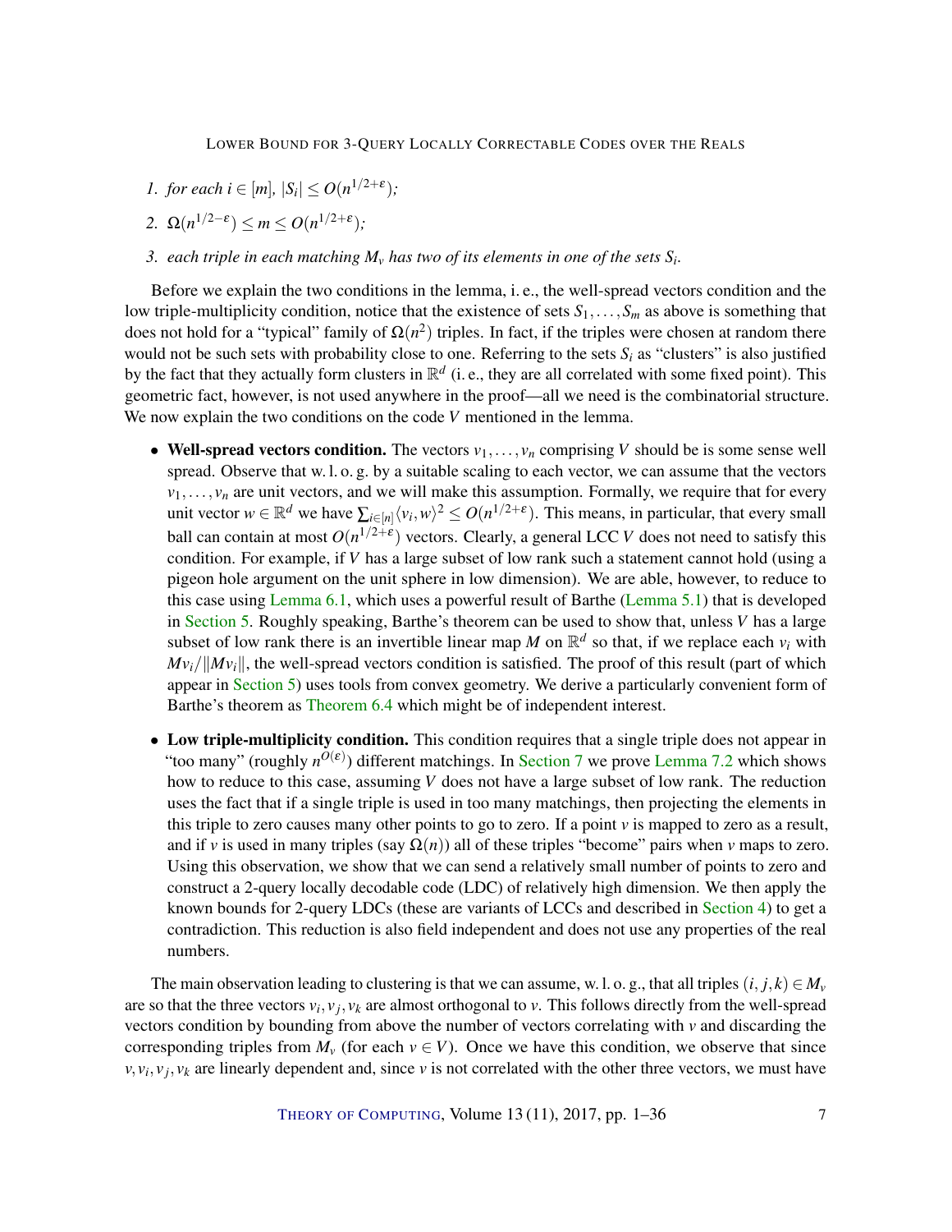1. *for each $i \in [m]$, $|S_i| \leq O(n^{1/2+\varepsilon})$;*
2. $\Omega(n^{1/2-\varepsilon}) \leq m \leq O(n^{1/2+\varepsilon})$;
3. *each triple in each matching $M_v$ has two of its elements in one of the sets $S_i$.*

Before we explain the two conditions in the lemma, i. e., the well-spread vectors condition and the low triple-multiplicity condition, notice that the existence of sets $S_1, \ldots, S_m$ as above is something that does not hold for a "typical" family of $\Omega(n^2)$ triples. In fact, if the triples were chosen at random there would not be such sets with probability close to one. Referring to the sets $S_i$ as "clusters" is also justified by the fact that they actually form clusters in $\mathbb{R}^d$ (i. e., they are all correlated with some fixed point). This geometric fact, however, is not used anywhere in the proof—all we need is the combinatorial structure. We now explain the two conditions on the code $V$ mentioned in the lemma.

- **Well-spread vectors condition.** The vectors $v_1, \ldots, v_n$ comprising $V$ should be is some sense well spread. Observe that w. l. o. g. by a suitable scaling to each vector, we can assume that the vectors $v_1, \ldots, v_n$ are unit vectors, and we will make this assumption. Formally, we require that for every unit vector $w \in \mathbb{R}^d$ we have $\sum_{i \in [n]} \langle v_i, w \rangle^2 \leq O(n^{1/2+\varepsilon})$. This means, in particular, that every small ball can contain at most $O(n^{1/2+\varepsilon})$ vectors. Clearly, a general LCC $V$ does not need to satisfy this condition. For example, if $V$ has a large subset of low rank such a statement cannot hold (using a pigeon hole argument on the unit sphere in low dimension). We are able, however, to reduce to this case using Lemma 6.1, which uses a powerful result of Barthe (Lemma 5.1) that is developed in Section 5. Roughly speaking, Barthe's theorem can be used to show that, unless $V$ has a large subset of low rank there is an invertible linear map $M$ on $\mathbb{R}^d$ so that, if we replace each $v_i$ with $Mv_i/\|Mv_i\|$, the well-spread vectors condition is satisfied. The proof of this result (part of which appear in Section 5) uses tools from convex geometry. We derive a particularly convenient form of Barthe's theorem as Theorem 6.4 which might be of independent interest.
- **Low triple-multiplicity condition.** This condition requires that a single triple does not appear in "too many" (roughly $n^{O(\varepsilon)}$) different matchings. In Section 7 we prove Lemma 7.2 which shows how to reduce to this case, assuming $V$ does not have a large subset of low rank. The reduction uses the fact that if a single triple is used in too many matchings, then projecting the elements in this triple to zero causes many other points to go to zero. If a point $v$ is mapped to zero as a result, and if $v$ is used in many triples (say $\Omega(n)$) all of these triples "become" pairs when $v$ maps to zero. Using this observation, we show that we can send a relatively small number of points to zero and construct a 2-query locally decodable code (LDC) of relatively high dimension. We then apply the known bounds for 2-query LDCs (these are variants of LCCs and described in Section 4) to get a contradiction. This reduction is also field independent and does not use any properties of the real numbers.

The main observation leading to clustering is that we can assume, w. l. o. g., that all triples $(i, j, k) \in M_v$ are so that the three vectors $v_i, v_j, v_k$ are almost orthogonal to $v$. This follows directly from the well-spread vectors condition by bounding from above the number of vectors correlating with $v$ and discarding the corresponding triples from $M_v$ (for each $v \in V$). Once we have this condition, we observe that since $v, v_i, v_j, v_k$ are linearly dependent and, since $v$ is not correlated with the other three vectors, we must have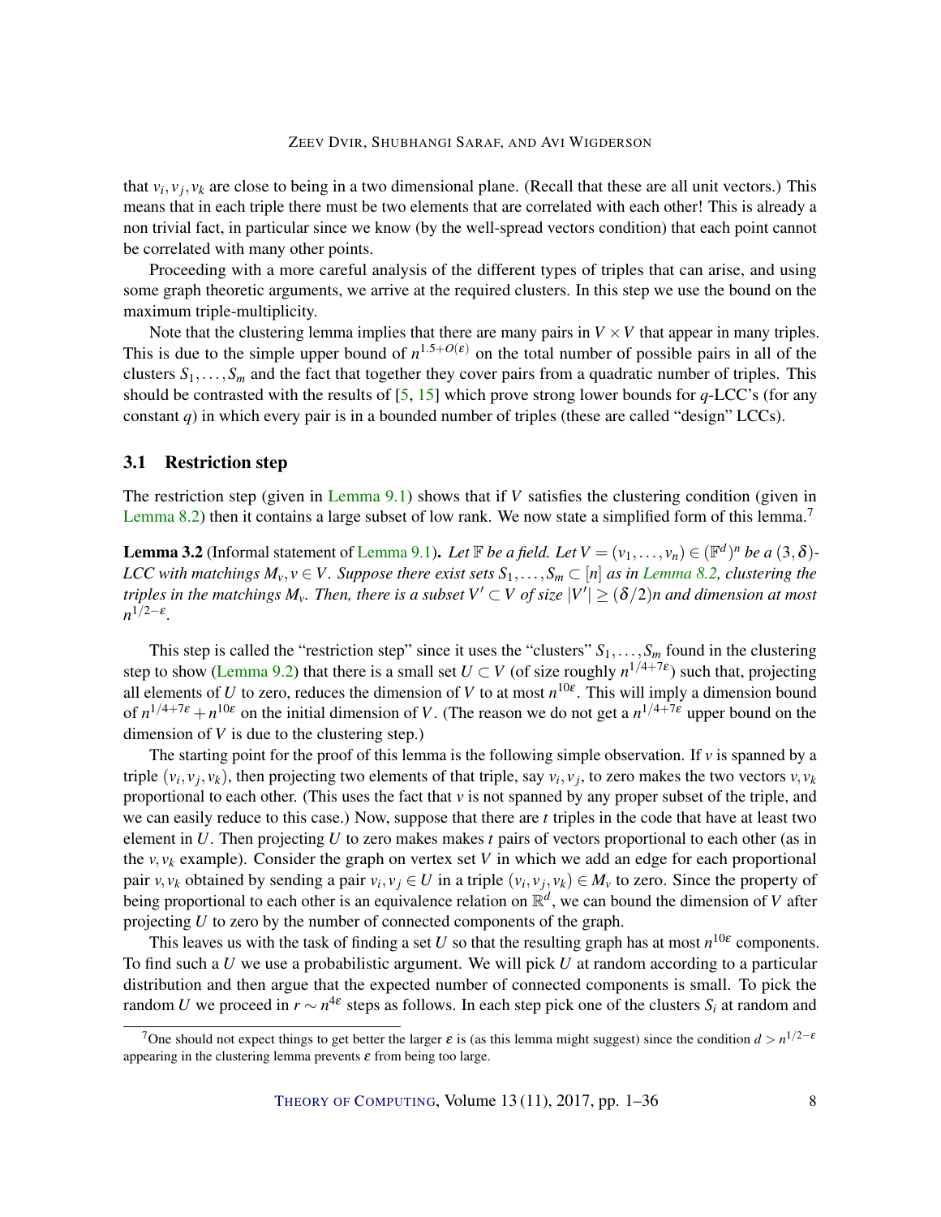that $v_i, v_j, v_k$ are close to being in a two dimensional plane. (Recall that these are all unit vectors.) This means that in each triple there must be two elements that are correlated with each other! This is already a non trivial fact, in particular since we know (by the well-spread vectors condition) that each point cannot be correlated with many other points.

Proceeding with a more careful analysis of the different types of triples that can arise, and using some graph theoretic arguments, we arrive at the required clusters. In this step we use the bound on the maximum triple-multiplicity.

Note that the clustering lemma implies that there are many pairs in $V \times V$ that appear in many triples. This is due to the simple upper bound of $n^{1.5+O(\varepsilon)}$ on the total number of possible pairs in all of the clusters $S_1, \ldots, S_m$ and the fact that together they cover pairs from a quadratic number of triples. This should be contrasted with the results of [5, 15] which prove strong lower bounds for $q$-LCC's (for any constant $q$) in which every pair is in a bounded number of triples (these are called "design" LCCs).

### 3.1 Restriction step

The restriction step (given in Lemma 9.1) shows that if $V$ satisfies the clustering condition (given in Lemma 8.2) then it contains a large subset of low rank. We now state a simplified form of this lemma.[7]

**Lemma 3.2** (Informal statement of Lemma 9.1)**.** *Let $\mathbb{F}$ be a field. Let $V = (v_1, \ldots, v_n) \in (\mathbb{F}^d)^n$ be a $(3, \delta)$-LCC with matchings $M_v, v \in V$. Suppose there exist sets $S_1, \ldots, S_m \subset [n]$ as in Lemma 8.2, clustering the triples in the matchings $M_v$. Then, there is a subset $V' \subset V$ of size $|V'| \geq (\delta/2)n$ and dimension at most $n^{1/2-\varepsilon}$.*

This step is called the "restriction step" since it uses the "clusters" $S_1, \ldots, S_m$ found in the clustering step to show (Lemma 9.2) that there is a small set $U \subset V$ (of size roughly $n^{1/4+7\varepsilon}$) such that, projecting all elements of $U$ to zero, reduces the dimension of $V$ to at most $n^{10\varepsilon}$. This will imply a dimension bound of $n^{1/4+7\varepsilon} + n^{10\varepsilon}$ on the initial dimension of $V$. (The reason we do not get a $n^{1/4+7\varepsilon}$ upper bound on the dimension of $V$ is due to the clustering step.)

The starting point for the proof of this lemma is the following simple observation. If $v$ is spanned by a triple $(v_i, v_j, v_k)$, then projecting two elements of that triple, say $v_i, v_j$, to zero makes the two vectors $v, v_k$ proportional to each other. (This uses the fact that $v$ is not spanned by any proper subset of the triple, and we can easily reduce to this case.) Now, suppose that there are $t$ triples in the code that have at least two element in $U$. Then projecting $U$ to zero makes makes $t$ pairs of vectors proportional to each other (as in the $v, v_k$ example). Consider the graph on vertex set $V$ in which we add an edge for each proportional pair $v, v_k$ obtained by sending a pair $v_i, v_j \in U$ in a triple $(v_i, v_j, v_k) \in M_v$ to zero. Since the property of being proportional to each other is an equivalence relation on $\mathbb{R}^d$, we can bound the dimension of $V$ after projecting $U$ to zero by the number of connected components of the graph.

This leaves us with the task of finding a set $U$ so that the resulting graph has at most $n^{10\varepsilon}$ components. To find such a $U$ we use a probabilistic argument. We will pick $U$ at random according to a particular distribution and then argue that the expected number of connected components is small. To pick the random $U$ we proceed in $r \sim n^{4\varepsilon}$ steps as follows. In each step pick one of the clusters $S_i$ at random and

[7] One should not expect things to get better the larger $\varepsilon$ is (as this lemma might suggest) since the condition $d > n^{1/2-\varepsilon}$ appearing in the clustering lemma prevents $\varepsilon$ from being too large.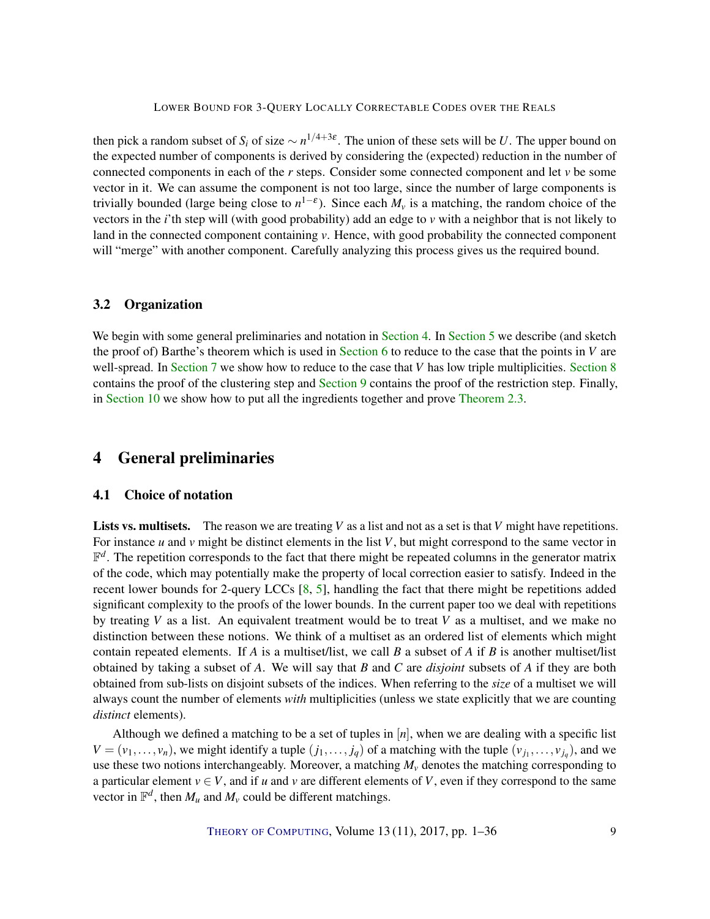then pick a random subset of $S_i$ of size $\sim n^{1/4+3\varepsilon}$. The union of these sets will be $U$. The upper bound on the expected number of components is derived by considering the (expected) reduction in the number of connected components in each of the $r$ steps. Consider some connected component and let $v$ be some vector in it. We can assume the component is not too large, since the number of large components is trivially bounded (large being close to $n^{1-\varepsilon}$). Since each $M_v$ is a matching, the random choice of the vectors in the $i$'th step will (with good probability) add an edge to $v$ with a neighbor that is not likely to land in the connected component containing $v$. Hence, with good probability the connected component will "merge" with another component. Carefully analyzing this process gives us the required bound.

### 3.2 Organization

We begin with some general preliminaries and notation in Section 4. In Section 5 we describe (and sketch the proof of) Barthe's theorem which is used in Section 6 to reduce to the case that the points in $V$ are well-spread. In Section 7 we show how to reduce to the case that $V$ has low triple multiplicities. Section 8 contains the proof of the clustering step and Section 9 contains the proof of the restriction step. Finally, in Section 10 we show how to put all the ingredients together and prove Theorem 2.3.

## 4 General preliminaries

### 4.1 Choice of notation

**Lists vs. multisets.** The reason we are treating $V$ as a list and not as a set is that $V$ might have repetitions. For instance $u$ and $v$ might be distinct elements in the list $V$, but might correspond to the same vector in $\mathbb{F}^d$. The repetition corresponds to the fact that there might be repeated columns in the generator matrix of the code, which may potentially make the property of local correction easier to satisfy. Indeed in the recent lower bounds for 2-query LCCs [8, 5], handling the fact that there might be repetitions added significant complexity to the proofs of the lower bounds. In the current paper too we deal with repetitions by treating $V$ as a list. An equivalent treatment would be to treat $V$ as a multiset, and we make no distinction between these notions. We think of a multiset as an ordered list of elements which might contain repeated elements. If $A$ is a multiset/list, we call $B$ a subset of $A$ if $B$ is another multiset/list obtained by taking a subset of $A$. We will say that $B$ and $C$ are *disjoint* subsets of $A$ if they are both obtained from sub-lists on disjoint subsets of the indices. When referring to the *size* of a multiset we will always count the number of elements *with* multiplicities (unless we state explicitly that we are counting *distinct* elements).

Although we defined a matching to be a set of tuples in $[n]$, when we are dealing with a specific list $V = (v_1, \ldots, v_n)$, we might identify a tuple $(j_1, \ldots, j_q)$ of a matching with the tuple $(v_{j_1}, \ldots, v_{j_q})$, and we use these two notions interchangeably. Moreover, a matching $M_v$ denotes the matching corresponding to a particular element $v \in V$, and if $u$ and $v$ are different elements of $V$, even if they correspond to the same vector in $\mathbb{F}^d$, then $M_u$ and $M_v$ could be different matchings.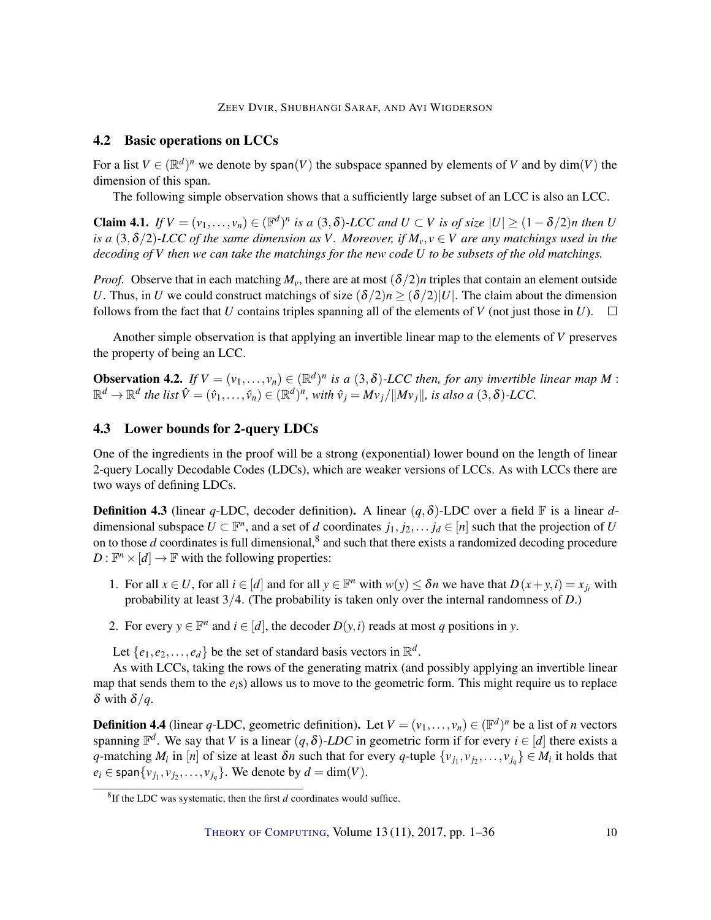## 4.2 Basic operations on LCCs

For a list $V \in (\mathbb{R}^d)^n$ we denote by $\mathsf{span}(V)$ the subspace spanned by elements of $V$ and by $\dim(V)$ the dimension of this span.

The following simple observation shows that a sufficiently large subset of an LCC is also an LCC.

**Claim 4.1.** *If $V = (v_1, \ldots, v_n) \in (\mathbb{F}^d)^n$ is a $(3, \delta)$-LCC and $U \subset V$ is of size $|U| \geq (1 - \delta/2)n$ then $U$ is a $(3, \delta/2)$-LCC of the same dimension as $V$. Moreover, if $M_v, v \in V$ are any matchings used in the decoding of $V$ then we can take the matchings for the new code $U$ to be subsets of the old matchings.*

*Proof.* Observe that in each matching $M_v$, there are at most $(\delta/2)n$ triples that contain an element outside $U$. Thus, in $U$ we could construct matchings of size $(\delta/2)n \geq (\delta/2)|U|$. The claim about the dimension follows from the fact that $U$ contains triples spanning all of the elements of $V$ (not just those in $U$). $\square$

Another simple observation is that applying an invertible linear map to the elements of $V$ preserves the property of being an LCC.

**Observation 4.2.** *If $V = (v_1, \ldots, v_n) \in (\mathbb{R}^d)^n$ is a $(3, \delta)$-LCC then, for any invertible linear map $M : \mathbb{R}^d \to \mathbb{R}^d$ the list $\hat{V} = (\hat{v}_1, \ldots, \hat{v}_n) \in (\mathbb{R}^d)^n$, with $\hat{v}_j = Mv_j / \|Mv_j\|$, is also a $(3, \delta)$-LCC.*

## 4.3 Lower bounds for 2-query LDCs

One of the ingredients in the proof will be a strong (exponential) lower bound on the length of linear 2-query Locally Decodable Codes (LDCs), which are weaker versions of LCCs. As with LCCs there are two ways of defining LDCs.

**Definition 4.3** (linear $q$-LDC, decoder definition). A linear $(q, \delta)$-LDC over a field $\mathbb{F}$ is a linear $d$-dimensional subspace $U \subset \mathbb{F}^n$, and a set of $d$ coordinates $j_1, j_2, \ldots j_d \in [n]$ such that the projection of $U$ on to those $d$ coordinates is full dimensional,[8] and such that there exists a randomized decoding procedure $D : \mathbb{F}^n \times [d] \to \mathbb{F}$ with the following properties:

1. For all $x \in U$, for all $i \in [d]$ and for all $y \in \mathbb{F}^n$ with $w(y) \leq \delta n$ we have that $D(x + y, i) = x_{j_i}$ with probability at least $3/4$. (The probability is taken only over the internal randomness of $D$.)
2. For every $y \in \mathbb{F}^n$ and $i \in [d]$, the decoder $D(y, i)$ reads at most $q$ positions in $y$.

Let $\{e_1, e_2, \ldots, e_d\}$ be the set of standard basis vectors in $\mathbb{R}^d$.

As with LCCs, taking the rows of the generating matrix (and possibly applying an invertible linear map that sends them to the $e_i$s) allows us to move to the geometric form. This might require us to replace $\delta$ with $\delta/q$.

**Definition 4.4** (linear $q$-LDC, geometric definition). Let $V = (v_1, \ldots, v_n) \in (\mathbb{F}^d)^n$ be a list of $n$ vectors spanning $\mathbb{F}^d$. We say that $V$ is a linear $(q, \delta)$*-LDC* in geometric form if for every $i \in [d]$ there exists a $q$-matching $M_i$ in $[n]$ of size at least $\delta n$ such that for every $q$-tuple $\{v_{j_1}, v_{j_2}, \ldots, v_{j_q}\} \in M_i$ it holds that $e_i \in \mathsf{span}\{v_{j_1}, v_{j_2}, \ldots, v_{j_q}\}$. We denote by $d = \dim(V)$.

[8] If the LDC was systematic, then the first $d$ coordinates would suffice.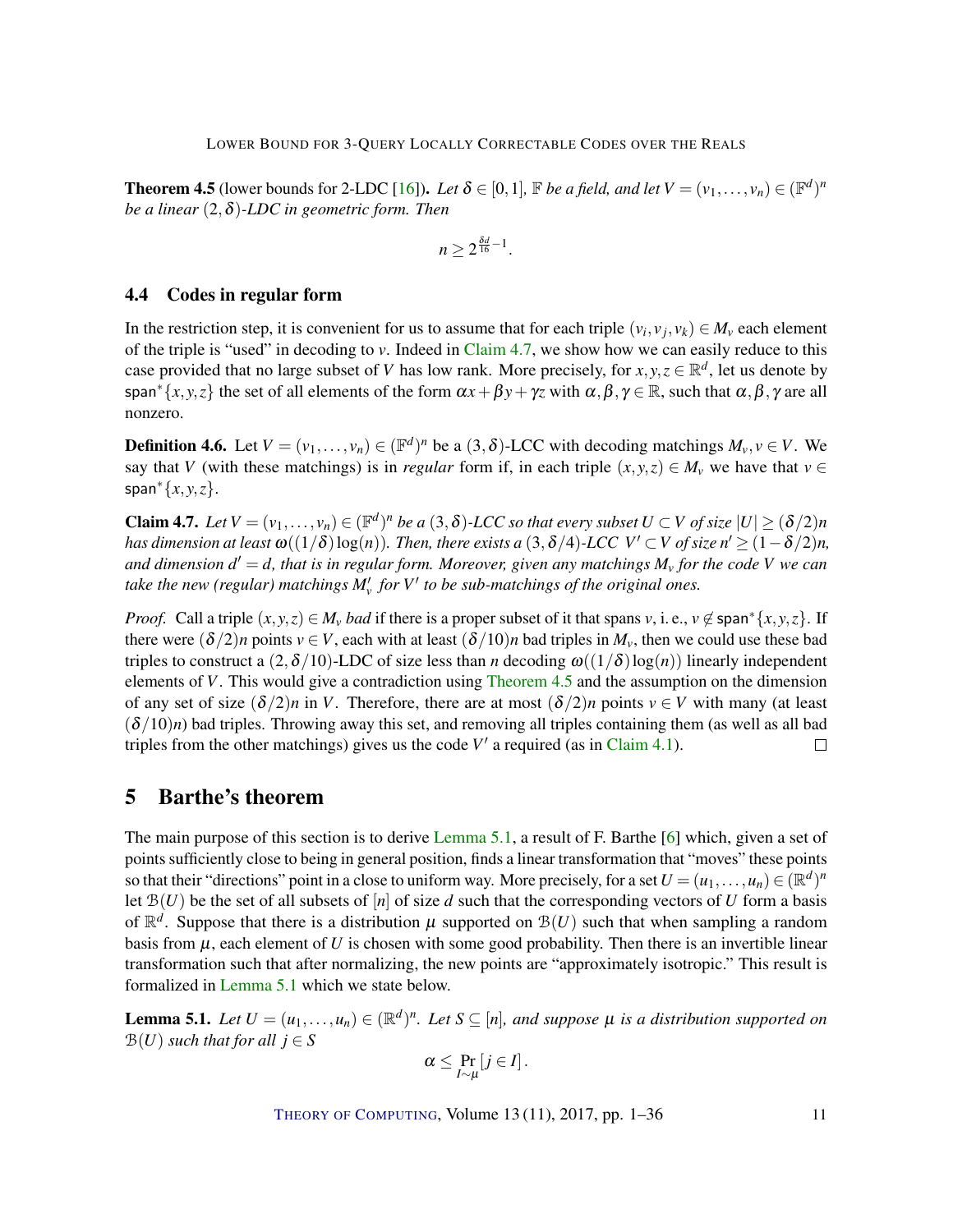**Theorem 4.5** (lower bounds for 2-LDC [16])**.** *Let $\delta \in [0,1]$, $\mathbb{F}$ be a field, and let $V = (v_1, \ldots, v_n) \in (\mathbb{F}^d)^n$ be a linear $(2,\delta)$-LDC in geometric form. Then*

$$n \geq 2^{\frac{\delta d}{16} - 1}.$$

### 4.4 Codes in regular form

In the restriction step, it is convenient for us to assume that for each triple $(v_i, v_j, v_k) \in M_v$ each element of the triple is "used" in decoding to $v$. Indeed in Claim 4.7, we show how we can easily reduce to this case provided that no large subset of $V$ has low rank. More precisely, for $x, y, z \in \mathbb{R}^d$, let us denote by $\mathsf{span}^*\{x,y,z\}$ the set of all elements of the form $\alpha x + \beta y + \gamma z$ with $\alpha, \beta, \gamma \in \mathbb{R}$, such that $\alpha, \beta, \gamma$ are all nonzero.

**Definition 4.6.** Let $V = (v_1, \ldots, v_n) \in (\mathbb{F}^d)^n$ be a $(3,\delta)$-LCC with decoding matchings $M_v, v \in V$. We say that $V$ (with these matchings) is in *regular* form if, in each triple $(x,y,z) \in M_v$ we have that $v \in \mathsf{span}^*\{x,y,z\}$.

**Claim 4.7.** *Let $V = (v_1, \ldots, v_n) \in (\mathbb{F}^d)^n$ be a $(3,\delta)$-LCC so that every subset $U \subset V$ of size $|U| \geq (\delta/2)n$ has dimension at least $\omega((1/\delta)\log(n))$. Then, there exists a $(3,\delta/4)$-LCC $V' \subset V$ of size $n' \geq (1-\delta/2)n$, and dimension $d' = d$, that is in regular form. Moreover, given any matchings $M_v$ for the code $V$ we can take the new (regular) matchings $M'_v$ for $V'$ to be sub-matchings of the original ones.*

*Proof.* Call a triple $(x,y,z) \in M_v$ *bad* if there is a proper subset of it that spans $v$, i. e., $v \notin \mathsf{span}^*\{x,y,z\}$. If there were $(\delta/2)n$ points $v \in V$, each with at least $(\delta/10)n$ bad triples in $M_v$, then we could use these bad triples to construct a $(2,\delta/10)$-LDC of size less than $n$ decoding $\omega((1/\delta)\log(n))$ linearly independent elements of $V$. This would give a contradiction using Theorem 4.5 and the assumption on the dimension of any set of size $(\delta/2)n$ in $V$. Therefore, there are at most $(\delta/2)n$ points $v \in V$ with many (at least $(\delta/10)n$) bad triples. Throwing away this set, and removing all triples containing them (as well as all bad triples from the other matchings) gives us the code $V'$ a required (as in Claim 4.1). $\square$

## 5 Barthe's theorem

The main purpose of this section is to derive Lemma 5.1, a result of F. Barthe [6] which, given a set of points sufficiently close to being in general position, finds a linear transformation that "moves" these points so that their "directions" point in a close to uniform way. More precisely, for a set $U = (u_1, \ldots, u_n) \in (\mathbb{R}^d)^n$ let $\mathcal{B}(U)$ be the set of all subsets of $[n]$ of size $d$ such that the corresponding vectors of $U$ form a basis of $\mathbb{R}^d$. Suppose that there is a distribution $\mu$ supported on $\mathcal{B}(U)$ such that when sampling a random basis from $\mu$, each element of $U$ is chosen with some good probability. Then there is an invertible linear transformation such that after normalizing, the new points are "approximately isotropic." This result is formalized in Lemma 5.1 which we state below.

**Lemma 5.1.** *Let $U = (u_1, \ldots, u_n) \in (\mathbb{R}^d)^n$. Let $S \subseteq [n]$, and suppose $\mu$ is a distribution supported on $\mathcal{B}(U)$ such that for all $j \in S$*

$$\alpha \leq \Pr_{I \sim \mu}[j \in I].$$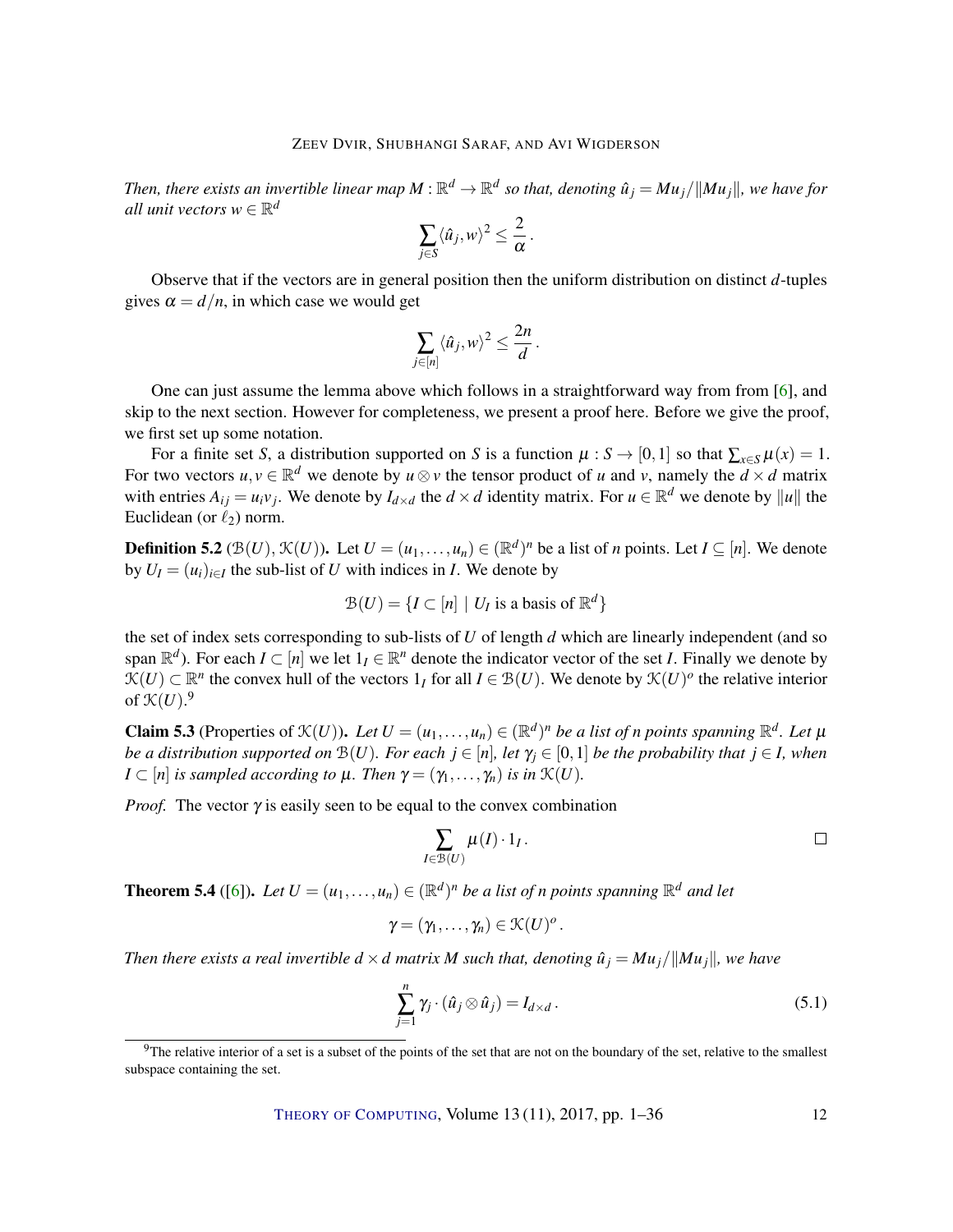*Then, there exists an invertible linear map $M : \mathbb{R}^d \to \mathbb{R}^d$ so that, denoting $\hat{u}_j = Mu_j/\|Mu_j\|$, we have for all unit vectors $w \in \mathbb{R}^d$*

$$\sum_{j\in S} \langle \hat{u}_j, w\rangle^2 \leq \frac{2}{\alpha}\,.$$

Observe that if the vectors are in general position then the uniform distribution on distinct $d$-tuples gives $\alpha = d/n$, in which case we would get

$$\sum_{j\in[n]} \langle \hat{u}_j, w\rangle^2 \leq \frac{2n}{d}\,.$$

One can just assume the lemma above which follows in a straightforward way from from [6], and skip to the next section. However for completeness, we present a proof here. Before we give the proof, we first set up some notation.

For a finite set $S$, a distribution supported on $S$ is a function $\mu : S \to [0,1]$ so that $\sum_{x\in S} \mu(x) = 1$. For two vectors $u, v \in \mathbb{R}^d$ we denote by $u \otimes v$ the tensor product of $u$ and $v$, namely the $d \times d$ matrix with entries $A_{ij} = u_i v_j$. We denote by $I_{d\times d}$ the $d \times d$ identity matrix. For $u \in \mathbb{R}^d$ we denote by $\|u\|$ the Euclidean (or $\ell_2$) norm.

**Definition 5.2** ($\mathcal{B}(U), \mathcal{K}(U)$)**.** Let $U = (u_1, \ldots, u_n) \in (\mathbb{R}^d)^n$ be a list of $n$ points. Let $I \subseteq [n]$. We denote by $U_I = (u_i)_{i\in I}$ the sub-list of $U$ with indices in $I$. We denote by

$$\mathcal{B}(U) = \{I \subset [n] \mid U_I \text{ is a basis of } \mathbb{R}^d\}$$

the set of index sets corresponding to sub-lists of $U$ of length $d$ which are linearly independent (and so span $\mathbb{R}^d$). For each $I \subset [n]$ we let $1_I \in \mathbb{R}^n$ denote the indicator vector of the set $I$. Finally we denote by $\mathcal{K}(U) \subset \mathbb{R}^n$ the convex hull of the vectors $1_I$ for all $I \in \mathcal{B}(U)$. We denote by $\mathcal{K}(U)^o$ the relative interior of $\mathcal{K}(U)$.[9]

**Claim 5.3** (Properties of $\mathcal{K}(U)$)**.** *Let $U = (u_1, \ldots, u_n) \in (\mathbb{R}^d)^n$ be a list of $n$ points spanning $\mathbb{R}^d$. Let $\mu$ be a distribution supported on $\mathcal{B}(U)$. For each $j \in [n]$, let $\gamma_j \in [0,1]$ be the probability that $j \in I$, when $I \subset [n]$ is sampled according to $\mu$. Then $\gamma = (\gamma_1, \ldots, \gamma_n)$ is in $\mathcal{K}(U)$.*

*Proof.* The vector $\gamma$ is easily seen to be equal to the convex combination

$$\sum_{I\in\mathcal{B}(U)} \mu(I)\cdot 1_I\,.$$

□

**Theorem 5.4** ([6])**.** *Let $U = (u_1, \ldots, u_n) \in (\mathbb{R}^d)^n$ be a list of $n$ points spanning $\mathbb{R}^d$ and let*

$$\gamma = (\gamma_1, \ldots, \gamma_n) \in \mathcal{K}(U)^o\,.$$

*Then there exists a real invertible $d \times d$ matrix $M$ such that, denoting $\hat{u}_j = Mu_j/\|Mu_j\|$, we have*

$$\sum_{j=1}^{n} \gamma_j \cdot (\hat{u}_j \otimes \hat{u}_j) = I_{d\times d}\,. \tag{5.1}$$

[9] The relative interior of a set is a subset of the points of the set that are not on the boundary of the set, relative to the smallest subspace containing the set.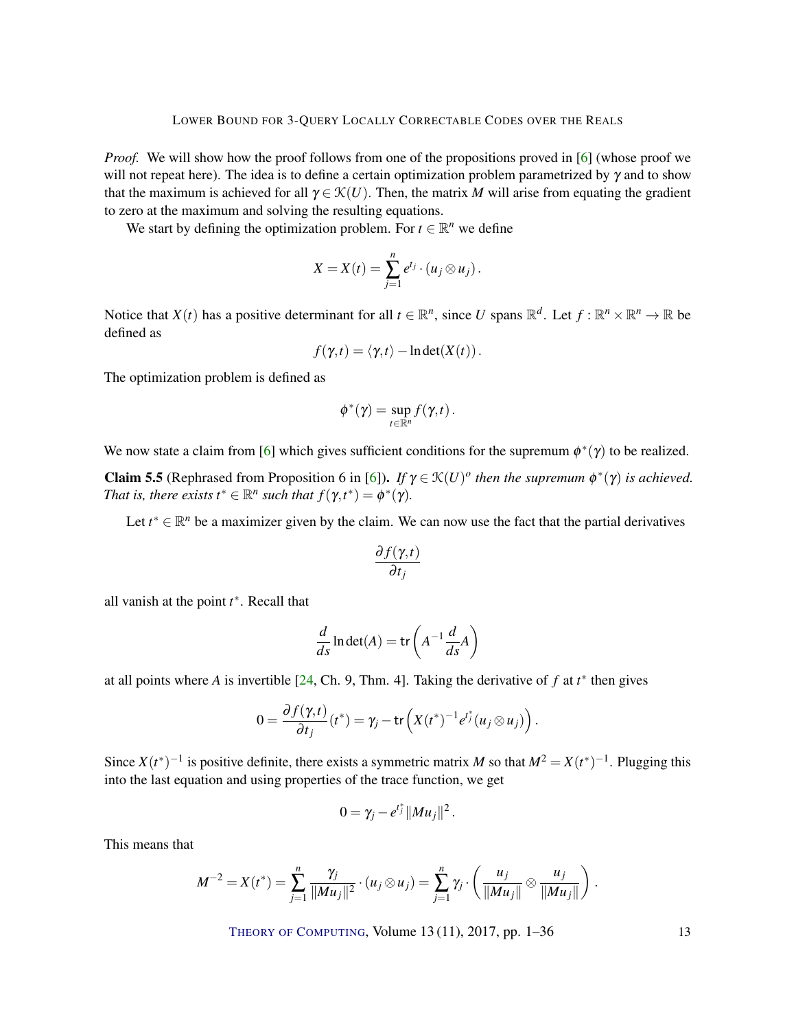*Proof.* We will show how the proof follows from one of the propositions proved in [6] (whose proof we will not repeat here). The idea is to define a certain optimization problem parametrized by $\gamma$ and to show that the maximum is achieved for all $\gamma \in \mathcal{K}(U)$. Then, the matrix $M$ will arise from equating the gradient to zero at the maximum and solving the resulting equations.

We start by defining the optimization problem. For $t \in \mathbb{R}^n$ we define

$$X = X(t) = \sum_{j=1}^{n} e^{t_j} \cdot (u_j \otimes u_j) .$$

Notice that $X(t)$ has a positive determinant for all $t \in \mathbb{R}^n$, since $U$ spans $\mathbb{R}^d$. Let $f : \mathbb{R}^n \times \mathbb{R}^n \to \mathbb{R}$ be defined as

$$f(\gamma, t) = \langle \gamma, t \rangle - \ln \det(X(t)) .$$

The optimization problem is defined as

$$\phi^*(\gamma) = \sup_{t \in \mathbb{R}^n} f(\gamma, t) .$$

We now state a claim from [6] which gives sufficient conditions for the supremum $\phi^*(\gamma)$ to be realized.

**Claim 5.5** (Rephrased from Proposition 6 in [6]). *If $\gamma \in \mathcal{K}(U)^o$ then the supremum $\phi^*(\gamma)$ is achieved. That is, there exists $t^* \in \mathbb{R}^n$ such that $f(\gamma, t^*) = \phi^*(\gamma)$.*

Let $t^* \in \mathbb{R}^n$ be a maximizer given by the claim. We can now use the fact that the partial derivatives

$$\frac{\partial f(\gamma, t)}{\partial t_j}$$

all vanish at the point $t^*$. Recall that

$$\frac{d}{ds} \ln \det(A) = \mathsf{tr}\left( A^{-1} \frac{d}{ds} A \right)$$

at all points where $A$ is invertible [24, Ch. 9, Thm. 4]. Taking the derivative of $f$ at $t^*$ then gives

$$0 = \frac{\partial f(\gamma, t)}{\partial t_j}(t^*) = \gamma_j - \mathsf{tr}\left( X(t^*)^{-1} e^{t_j^*} (u_j \otimes u_j) \right) .$$

Since $X(t^*)^{-1}$ is positive definite, there exists a symmetric matrix $M$ so that $M^2 = X(t^*)^{-1}$. Plugging this into the last equation and using properties of the trace function, we get

$$0 = \gamma_j - e^{t_j^*} \|M u_j\|^2 .$$

This means that

$$M^{-2} = X(t^*) = \sum_{j=1}^{n} \frac{\gamma_j}{\|M u_j\|^2} \cdot (u_j \otimes u_j) = \sum_{j=1}^{n} \gamma_j \cdot \left( \frac{u_j}{\|M u_j\|} \otimes \frac{u_j}{\|M u_j\|} \right) .$$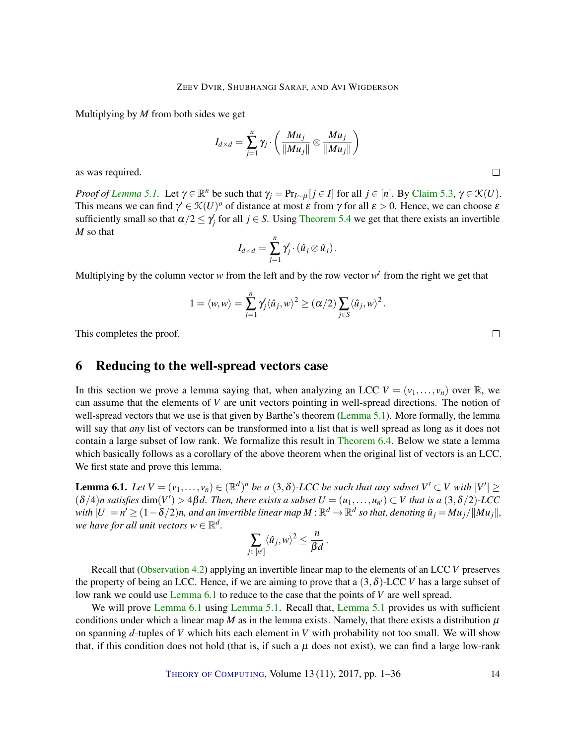Multiplying by $M$ from both sides we get

$$I_{d\times d} = \sum_{j=1}^{n} \gamma_j \cdot \left( \frac{Mu_j}{\|Mu_j\|} \otimes \frac{Mu_j}{\|Mu_j\|} \right)$$

as was required. □

*Proof of Lemma 5.1.* Let $\gamma \in \mathbb{R}^n$ be such that $\gamma_j = \Pr_{I\sim\mu}[j \in I]$ for all $j \in [n]$. By Claim 5.3, $\gamma \in \mathcal{K}(U)$. This means we can find $\gamma' \in \mathcal{K}(U)^o$ of distance at most $\varepsilon$ from $\gamma$ for all $\varepsilon > 0$. Hence, we can choose $\varepsilon$ sufficiently small so that $\alpha/2 \leq \gamma'_j$ for all $j \in S$. Using Theorem 5.4 we get that there exists an invertible $M$ so that

$$I_{d\times d} = \sum_{j=1}^{n} \gamma'_j \cdot (\hat{u}_j \otimes \hat{u}_j)\,.$$

Multiplying by the column vector $w$ from the left and by the row vector $w^t$ from the right we get that

$$1 = \langle w, w\rangle = \sum_{j=1}^{n} \gamma'_j \langle \hat{u}_j, w\rangle^2 \geq (\alpha/2) \sum_{j\in S} \langle \hat{u}_j, w\rangle^2\,.$$

This completes the proof. □

## 6 Reducing to the well-spread vectors case

In this section we prove a lemma saying that, when analyzing an LCC $V = (v_1,\ldots,v_n)$ over $\mathbb{R}$, we can assume that the elements of $V$ are unit vectors pointing in well-spread directions. The notion of well-spread vectors that we use is that given by Barthe's theorem (Lemma 5.1). More formally, the lemma will say that *any* list of vectors can be transformed into a list that is well spread as long as it does not contain a large subset of low rank. We formalize this result in Theorem 6.4. Below we state a lemma which basically follows as a corollary of the above theorem when the original list of vectors is an LCC. We first state and prove this lemma.

**Lemma 6.1.** *Let $V = (v_1,\ldots,v_n) \in (\mathbb{R}^d)^n$ be a $(3,\delta)$-LCC be such that any subset $V' \subset V$ with $|V'| \geq (\delta/4)n$ satisfies $\dim(V') > 4\beta d$. Then, there exists a subset $U = (u_1,\ldots,u_{n'}) \subset V$ that is a $(3,\delta/2)$-LCC with $|U| = n' \geq (1-\delta/2)n$, and an invertible linear map $M : \mathbb{R}^d \to \mathbb{R}^d$ so that, denoting $\hat{u}_j = Mu_j/\|Mu_j\|$, we have for all unit vectors $w \in \mathbb{R}^d$.*

$$\sum_{j\in[n']} \langle \hat{u}_j, w\rangle^2 \leq \frac{n}{\beta d}\,.$$

Recall that (Observation 4.2) applying an invertible linear map to the elements of an LCC $V$ preserves the property of being an LCC. Hence, if we are aiming to prove that a $(3,\delta)$-LCC $V$ has a large subset of low rank we could use Lemma 6.1 to reduce to the case that the points of $V$ are well spread.

We will prove Lemma 6.1 using Lemma 5.1. Recall that, Lemma 5.1 provides us with sufficient conditions under which a linear map $M$ as in the lemma exists. Namely, that there exists a distribution $\mu$ on spanning $d$-tuples of $V$ which hits each element in $V$ with probability not too small. We will show that, if this condition does not hold (that is, if such a $\mu$ does not exist), we can find a large low-rank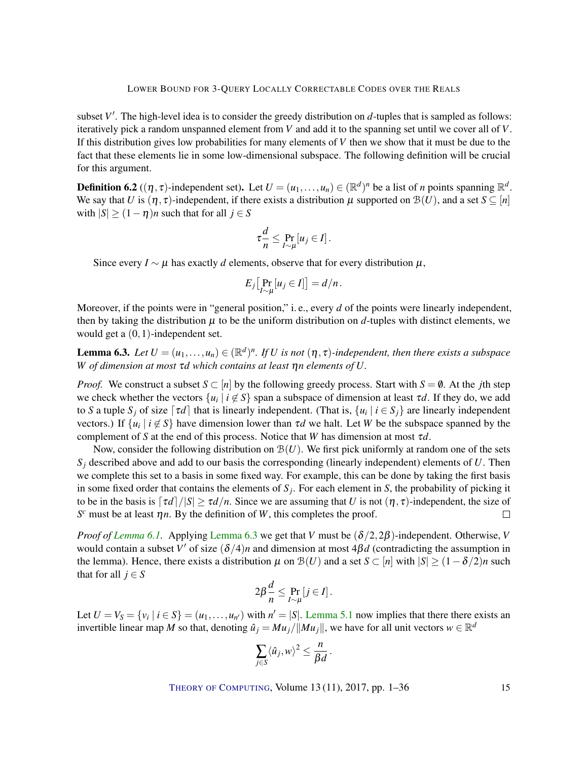subset $V'$. The high-level idea is to consider the greedy distribution on $d$-tuples that is sampled as follows: iteratively pick a random unspanned element from $V$ and add it to the spanning set until we cover all of $V$. If this distribution gives low probabilities for many elements of $V$ then we show that it must be due to the fact that these elements lie in some low-dimensional subspace. The following definition will be crucial for this argument.

**Definition 6.2** (($\eta,\tau$)-independent set)**.** Let $U = (u_1,\dots,u_n) \in (\mathbb{R}^d)^n$ be a list of $n$ points spanning $\mathbb{R}^d$. We say that $U$ is $(\eta,\tau)$-independent, if there exists a distribution $\mu$ supported on $\mathcal{B}(U)$, and a set $S \subseteq [n]$ with $|S| \geq (1-\eta)n$ such that for all $j \in S$

$$\tau\frac{d}{n} \leq \Pr_{I\sim\mu}[u_j \in I].$$

Since every $I \sim \mu$ has exactly $d$ elements, observe that for every distribution $\mu$,

$$E_j\big[\Pr_{I\sim\mu}[u_j \in I]\big] = d/n.$$

Moreover, if the points were in "general position," i. e., every $d$ of the points were linearly independent, then by taking the distribution $\mu$ to be the uniform distribution on $d$-tuples with distinct elements, we would get a $(0,1)$-independent set.

**Lemma 6.3.** *Let $U = (u_1,\dots,u_n) \in (\mathbb{R}^d)^n$. If $U$ is not $(\eta,\tau)$-independent, then there exists a subspace $W$ of dimension at most $\tau d$ which contains at least $\eta n$ elements of $U$.*

*Proof.* We construct a subset $S \subset [n]$ by the following greedy process. Start with $S = \emptyset$. At the $j$th step we check whether the vectors $\{u_i \mid i \notin S\}$ span a subspace of dimension at least $\tau d$. If they do, we add to $S$ a tuple $S_j$ of size $\lceil \tau d \rceil$ that is linearly independent. (That is, $\{u_i \mid i \in S_j\}$ are linearly independent vectors.) If $\{u_i \mid i \notin S\}$ have dimension lower than $\tau d$ we halt. Let $W$ be the subspace spanned by the complement of $S$ at the end of this process. Notice that $W$ has dimension at most $\tau d$.

Now, consider the following distribution on $\mathcal{B}(U)$. We first pick uniformly at random one of the sets $S_j$ described above and add to our basis the corresponding (linearly independent) elements of $U$. Then we complete this set to a basis in some fixed way. For example, this can be done by taking the first basis in some fixed order that contains the elements of $S_j$. For each element in $S$, the probability of picking it to be in the basis is $\lceil \tau d \rceil/|S| \geq \tau d/n$. Since we are assuming that $U$ is not $(\eta,\tau)$-independent, the size of $S^c$ must be at least $\eta n$. By the definition of $W$, this completes the proof. $\square$

*Proof of Lemma 6.1.* Applying Lemma 6.3 we get that $V$ must be $(\delta/2, 2\beta)$-independent. Otherwise, $V$ would contain a subset $V'$ of size $(\delta/4)n$ and dimension at most $4\beta d$ (contradicting the assumption in the lemma). Hence, there exists a distribution $\mu$ on $\mathcal{B}(U)$ and a set $S \subset [n]$ with $|S| \geq (1-\delta/2)n$ such that for all $j \in S$

$$2\beta\frac{d}{n} \leq \Pr_{I\sim\mu}[j \in I].$$

Let $U = V_S = \{v_i \mid i \in S\} = (u_1,\dots,u_{n'})$ with $n' = |S|$. Lemma 5.1 now implies that there there exists an invertible linear map $M$ so that, denoting $\hat{u}_j = Mu_j/\|Mu_j\|$, we have for all unit vectors $w \in \mathbb{R}^d$

$$\sum_{j\in S}\langle \hat{u}_j, w\rangle^2 \leq \frac{n}{\beta d}.$$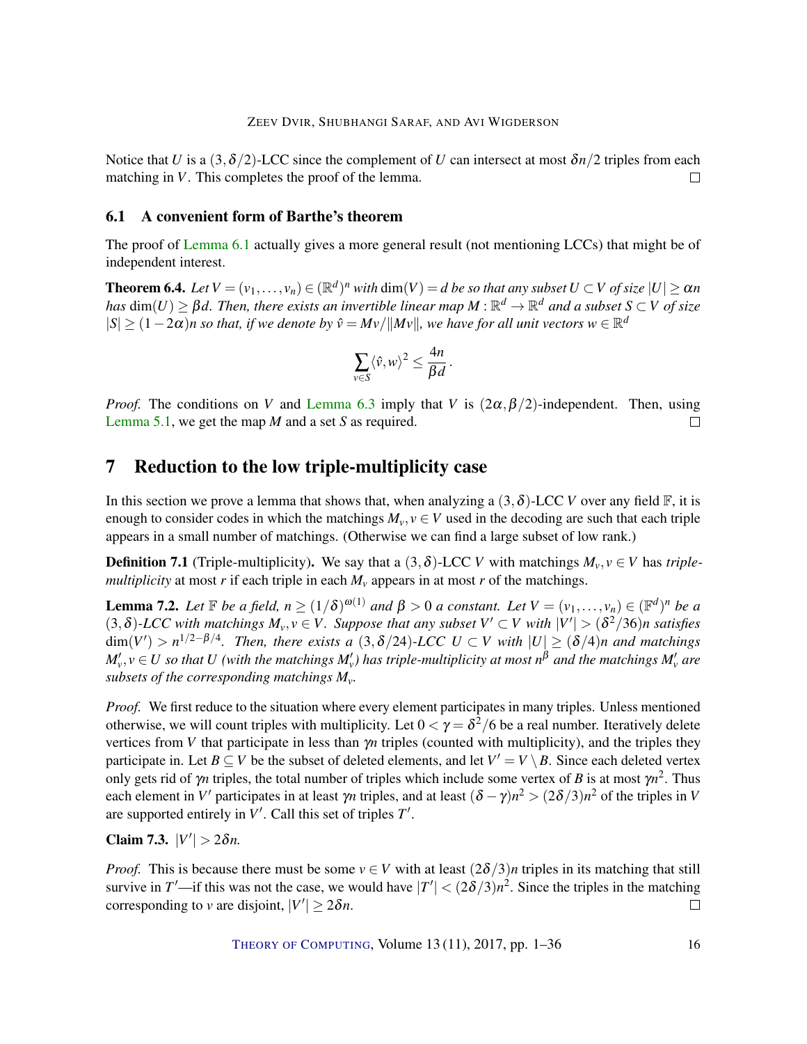Notice that $U$ is a $(3, \delta/2)$-LCC since the complement of $U$ can intersect at most $\delta n/2$ triples from each matching in $V$. This completes the proof of the lemma. □

## 6.1 A convenient form of Barthe's theorem

The proof of Lemma 6.1 actually gives a more general result (not mentioning LCCs) that might be of independent interest.

**Theorem 6.4.** *Let $V = (v_1, \ldots, v_n) \in (\mathbb{R}^d)^n$ with $\dim(V) = d$ be so that any subset $U \subset V$ of size $|U| \geq \alpha n$ has $\dim(U) \geq \beta d$. Then, there exists an invertible linear map $M : \mathbb{R}^d \to \mathbb{R}^d$ and a subset $S \subset V$ of size $|S| \geq (1 - 2\alpha)n$ so that, if we denote by $\hat{v} = Mv/\|Mv\|$, we have for all unit vectors $w \in \mathbb{R}^d$*

$$\sum_{v \in S} \langle \hat{v}, w \rangle^2 \leq \frac{4n}{\beta d}.$$

*Proof.* The conditions on $V$ and Lemma 6.3 imply that $V$ is $(2\alpha, \beta/2)$-independent. Then, using Lemma 5.1, we get the map $M$ and a set $S$ as required. □

# 7 Reduction to the low triple-multiplicity case

In this section we prove a lemma that shows that, when analyzing a $(3, \delta)$-LCC $V$ over any field $\mathbb{F}$, it is enough to consider codes in which the matchings $M_v, v \in V$ used in the decoding are such that each triple appears in a small number of matchings. (Otherwise we can find a large subset of low rank.)

**Definition 7.1** (Triple-multiplicity)**.** We say that a $(3, \delta)$-LCC $V$ with matchings $M_v, v \in V$ has *triple-multiplicity* at most $r$ if each triple in each $M_v$ appears in at most $r$ of the matchings.

**Lemma 7.2.** *Let $\mathbb{F}$ be a field, $n \geq (1/\delta)^{\omega(1)}$ and $\beta > 0$ a constant. Let $V = (v_1, \ldots, v_n) \in (\mathbb{F}^d)^n$ be a $(3, \delta)$-LCC with matchings $M_v, v \in V$. Suppose that any subset $V' \subset V$ with $|V'| > (\delta^2/36)n$ satisfies $\dim(V') > n^{1/2 - \beta/4}$. Then, there exists a $(3, \delta/24)$-LCC $U \subset V$ with $|U| \geq (\delta/4)n$ and matchings $M'_v, v \in U$ so that $U$ (with the matchings $M'_v$) has triple-multiplicity at most $n^{\beta}$ and the matchings $M'_v$ are subsets of the corresponding matchings $M_v$.*

*Proof.* We first reduce to the situation where every element participates in many triples. Unless mentioned otherwise, we will count triples with multiplicity. Let $0 < \gamma = \delta^2/6$ be a real number. Iteratively delete vertices from $V$ that participate in less than $\gamma n$ triples (counted with multiplicity), and the triples they participate in. Let $B \subseteq V$ be the subset of deleted elements, and let $V' = V \setminus B$. Since each deleted vertex only gets rid of $\gamma n$ triples, the total number of triples which include some vertex of $B$ is at most $\gamma n^2$. Thus each element in $V'$ participates in at least $\gamma n$ triples, and at least $(\delta - \gamma)n^2 > (2\delta/3)n^2$ of the triples in $V$ are supported entirely in $V'$. Call this set of triples $T'$.

**Claim 7.3.** $|V'| > 2\delta n$.

*Proof.* This is because there must be some $v \in V$ with at least $(2\delta/3)n$ triples in its matching that still survive in $T'$—if this was not the case, we would have $|T'| < (2\delta/3)n^2$. Since the triples in the matching corresponding to $v$ are disjoint, $|V'| \geq 2\delta n$. □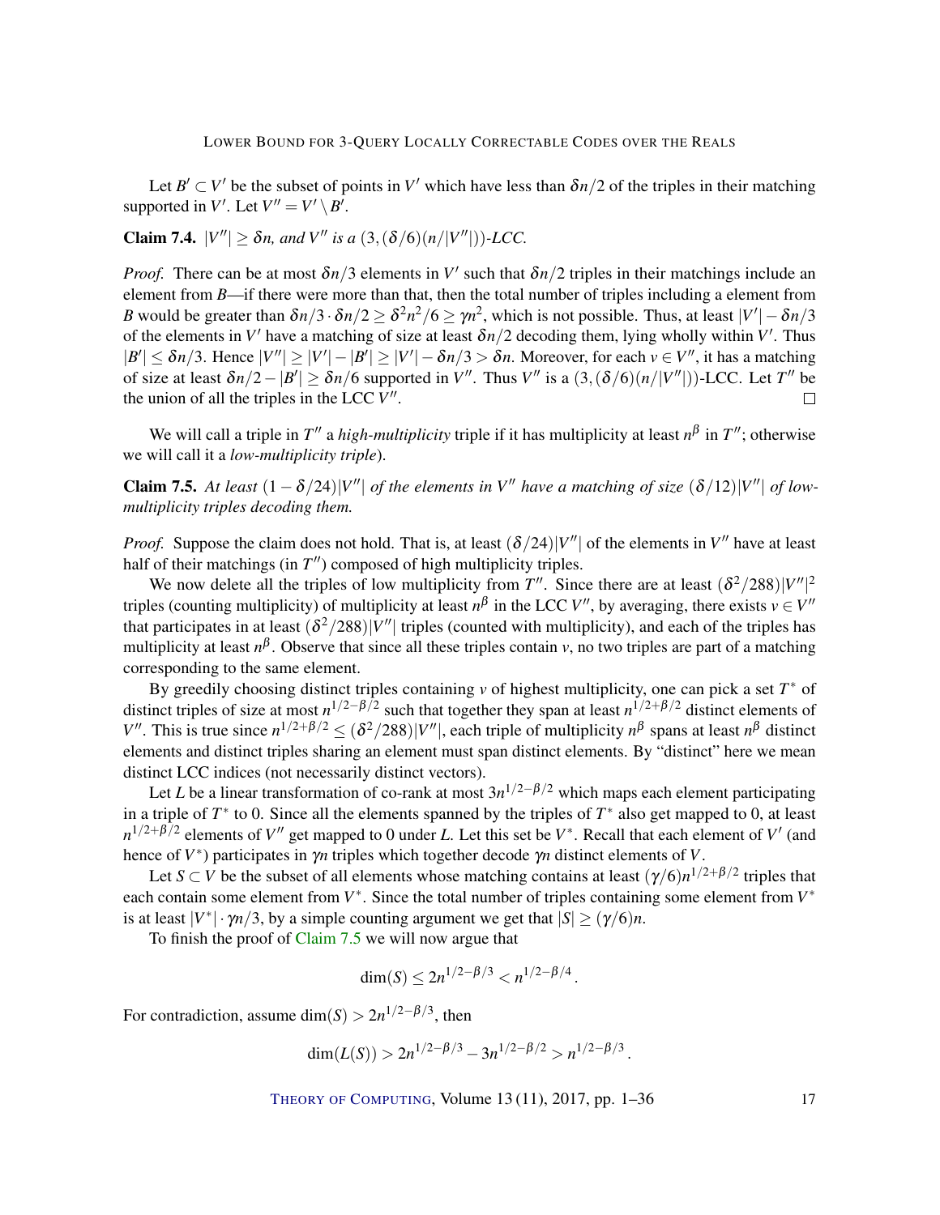Let $B' \subset V'$ be the subset of points in $V'$ which have less than $\delta n/2$ of the triples in their matching supported in $V'$. Let $V'' = V' \setminus B'$.

**Claim 7.4.** *$|V''| \geq \delta n$, and $V''$ is a $(3, (\delta/6)(n/|V''|))$-LCC.*

*Proof.* There can be at most $\delta n/3$ elements in $V'$ such that $\delta n/2$ triples in their matchings include an element from $B$—if there were more than that, then the total number of triples including a element from $B$ would be greater than $\delta n/3 \cdot \delta n/2 \geq \delta^2 n^2/6 \geq \gamma n^2$, which is not possible. Thus, at least $|V'| - \delta n/3$ of the elements in $V'$ have a matching of size at least $\delta n/2$ decoding them, lying wholly within $V'$. Thus $|B'| \leq \delta n/3$. Hence $|V''| \geq |V'| - |B'| \geq |V'| - \delta n/3 > \delta n$. Moreover, for each $v \in V''$, it has a matching of size at least $\delta n/2 - |B'| \geq \delta n/6$ supported in $V''$. Thus $V''$ is a $(3, (\delta/6)(n/|V''|))$-LCC. Let $T''$ be the union of all the triples in the LCC $V''$. $\square$

We will call a triple in $T''$ a *high-multiplicity* triple if it has multiplicity at least $n^\beta$ in $T''$; otherwise we will call it a *low-multiplicity triple*).

**Claim 7.5.** *At least $(1 - \delta/24)|V''|$ of the elements in $V''$ have a matching of size $(\delta/12)|V''|$ of low-multiplicity triples decoding them.*

*Proof.* Suppose the claim does not hold. That is, at least $(\delta/24)|V''|$ of the elements in $V''$ have at least half of their matchings (in $T''$) composed of high multiplicity triples.

We now delete all the triples of low multiplicity from $T''$. Since there are at least $(\delta^2/288)|V''|^2$ triples (counting multiplicity) of multiplicity at least $n^\beta$ in the LCC $V''$, by averaging, there exists $v \in V''$ that participates in at least $(\delta^2/288)|V''|$ triples (counted with multiplicity), and each of the triples has multiplicity at least $n^\beta$. Observe that since all these triples contain $v$, no two triples are part of a matching corresponding to the same element.

By greedily choosing distinct triples containing $v$ of highest multiplicity, one can pick a set $T^*$ of distinct triples of size at most $n^{1/2-\beta/2}$ such that together they span at least $n^{1/2+\beta/2}$ distinct elements of $V''$. This is true since $n^{1/2+\beta/2} \leq (\delta^2/288)|V''|$, each triple of multiplicity $n^\beta$ spans at least $n^\beta$ distinct elements and distinct triples sharing an element must span distinct elements. By "distinct" here we mean distinct LCC indices (not necessarily distinct vectors).

Let $L$ be a linear transformation of co-rank at most $3n^{1/2-\beta/2}$ which maps each element participating in a triple of $T^*$ to 0. Since all the elements spanned by the triples of $T^*$ also get mapped to 0, at least $n^{1/2+\beta/2}$ elements of $V''$ get mapped to 0 under $L$. Let this set be $V^*$. Recall that each element of $V'$ (and hence of $V^*$) participates in $\gamma n$ triples which together decode $\gamma n$ distinct elements of $V$.

Let $S \subset V$ be the subset of all elements whose matching contains at least $(\gamma/6)n^{1/2+\beta/2}$ triples that each contain some element from $V^*$. Since the total number of triples containing some element from $V^*$ is at least $|V^*| \cdot \gamma n/3$, by a simple counting argument we get that $|S| \geq (\gamma/6)n$.

To finish the proof of Claim 7.5 we will now argue that

$$\dim(S) \leq 2n^{1/2-\beta/3} < n^{1/2-\beta/4}.$$

For contradiction, assume $\dim(S) > 2n^{1/2-\beta/3}$, then

$$\dim(L(S)) > 2n^{1/2-\beta/3} - 3n^{1/2-\beta/2} > n^{1/2-\beta/3}.$$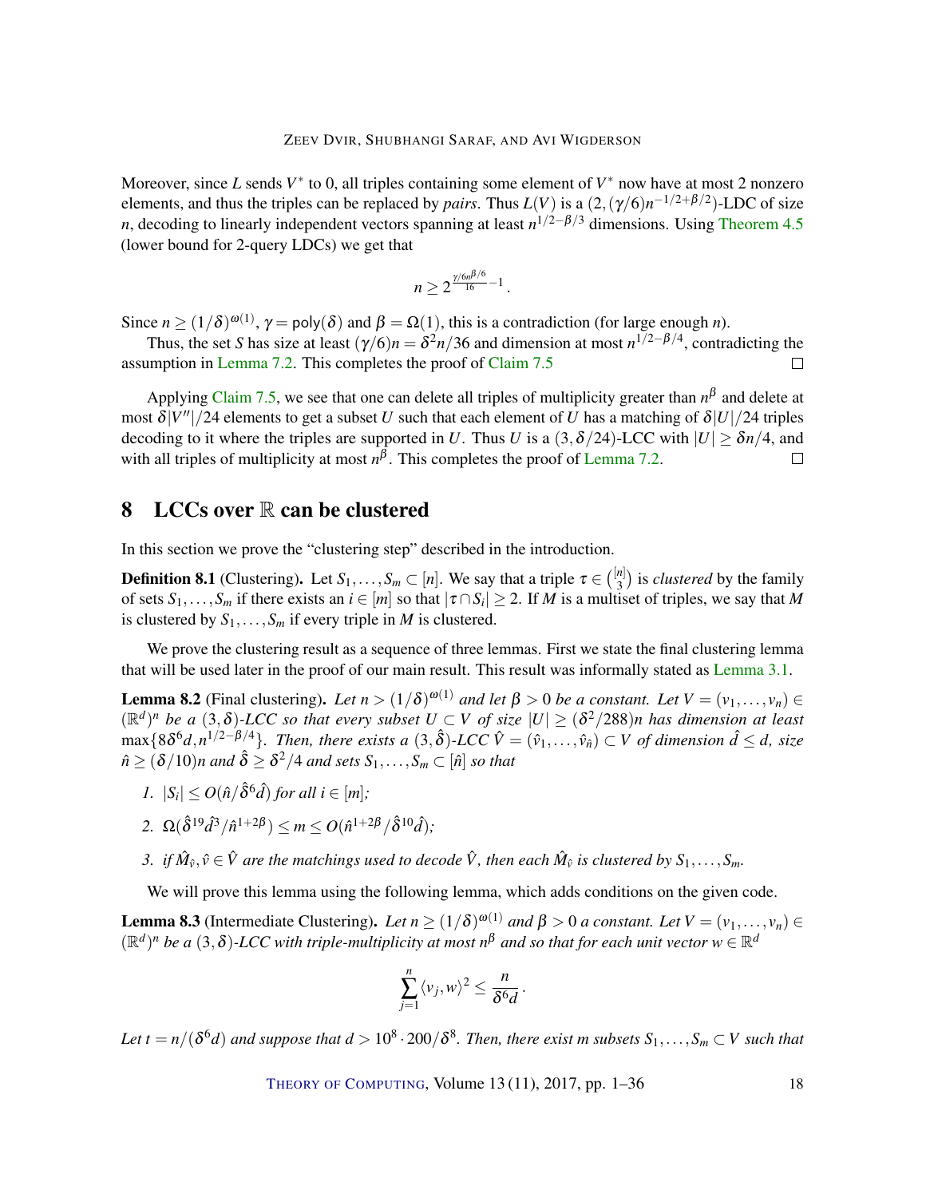Moreover, since $L$ sends $V^*$ to 0, all triples containing some element of $V^*$ now have at most 2 nonzero elements, and thus the triples can be replaced by *pairs*. Thus $L(V)$ is a $(2,(\gamma/6)n^{-1/2+\beta/2})$-LDC of size $n$, decoding to linearly independent vectors spanning at least $n^{1/2-\beta/3}$ dimensions. Using Theorem 4.5 (lower bound for 2-query LDCs) we get that

$$n \geq 2^{\frac{\gamma/6 n^{\beta/6}}{16}-1}\,.$$

Since $n \geq (1/\delta)^{\omega(1)}$, $\gamma = \mathsf{poly}(\delta)$ and $\beta = \Omega(1)$, this is a contradiction (for large enough $n$).

Thus, the set $S$ has size at least $(\gamma/6)n = \delta^2 n/36$ and dimension at most $n^{1/2-\beta/4}$, contradicting the assumption in Lemma 7.2. This completes the proof of Claim 7.5 $\square$

Applying Claim 7.5, we see that one can delete all triples of multiplicity greater than $n^{\beta}$ and delete at most $\delta|V''|/24$ elements to get a subset $U$ such that each element of $U$ has a matching of $\delta|U|/24$ triples decoding to it where the triples are supported in $U$. Thus $U$ is a $(3,\delta/24)$-LCC with $|U| \geq \delta n/4$, and with all triples of multiplicity at most $n^{\beta}$. This completes the proof of Lemma 7.2. $\square$

## 8 LCCs over $\mathbb{R}$ can be clustered

In this section we prove the "clustering step" described in the introduction.

**Definition 8.1** (Clustering). Let $S_1,\ldots,S_m \subset [n]$. We say that a triple $\tau \in \binom{[n]}{3}$ is *clustered* by the family of sets $S_1,\ldots,S_m$ if there exists an $i \in [m]$ so that $|\tau \cap S_i| \geq 2$. If $M$ is a multiset of triples, we say that $M$ is clustered by $S_1,\ldots,S_m$ if every triple in $M$ is clustered.

We prove the clustering result as a sequence of three lemmas. First we state the final clustering lemma that will be used later in the proof of our main result. This result was informally stated as Lemma 3.1.

**Lemma 8.2** (Final clustering). *Let $n > (1/\delta)^{\omega(1)}$ and let $\beta > 0$ be a constant. Let $V = (v_1,\ldots,v_n) \in (\mathbb{R}^d)^n$ be a $(3,\delta)$-LCC so that every subset $U \subset V$ of size $|U| \geq (\delta^2/288)n$ has dimension at least $\max\{8\delta^6 d, n^{1/2-\beta/4}\}$. Then, there exists a $(3,\hat{\delta})$-LCC $\hat{V} = (\hat{v}_1,\ldots,\hat{v}_{\hat{n}}) \subset V$ of dimension $\hat{d} \leq d$, size $\hat{n} \geq (\delta/10)n$ and $\hat{\delta} \geq \delta^2/4$ and sets $S_1,\ldots,S_m \subset [\hat{n}]$ so that*

1. *$|S_i| \leq O(\hat{n}/\hat{\delta}^6\hat{d})$ for all $i \in [m]$;*
2. *$\Omega(\hat{\delta}^{19}\hat{d}^3/\hat{n}^{1+2\beta}) \leq m \leq O(\hat{n}^{1+2\beta}/\hat{\delta}^{10}\hat{d})$;*
3. *if $\hat{M}_{\hat{v}}, \hat{v} \in \hat{V}$ are the matchings used to decode $\hat{V}$, then each $\hat{M}_{\hat{v}}$ is clustered by $S_1,\ldots,S_m$.*

We will prove this lemma using the following lemma, which adds conditions on the given code.

**Lemma 8.3** (Intermediate Clustering). *Let $n \geq (1/\delta)^{\omega(1)}$ and $\beta > 0$ a constant. Let $V = (v_1,\ldots,v_n) \in (\mathbb{R}^d)^n$ be a $(3,\delta)$-LCC with triple-multiplicity at most $n^{\beta}$ and so that for each unit vector $w \in \mathbb{R}^d$*

$$\sum_{j=1}^{n} \langle v_j, w\rangle^2 \leq \frac{n}{\delta^6 d}\,.$$

*Let $t = n/(\delta^6 d)$ and suppose that $d > 10^8 \cdot 200/\delta^8$. Then, there exist $m$ subsets $S_1,\ldots,S_m \subset V$ such that*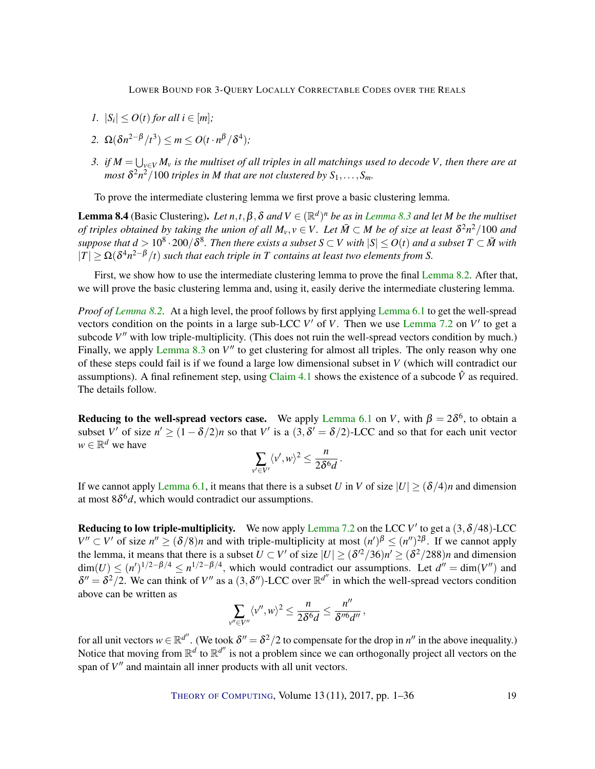1. $|S_i| \le O(t)$ for all $i \in [m]$;
2. $\Omega(\delta n^{2-\beta}/t^3) \le m \le O(t \cdot n^{\beta}/\delta^4)$;
3. if $M = \bigcup_{v \in V} M_v$ is the multiset of all triples in all matchings used to decode $V$, then there are at most $\delta^2 n^2/100$ triples in $M$ that are not clustered by $S_1, \ldots, S_m$.

To prove the intermediate clustering lemma we first prove a basic clustering lemma.

**Lemma 8.4** (Basic Clustering)**.** *Let $n, t, \beta, \delta$ and $V \in (\mathbb{R}^d)^n$ be as in Lemma 8.3 and let $M$ be the multiset of triples obtained by taking the union of all $M_v, v \in V$. Let $\bar{M} \subset M$ be of size at least $\delta^2 n^2/100$ and suppose that $d > 10^8 \cdot 200/\delta^8$. Then there exists a subset $S \subset V$ with $|S| \le O(t)$ and a subset $T \subset \bar{M}$ with $|T| \ge \Omega(\delta^4 n^{2-\beta}/t)$ such that each triple in $T$ contains at least two elements from $S$.*

First, we show how to use the intermediate clustering lemma to prove the final Lemma 8.2. After that, we will prove the basic clustering lemma and, using it, easily derive the intermediate clustering lemma.

*Proof of Lemma 8.2.* At a high level, the proof follows by first applying Lemma 6.1 to get the well-spread vectors condition on the points in a large sub-LCC $V'$ of $V$. Then we use Lemma 7.2 on $V'$ to get a subcode $V''$ with low triple-multiplicity. (This does not ruin the well-spread vectors condition by much.) Finally, we apply Lemma 8.3 on $V''$ to get clustering for almost all triples. The only reason why one of these steps could fail is if we found a large low dimensional subset in $V$ (which will contradict our assumptions). A final refinement step, using Claim 4.1 shows the existence of a subcode $\hat{V}$ as required. The details follow.

**Reducing to the well-spread vectors case.** We apply Lemma 6.1 on $V$, with $\beta = 2\delta^6$, to obtain a subset $V'$ of size $n' \ge (1-\delta/2)n$ so that $V'$ is a $(3, \delta' = \delta/2)$-LCC and so that for each unit vector $w \in \mathbb{R}^d$ we have

$$\sum_{v' \in V'} \langle v', w \rangle^2 \le \frac{n}{2\delta^6 d}.$$

If we cannot apply Lemma 6.1, it means that there is a subset $U$ in $V$ of size $|U| \ge (\delta/4)n$ and dimension at most $8\delta^6 d$, which would contradict our assumptions.

**Reducing to low triple-multiplicity.** We now apply Lemma 7.2 on the LCC $V'$ to get a $(3, \delta/48)$-LCC $V'' \subset V'$ of size $n'' \ge (\delta/8)n$ and with triple-multiplicity at most $(n')^{\beta} \le (n'')^{2\beta}$. If we cannot apply the lemma, it means that there is a subset $U \subset V'$ of size $|U| \ge (\delta'^2/36)n' \ge (\delta^2/288)n$ and dimension $\dim(U) \le (n')^{1/2-\beta/4} \le n^{1/2-\beta/4}$, which would contradict our assumptions. Let $d'' = \dim(V'')$ and $\delta'' = \delta^2/2$. We can think of $V''$ as a $(3, \delta'')$-LCC over $\mathbb{R}^{d''}$ in which the well-spread vectors condition above can be written as

$$\sum_{v'' \in V''} \langle v'', w \rangle^2 \le \frac{n}{2\delta^6 d} \le \frac{n''}{\delta''^6 d''},$$

for all unit vectors $w \in \mathbb{R}^{d''}$. (We took $\delta'' = \delta^2/2$ to compensate for the drop in $n''$ in the above inequality.) Notice that moving from $\mathbb{R}^d$ to $\mathbb{R}^{d''}$ is not a problem since we can orthogonally project all vectors on the span of $V''$ and maintain all inner products with all unit vectors.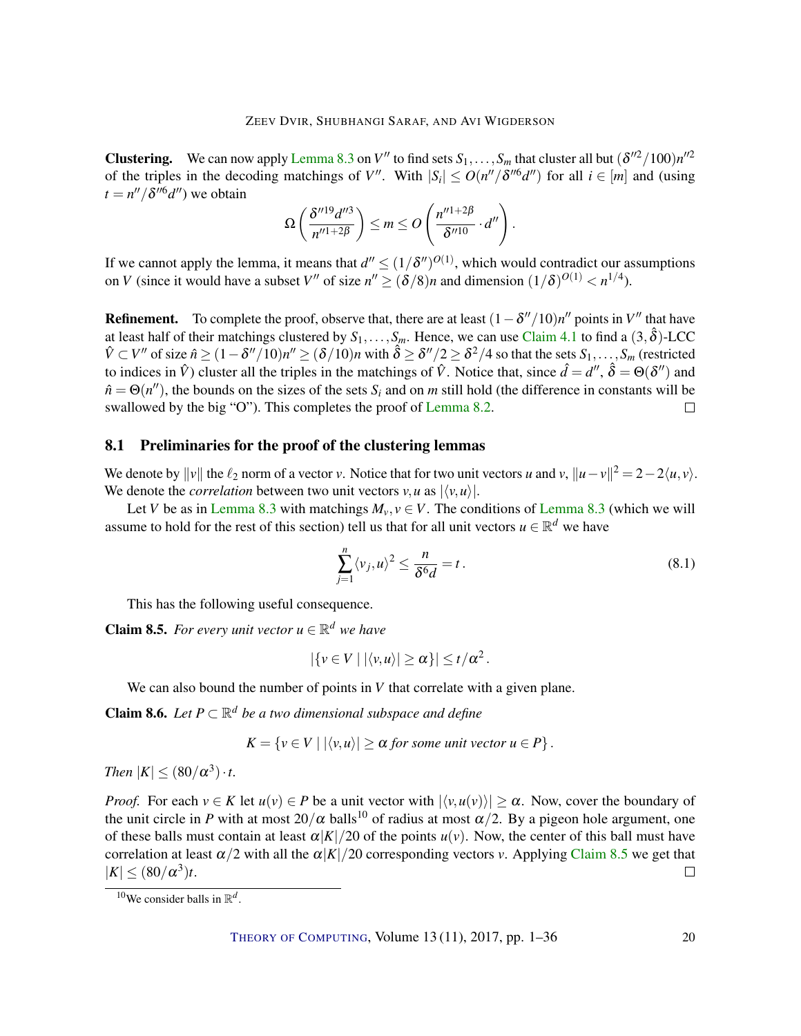**Clustering.** We can now apply Lemma 8.3 on $V''$ to find sets $S_1,\dots,S_m$ that cluster all but $(\delta''^2/100)n''^2$ of the triples in the decoding matchings of $V''$. With $|S_i| \le O(n''/\delta''^6 d'')$ for all $i \in [m]$ and (using $t = n''/\delta''^6 d''$) we obtain

$$\Omega\left(\frac{\delta''^{19} d''^3}{n''^{1+2\beta}}\right) \le m \le O\left(\frac{n''^{1+2\beta}}{\delta''^{10}} \cdot d''\right).$$

If we cannot apply the lemma, it means that $d'' \le (1/\delta'')^{O(1)}$, which would contradict our assumptions on $V$ (since it would have a subset $V''$ of size $n'' \ge (\delta/8)n$ and dimension $(1/\delta)^{O(1)} < n^{1/4}$).

**Refinement.** To complete the proof, observe that, there are at least $(1-\delta''/10)n''$ points in $V''$ that have at least half of their matchings clustered by $S_1,\dots,S_m$. Hence, we can use Claim 4.1 to find a $(3,\hat{\delta})$-LCC $\hat{V} \subset V''$ of size $\hat{n} \ge (1-\delta''/10)n'' \ge (\delta/10)n$ with $\hat{\delta} \ge \delta''/2 \ge \delta^2/4$ so that the sets $S_1,\dots,S_m$ (restricted to indices in $\hat{V}$) cluster all the triples in the matchings of $\hat{V}$. Notice that, since $\hat{d} = d''$, $\hat{\delta} = \Theta(\delta'')$ and $\hat{n} = \Theta(n'')$, the bounds on the sizes of the sets $S_i$ and on $m$ still hold (the difference in constants will be swallowed by the big "O"). This completes the proof of Lemma 8.2. □

## 8.1 Preliminaries for the proof of the clustering lemmas

We denote by $\|v\|$ the $\ell_2$ norm of a vector $v$. Notice that for two unit vectors $u$ and $v$, $\|u-v\|^2 = 2-2\langle u,v\rangle$. We denote the *correlation* between two unit vectors $v,u$ as $|\langle v,u\rangle|$.

Let $V$ be as in Lemma 8.3 with matchings $M_v, v \in V$. The conditions of Lemma 8.3 (which we will assume to hold for the rest of this section) tell us that for all unit vectors $u \in \mathbb{R}^d$ we have

$$\sum_{j=1}^{n} \langle v_j, u\rangle^2 \le \frac{n}{\delta^6 d} = t\,. \tag{8.1}$$

This has the following useful consequence.

**Claim 8.5.** *For every unit vector $u \in \mathbb{R}^d$ we have*

$$|\{v \in V \mid |\langle v,u\rangle| \ge \alpha\}| \le t/\alpha^2\,.$$

We can also bound the number of points in $V$ that correlate with a given plane.

**Claim 8.6.** *Let $P \subset \mathbb{R}^d$ be a two dimensional subspace and define*

$$K = \{v \in V \mid |\langle v,u\rangle| \ge \alpha \text{ for some unit vector } u \in P\}\,.$$

*Then $|K| \le (80/\alpha^3)\cdot t$.*

*Proof.* For each $v \in K$ let $u(v) \in P$ be a unit vector with $|\langle v,u(v)\rangle| \ge \alpha$. Now, cover the boundary of the unit circle in $P$ with at most $20/\alpha$ balls[10] of radius at most $\alpha/2$. By a pigeon hole argument, one of these balls must contain at least $\alpha|K|/20$ of the points $u(v)$. Now, the center of this ball must have correlation at least $\alpha/2$ with all the $\alpha|K|/20$ corresponding vectors $v$. Applying Claim 8.5 we get that $|K| \le (80/\alpha^3)t$. □

[10] We consider balls in $\mathbb{R}^d$.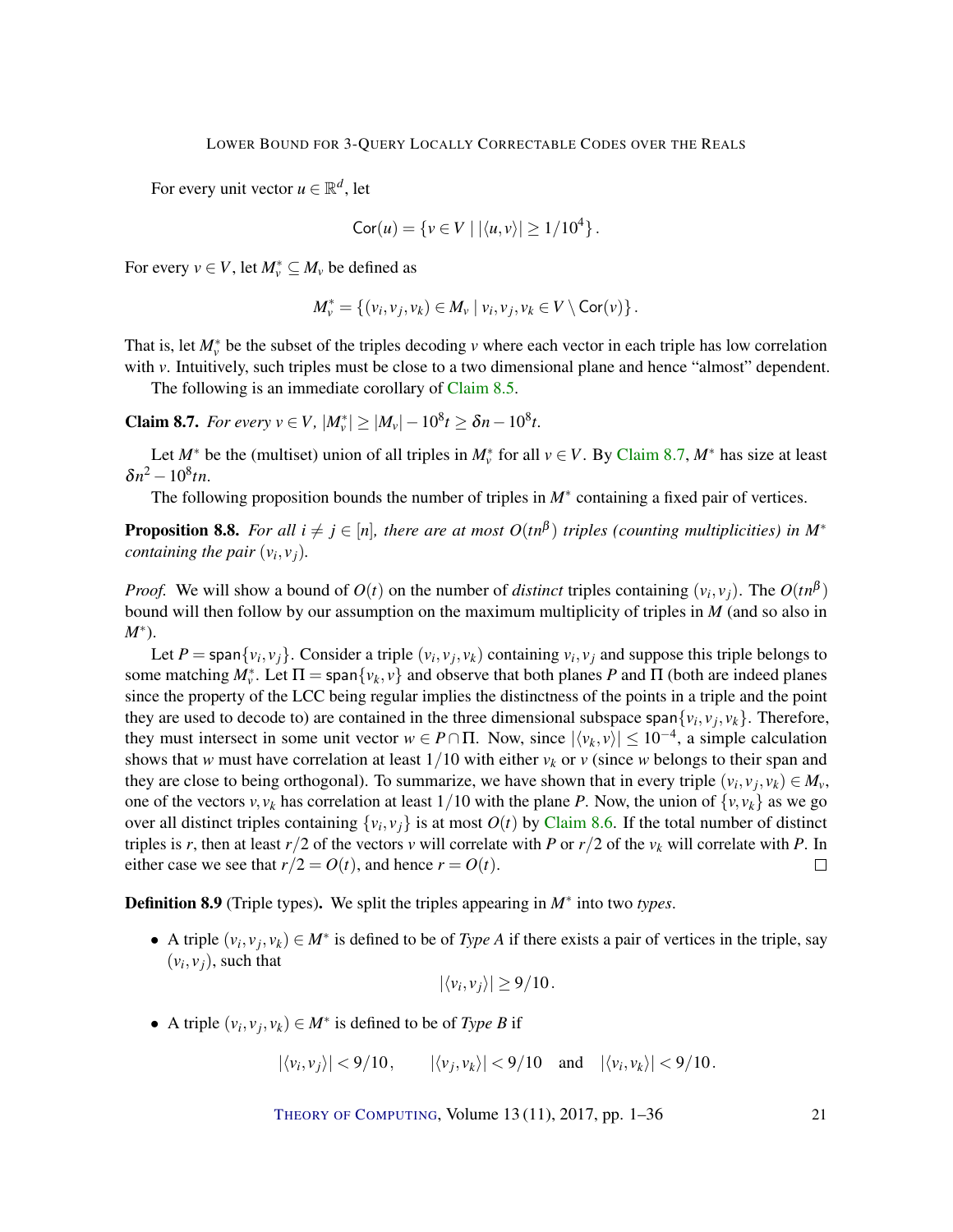For every unit vector $u \in \mathbb{R}^d$, let

$$\mathsf{Cor}(u) = \{v \in V \mid |\langle u, v\rangle| \geq 1/10^4\}.$$

For every $v \in V$, let $M_v^* \subseteq M_v$ be defined as

$$M_v^* = \{(v_i, v_j, v_k) \in M_v \mid v_i, v_j, v_k \in V \setminus \mathsf{Cor}(v)\}.$$

That is, let $M_v^*$ be the subset of the triples decoding $v$ where each vector in each triple has low correlation with $v$. Intuitively, such triples must be close to a two dimensional plane and hence "almost" dependent.

The following is an immediate corollary of Claim 8.5.

**Claim 8.7.** *For every $v \in V$, $|M_v^*| \geq |M_v| - 10^8 t \geq \delta n - 10^8 t$.*

Let $M^*$ be the (multiset) union of all triples in $M_v^*$ for all $v \in V$. By Claim 8.7, $M^*$ has size at least $\delta n^2 - 10^8 tn$.

The following proposition bounds the number of triples in $M^*$ containing a fixed pair of vertices.

**Proposition 8.8.** *For all $i \neq j \in [n]$, there are at most $O(tn^\beta)$ triples (counting multiplicities) in $M^*$ containing the pair $(v_i, v_j)$.*

*Proof.* We will show a bound of $O(t)$ on the number of *distinct* triples containing $(v_i, v_j)$. The $O(tn^\beta)$ bound will then follow by our assumption on the maximum multiplicity of triples in $M$ (and so also in $M^*$).

Let $P = \mathsf{span}\{v_i, v_j\}$. Consider a triple $(v_i, v_j, v_k)$ containing $v_i, v_j$ and suppose this triple belongs to some matching $M_v^*$. Let $\Pi = \mathsf{span}\{v_k, v\}$ and observe that both planes $P$ and $\Pi$ (both are indeed planes since the property of the LCC being regular implies the distinctness of the points in a triple and the point they are used to decode to) are contained in the three dimensional subspace $\mathsf{span}\{v_i, v_j, v_k\}$. Therefore, they must intersect in some unit vector $w \in P \cap \Pi$. Now, since $|\langle v_k, v\rangle| \leq 10^{-4}$, a simple calculation shows that $w$ must have correlation at least $1/10$ with either $v_k$ or $v$ (since $w$ belongs to their span and they are close to being orthogonal). To summarize, we have shown that in every triple $(v_i, v_j, v_k) \in M_v$, one of the vectors $v, v_k$ has correlation at least $1/10$ with the plane $P$. Now, the union of $\{v, v_k\}$ as we go over all distinct triples containing $\{v_i, v_j\}$ is at most $O(t)$ by Claim 8.6. If the total number of distinct triples is $r$, then at least $r/2$ of the vectors $v$ will correlate with $P$ or $r/2$ of the $v_k$ will correlate with $P$. In either case we see that $r/2 = O(t)$, and hence $r = O(t)$. $\square$

**Definition 8.9** (Triple types)**.** We split the triples appearing in $M^*$ into two *types*.

- A triple $(v_i, v_j, v_k) \in M^*$ is defined to be of *Type A* if there exists a pair of vertices in the triple, say $(v_i, v_j)$, such that
$$|\langle v_i, v_j\rangle| \geq 9/10.$$
- A triple $(v_i, v_j, v_k) \in M^*$ is defined to be of *Type B* if
$$|\langle v_i, v_j\rangle| < 9/10, \qquad |\langle v_j, v_k\rangle| < 9/10 \quad \text{and} \quad |\langle v_i, v_k\rangle| < 9/10.$$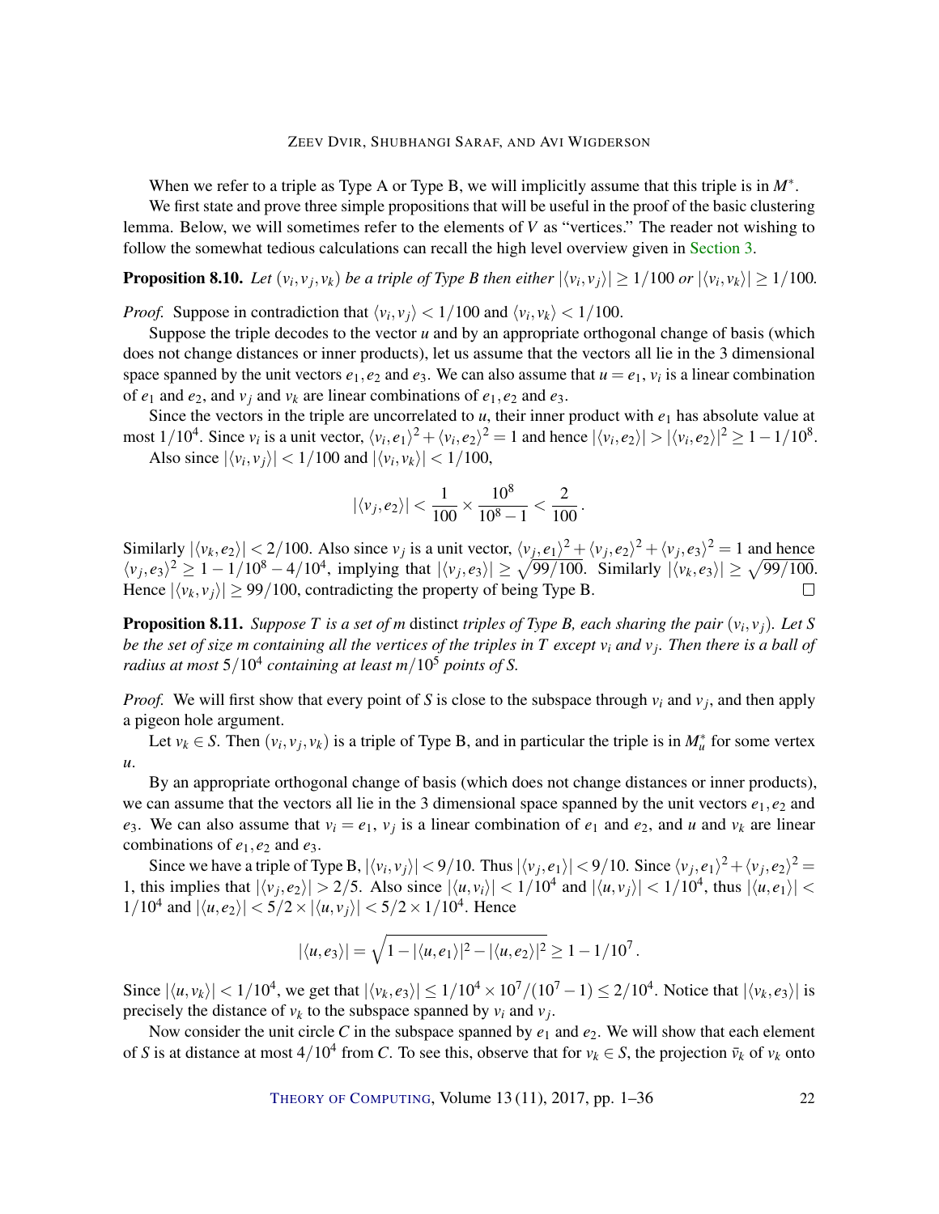When we refer to a triple as Type A or Type B, we will implicitly assume that this triple is in $M^*$.

We first state and prove three simple propositions that will be useful in the proof of the basic clustering lemma. Below, we will sometimes refer to the elements of $V$ as "vertices." The reader not wishing to follow the somewhat tedious calculations can recall the high level overview given in Section 3.

**Proposition 8.10.** *Let $(v_i, v_j, v_k)$ be a triple of Type B then either $|\langle v_i, v_j\rangle| \geq 1/100$ or $|\langle v_i, v_k\rangle| \geq 1/100$.*

*Proof.* Suppose in contradiction that $\langle v_i, v_j\rangle < 1/100$ and $\langle v_i, v_k\rangle < 1/100$.

Suppose the triple decodes to the vector $u$ and by an appropriate orthogonal change of basis (which does not change distances or inner products), let us assume that the vectors all lie in the 3 dimensional space spanned by the unit vectors $e_1, e_2$ and $e_3$. We can also assume that $u = e_1$, $v_i$ is a linear combination of $e_1$ and $e_2$, and $v_j$ and $v_k$ are linear combinations of $e_1, e_2$ and $e_3$.

Since the vectors in the triple are uncorrelated to $u$, their inner product with $e_1$ has absolute value at most $1/10^4$. Since $v_i$ is a unit vector, $\langle v_i, e_1\rangle^2 + \langle v_i, e_2\rangle^2 = 1$ and hence $|\langle v_i, e_2\rangle| > |\langle v_i, e_2\rangle|^2 \geq 1 - 1/10^8$.

Also since $|\langle v_i, v_j\rangle| < 1/100$ and $|\langle v_i, v_k\rangle| < 1/100$,

$$|\langle v_j, e_2\rangle| < \frac{1}{100} \times \frac{10^8}{10^8 - 1} < \frac{2}{100}.$$

Similarly $|\langle v_k, e_2\rangle| < 2/100$. Also since $v_j$ is a unit vector, $\langle v_j, e_1\rangle^2 + \langle v_j, e_2\rangle^2 + \langle v_j, e_3\rangle^2 = 1$ and hence $\langle v_j, e_3\rangle^2 \geq 1 - 1/10^8 - 4/10^4$, implying that $|\langle v_j, e_3\rangle| \geq \sqrt{99/100}$. Similarly $|\langle v_k, e_3\rangle| \geq \sqrt{99/100}$. Hence $|\langle v_k, v_j\rangle| \geq 99/100$, contradicting the property of being Type B. $\square$

**Proposition 8.11.** *Suppose $T$ is a set of $m$ distinct triples of Type B, each sharing the pair $(v_i, v_j)$. Let $S$ be the set of size $m$ containing all the vertices of the triples in $T$ except $v_i$ and $v_j$. Then there is a ball of radius at most $5/10^4$ containing at least $m/10^5$ points of $S$.*

*Proof.* We will first show that every point of $S$ is close to the subspace through $v_i$ and $v_j$, and then apply a pigeon hole argument.

Let $v_k \in S$. Then $(v_i, v_j, v_k)$ is a triple of Type B, and in particular the triple is in $M_u^*$ for some vertex $u$.

By an appropriate orthogonal change of basis (which does not change distances or inner products), we can assume that the vectors all lie in the 3 dimensional space spanned by the unit vectors $e_1, e_2$ and $e_3$. We can also assume that $v_i = e_1$, $v_j$ is a linear combination of $e_1$ and $e_2$, and $u$ and $v_k$ are linear combinations of $e_1, e_2$ and $e_3$.

Since we have a triple of Type B, $|\langle v_i, v_j\rangle| < 9/10$. Thus $|\langle v_j, e_1\rangle| < 9/10$. Since $\langle v_j, e_1\rangle^2 + \langle v_j, e_2\rangle^2 = 1$, this implies that $|\langle v_j, e_2\rangle| > 2/5$. Also since $|\langle u, v_i\rangle| < 1/10^4$ and $|\langle u, v_j\rangle| < 1/10^4$, thus $|\langle u, e_1\rangle| < 1/10^4$ and $|\langle u, e_2\rangle| < 5/2 \times |\langle u, v_j\rangle| < 5/2 \times 1/10^4$. Hence

$$|\langle u, e_3\rangle| = \sqrt{1 - |\langle u, e_1\rangle|^2 - |\langle u, e_2\rangle|^2} \geq 1 - 1/10^7.$$

Since $|\langle u, v_k\rangle| < 1/10^4$, we get that $|\langle v_k, e_3\rangle| \leq 1/10^4 \times 10^7/(10^7 - 1) \leq 2/10^4$. Notice that $|\langle v_k, e_3\rangle|$ is precisely the distance of $v_k$ to the subspace spanned by $v_i$ and $v_j$.

Now consider the unit circle $C$ in the subspace spanned by $e_1$ and $e_2$. We will show that each element of $S$ is at distance at most $4/10^4$ from $C$. To see this, observe that for $v_k \in S$, the projection $\bar{v}_k$ of $v_k$ onto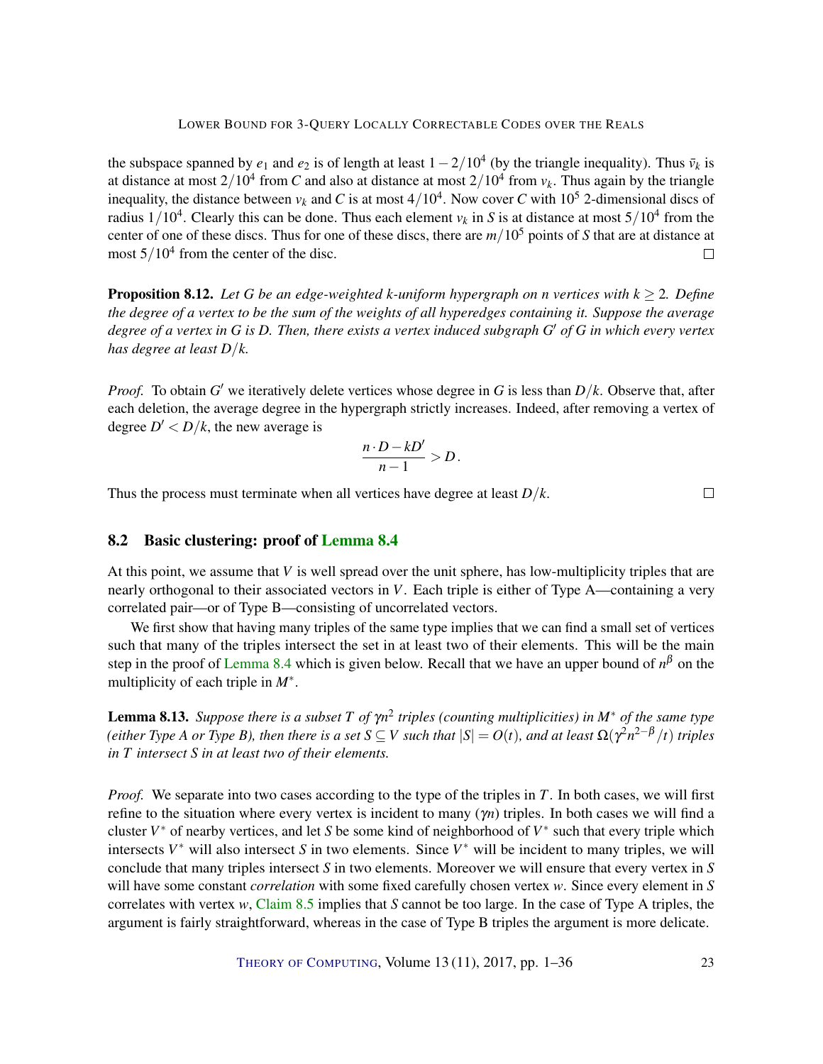the subspace spanned by $e_1$ and $e_2$ is of length at least $1-2/10^4$ (by the triangle inequality). Thus $\bar{v}_k$ is at distance at most $2/10^4$ from $C$ and also at distance at most $2/10^4$ from $v_k$. Thus again by the triangle inequality, the distance between $v_k$ and $C$ is at most $4/10^4$. Now cover $C$ with $10^5$ 2-dimensional discs of radius $1/10^4$. Clearly this can be done. Thus each element $v_k$ in $S$ is at distance at most $5/10^4$ from the center of one of these discs. Thus for one of these discs, there are $m/10^5$ points of $S$ that are at distance at most $5/10^4$ from the center of the disc. □

**Proposition 8.12.** *Let $G$ be an edge-weighted $k$-uniform hypergraph on $n$ vertices with $k \geq 2$. Define the degree of a vertex to be the sum of the weights of all hyperedges containing it. Suppose the average degree of a vertex in $G$ is $D$. Then, there exists a vertex induced subgraph $G'$ of $G$ in which every vertex has degree at least $D/k$.*

*Proof.* To obtain $G'$ we iteratively delete vertices whose degree in $G$ is less than $D/k$. Observe that, after each deletion, the average degree in the hypergraph strictly increases. Indeed, after removing a vertex of degree $D' < D/k$, the new average is

$$\frac{n \cdot D - kD'}{n-1} > D\,.$$

Thus the process must terminate when all vertices have degree at least $D/k$. □

## 8.2 Basic clustering: proof of Lemma 8.4

At this point, we assume that $V$ is well spread over the unit sphere, has low-multiplicity triples that are nearly orthogonal to their associated vectors in $V$. Each triple is either of Type A—containing a very correlated pair—or of Type B—consisting of uncorrelated vectors.

We first show that having many triples of the same type implies that we can find a small set of vertices such that many of the triples intersect the set in at least two of their elements. This will be the main step in the proof of Lemma 8.4 which is given below. Recall that we have an upper bound of $n^\beta$ on the multiplicity of each triple in $M^*$.

**Lemma 8.13.** *Suppose there is a subset $T$ of $\gamma n^2$ triples (counting multiplicities) in $M^*$ of the same type (either Type A or Type B), then there is a set $S \subseteq V$ such that $|S| = O(t)$, and at least $\Omega(\gamma^2 n^{2-\beta}/t)$ triples in $T$ intersect $S$ in at least two of their elements.*

*Proof.* We separate into two cases according to the type of the triples in $T$. In both cases, we will first refine to the situation where every vertex is incident to many ($\gamma n$) triples. In both cases we will find a cluster $V^*$ of nearby vertices, and let $S$ be some kind of neighborhood of $V^*$ such that every triple which intersects $V^*$ will also intersect $S$ in two elements. Since $V^*$ will be incident to many triples, we will conclude that many triples intersect $S$ in two elements. Moreover we will ensure that every vertex in $S$ will have some constant *correlation* with some fixed carefully chosen vertex $w$. Since every element in $S$ correlates with vertex $w$, Claim 8.5 implies that $S$ cannot be too large. In the case of Type A triples, the argument is fairly straightforward, whereas in the case of Type B triples the argument is more delicate.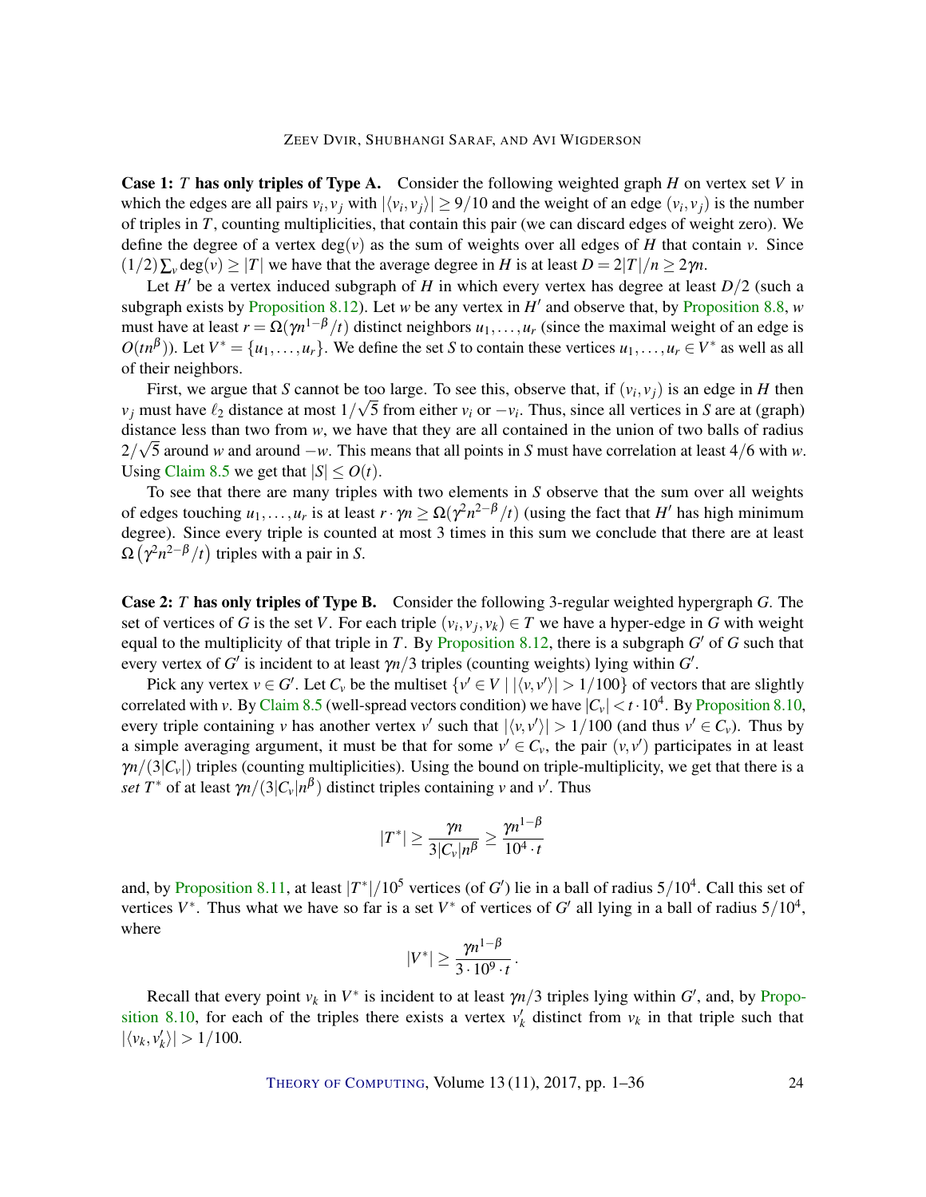**Case 1: $T$ has only triples of Type A.** Consider the following weighted graph $H$ on vertex set $V$ in which the edges are all pairs $v_i, v_j$ with $|\langle v_i, v_j\rangle| \geq 9/10$ and the weight of an edge $(v_i, v_j)$ is the number of triples in $T$, counting multiplicities, that contain this pair (we can discard edges of weight zero). We define the degree of a vertex $\deg(v)$ as the sum of weights over all edges of $H$ that contain $v$. Since $(1/2)\sum_v \deg(v) \geq |T|$ we have that the average degree in $H$ is at least $D = 2|T|/n \geq 2\gamma n$.

Let $H'$ be a vertex induced subgraph of $H$ in which every vertex has degree at least $D/2$ (such a subgraph exists by Proposition 8.12). Let $w$ be any vertex in $H'$ and observe that, by Proposition 8.8, $w$ must have at least $r = \Omega(\gamma n^{1-\beta}/t)$ distinct neighbors $u_1, \ldots, u_r$ (since the maximal weight of an edge is $O(tn^{\beta})$). Let $V^* = \{u_1, \ldots, u_r\}$. We define the set $S$ to contain these vertices $u_1, \ldots, u_r \in V^*$ as well as all of their neighbors.

First, we argue that $S$ cannot be too large. To see this, observe that, if $(v_i, v_j)$ is an edge in $H$ then $v_j$ must have $\ell_2$ distance at most $1/\sqrt{5}$ from either $v_i$ or $-v_i$. Thus, since all vertices in $S$ are at (graph) distance less than two from $w$, we have that they are all contained in the union of two balls of radius $2/\sqrt{5}$ around $w$ and around $-w$. This means that all points in $S$ must have correlation at least $4/6$ with $w$. Using Claim 8.5 we get that $|S| \leq O(t)$.

To see that there are many triples with two elements in $S$ observe that the sum over all weights of edges touching $u_1, \ldots, u_r$ is at least $r \cdot \gamma n \geq \Omega(\gamma^2 n^{2-\beta}/t)$ (using the fact that $H'$ has high minimum degree). Since every triple is counted at most 3 times in this sum we conclude that there are at least $\Omega\left(\gamma^2 n^{2-\beta}/t\right)$ triples with a pair in $S$.

**Case 2: $T$ has only triples of Type B.** Consider the following 3-regular weighted hypergraph $G$. The set of vertices of $G$ is the set $V$. For each triple $(v_i, v_j, v_k) \in T$ we have a hyper-edge in $G$ with weight equal to the multiplicity of that triple in $T$. By Proposition 8.12, there is a subgraph $G'$ of $G$ such that every vertex of $G'$ is incident to at least $\gamma n/3$ triples (counting weights) lying within $G'$.

Pick any vertex $v \in G'$. Let $C_v$ be the multiset $\{v' \in V \mid |\langle v, v'\rangle| > 1/100\}$ of vectors that are slightly correlated with $v$. By Claim 8.5 (well-spread vectors condition) we have $|C_v| < t \cdot 10^4$. By Proposition 8.10, every triple containing $v$ has another vertex $v'$ such that $|\langle v, v'\rangle| > 1/100$ (and thus $v' \in C_v$). Thus by a simple averaging argument, it must be that for some $v' \in C_v$, the pair $(v, v')$ participates in at least $\gamma n/(3|C_v|)$ triples (counting multiplicities). Using the bound on triple-multiplicity, we get that there is a *set* $T^*$ of at least $\gamma n/(3|C_v|n^{\beta})$ distinct triples containing $v$ and $v'$. Thus

$$|T^*| \geq \frac{\gamma n}{3|C_v|n^{\beta}} \geq \frac{\gamma n^{1-\beta}}{10^4 \cdot t}$$

and, by Proposition 8.11, at least $|T^*|/10^5$ vertices (of $G'$) lie in a ball of radius $5/10^4$. Call this set of vertices $V^*$. Thus what we have so far is a set $V^*$ of vertices of $G'$ all lying in a ball of radius $5/10^4$, where

$$|V^*| \geq \frac{\gamma n^{1-\beta}}{3 \cdot 10^9 \cdot t}.$$

Recall that every point $v_k$ in $V^*$ is incident to at least $\gamma n/3$ triples lying within $G'$, and, by Proposition 8.10, for each of the triples there exists a vertex $v'_k$ distinct from $v_k$ in that triple such that $|\langle v_k, v'_k\rangle| > 1/100$.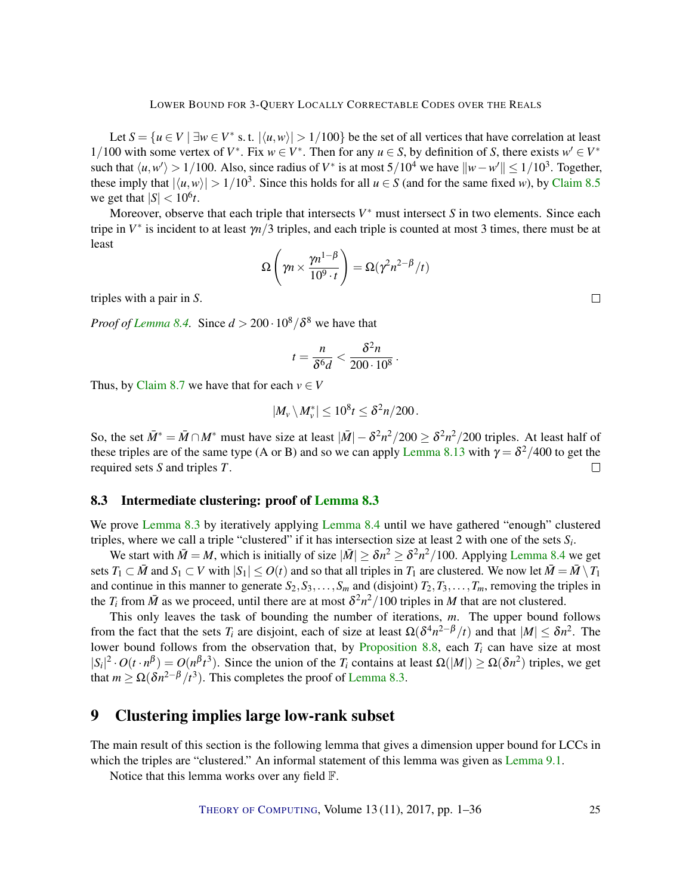Let $S = \{u \in V \mid \exists w \in V^* \text{ s. t. } |\langle u, w\rangle| > 1/100\}$ be the set of all vertices that have correlation at least $1/100$ with some vertex of $V^*$. Fix $w \in V^*$. Then for any $u \in S$, by definition of $S$, there exists $w' \in V^*$ such that $\langle u, w'\rangle > 1/100$. Also, since radius of $V^*$ is at most $5/10^4$ we have $\|w - w'\| \le 1/10^3$. Together, these imply that $|\langle u, w\rangle| > 1/10^3$. Since this holds for all $u \in S$ (and for the same fixed $w$), by Claim 8.5 we get that $|S| < 10^6 t$.

Moreover, observe that each triple that intersects $V^*$ must intersect $S$ in two elements. Since each tripe in $V^*$ is incident to at least $\gamma n/3$ triples, and each triple is counted at most 3 times, there must be at least

$$\Omega\left(\gamma n \times \frac{\gamma n^{1-\beta}}{10^9 \cdot t}\right) = \Omega(\gamma^2 n^{2-\beta}/t)$$

triples with a pair in $S$. ∎

*Proof of Lemma 8.4.* Since $d > 200 \cdot 10^8/\delta^8$ we have that

$$t = \frac{n}{\delta^6 d} < \frac{\delta^2 n}{200 \cdot 10^8}.$$

Thus, by Claim 8.7 we have that for each $v \in V$

$$|M_v \setminus M_v^*| \le 10^8 t \le \delta^2 n/200.$$

So, the set $\bar{M}^* = \bar{M} \cap M^*$ must have size at least $|\bar{M}| - \delta^2 n^2/200 \ge \delta^2 n^2/200$ triples. At least half of these triples are of the same type (A or B) and so we can apply Lemma 8.13 with $\gamma = \delta^2/400$ to get the required sets $S$ and triples $T$. ∎

### 8.3 Intermediate clustering: proof of Lemma 8.3

We prove Lemma 8.3 by iteratively applying Lemma 8.4 until we have gathered "enough" clustered triples, where we call a triple "clustered" if it has intersection size at least 2 with one of the sets $S_i$.

We start with $\bar{M} = M$, which is initially of size $|\bar{M}| \ge \delta n^2 \ge \delta^2 n^2/100$. Applying Lemma 8.4 we get sets $T_1 \subset \bar{M}$ and $S_1 \subset V$ with $|S_1| \le O(t)$ and so that all triples in $T_1$ are clustered. We now let $\bar{M} = \bar{M} \setminus T_1$ and continue in this manner to generate $S_2, S_3, \ldots, S_m$ and (disjoint) $T_2, T_3, \ldots, T_m$, removing the triples in the $T_i$ from $\bar{M}$ as we proceed, until there are at most $\delta^2 n^2/100$ triples in $M$ that are not clustered.

This only leaves the task of bounding the number of iterations, $m$. The upper bound follows from the fact that the sets $T_i$ are disjoint, each of size at least $\Omega(\delta^4 n^{2-\beta}/t)$ and that $|M| \le \delta n^2$. The lower bound follows from the observation that, by Proposition 8.8, each $T_i$ can have size at most $|S_i|^2 \cdot O(t \cdot n^\beta) = O(n^\beta t^3)$. Since the union of the $T_i$ contains at least $\Omega(|M|) \ge \Omega(\delta n^2)$ triples, we get that $m \ge \Omega(\delta n^{2-\beta}/t^3)$. This completes the proof of Lemma 8.3.

## 9 Clustering implies large low-rank subset

The main result of this section is the following lemma that gives a dimension upper bound for LCCs in which the triples are "clustered." An informal statement of this lemma was given as Lemma 9.1.

Notice that this lemma works over any field $\mathbb{F}$.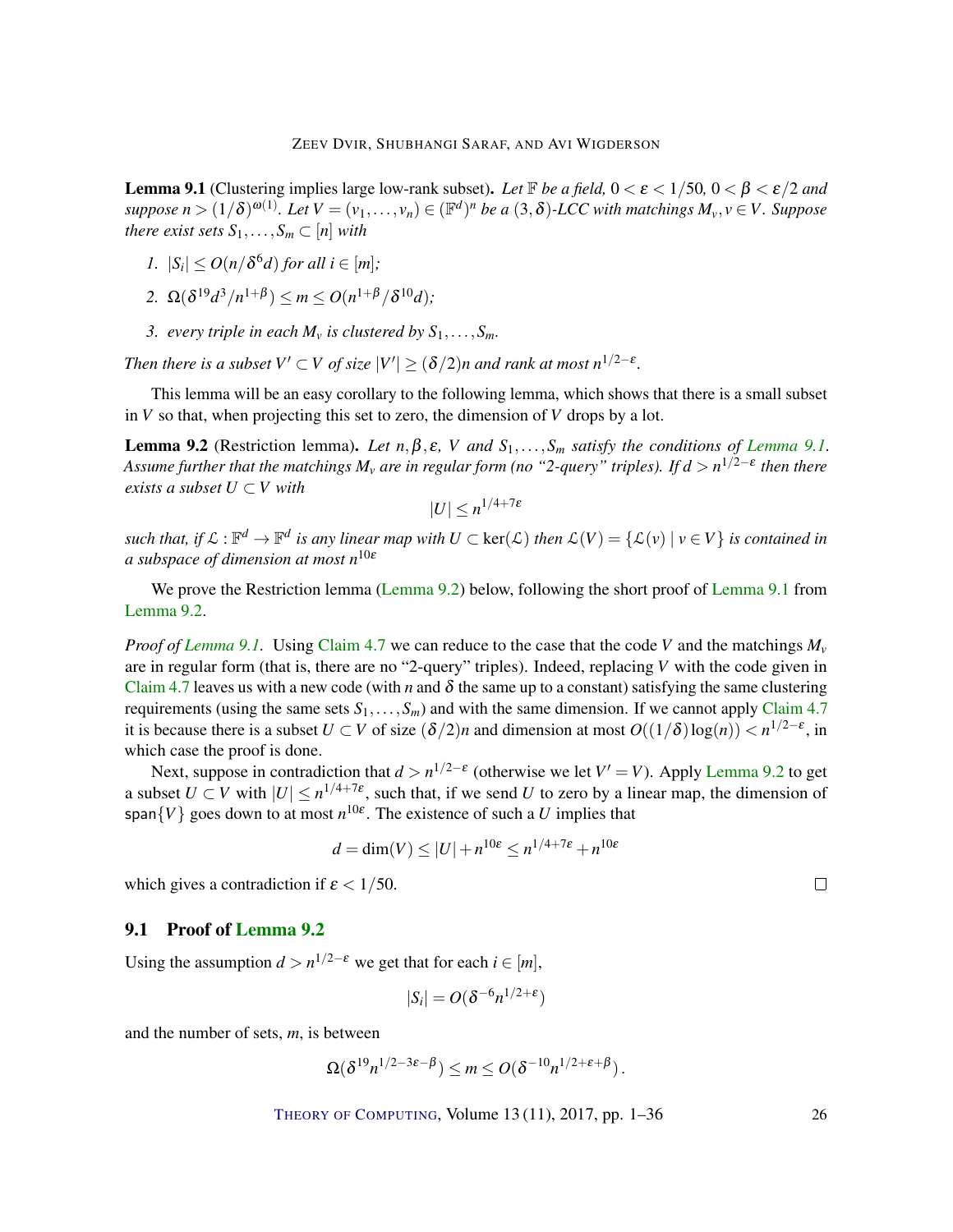**Lemma 9.1** (Clustering implies large low-rank subset)**.** *Let $\mathbb{F}$ be a field, $0 < \varepsilon < 1/50$, $0 < \beta < \varepsilon/2$ and suppose $n > (1/\delta)^{\omega(1)}$. Let $V = (v_1, \ldots, v_n) \in (\mathbb{F}^d)^n$ be a $(3, \delta)$-LCC with matchings $M_v, v \in V$. Suppose there exist sets $S_1, \ldots, S_m \subset [n]$ with*

1. *$|S_i| \leq O(n/\delta^6 d)$ for all $i \in [m]$;*
2. *$\Omega(\delta^{19} d^3/n^{1+\beta}) \leq m \leq O(n^{1+\beta}/\delta^{10} d)$;*
3. *every triple in each $M_v$ is clustered by $S_1, \ldots, S_m$.*

*Then there is a subset $V' \subset V$ of size $|V'| \geq (\delta/2)n$ and rank at most $n^{1/2-\varepsilon}$.*

This lemma will be an easy corollary to the following lemma, which shows that there is a small subset in $V$ so that, when projecting this set to zero, the dimension of $V$ drops by a lot.

**Lemma 9.2** (Restriction lemma)**.** *Let $n, \beta, \varepsilon$, $V$ and $S_1, \ldots, S_m$ satisfy the conditions of Lemma 9.1. Assume further that the matchings $M_v$ are in regular form (no "2-query" triples). If $d > n^{1/2-\varepsilon}$ then there exists a subset $U \subset V$ with*

$$|U| \leq n^{1/4+7\varepsilon}$$

*such that, if $\mathcal{L} : \mathbb{F}^d \to \mathbb{F}^d$ is any linear map with $U \subset \ker(\mathcal{L})$ then $\mathcal{L}(V) = \{\mathcal{L}(v) \mid v \in V\}$ is contained in a subspace of dimension at most $n^{10\varepsilon}$*

We prove the Restriction lemma (Lemma 9.2) below, following the short proof of Lemma 9.1 from Lemma 9.2.

*Proof of Lemma 9.1.* Using Claim 4.7 we can reduce to the case that the code $V$ and the matchings $M_v$ are in regular form (that is, there are no "2-query" triples). Indeed, replacing $V$ with the code given in Claim 4.7 leaves us with a new code (with $n$ and $\delta$ the same up to a constant) satisfying the same clustering requirements (using the same sets $S_1, \ldots, S_m$) and with the same dimension. If we cannot apply Claim 4.7 it is because there is a subset $U \subset V$ of size $(\delta/2)n$ and dimension at most $O((1/\delta)\log(n)) < n^{1/2-\varepsilon}$, in which case the proof is done.

Next, suppose in contradiction that $d > n^{1/2-\varepsilon}$ (otherwise we let $V' = V$). Apply Lemma 9.2 to get a subset $U \subset V$ with $|U| \leq n^{1/4+7\varepsilon}$, such that, if we send $U$ to zero by a linear map, the dimension of $\mathsf{span}\{V\}$ goes down to at most $n^{10\varepsilon}$. The existence of such a $U$ implies that

$$d = \dim(V) \leq |U| + n^{10\varepsilon} \leq n^{1/4+7\varepsilon} + n^{10\varepsilon}$$

which gives a contradiction if $\varepsilon < 1/50$. □

## 9.1 Proof of Lemma 9.2

Using the assumption $d > n^{1/2-\varepsilon}$ we get that for each $i \in [m]$,

$$|S_i| = O(\delta^{-6} n^{1/2+\varepsilon})$$

and the number of sets, $m$, is between

$$\Omega(\delta^{19} n^{1/2-3\varepsilon-\beta}) \leq m \leq O(\delta^{-10} n^{1/2+\varepsilon+\beta}).$$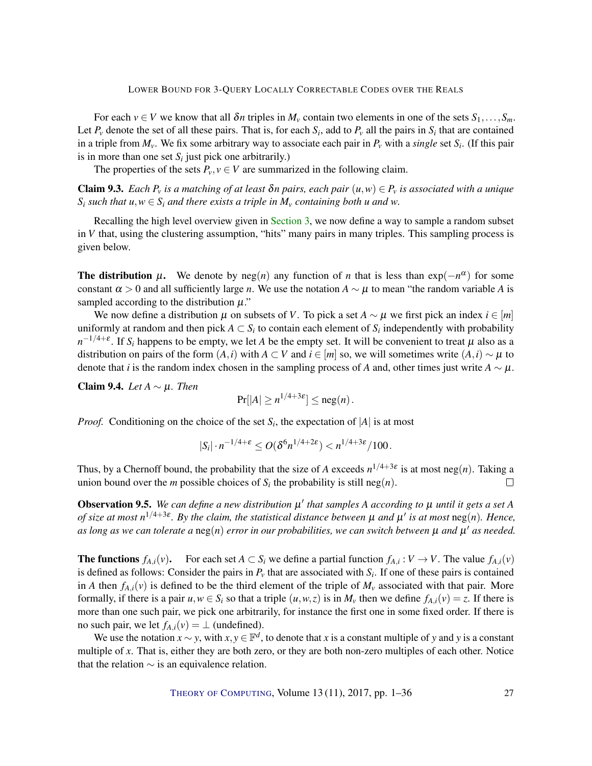For each $v \in V$ we know that all $\delta n$ triples in $M_v$ contain two elements in one of the sets $S_1, \ldots, S_m$. Let $P_v$ denote the set of all these pairs. That is, for each $S_i$, add to $P_v$ all the pairs in $S_i$ that are contained in a triple from $M_v$. We fix some arbitrary way to associate each pair in $P_v$ with a *single* set $S_i$. (If this pair is in more than one set $S_i$ just pick one arbitrarily.)

The properties of the sets $P_v, v \in V$ are summarized in the following claim.

**Claim 9.3.** *Each $P_v$ is a matching of at least $\delta n$ pairs, each pair $(u,w) \in P_v$ is associated with a unique $S_i$ such that $u,w \in S_i$ and there exists a triple in $M_v$ containing both $u$ and $w$.*

Recalling the high level overview given in Section 3, we now define a way to sample a random subset in $V$ that, using the clustering assumption, "hits" many pairs in many triples. This sampling process is given below.

**The distribution $\mu$.** We denote by $\mathrm{neg}(n)$ any function of $n$ that is less than $\exp(-n^{\alpha})$ for some constant $\alpha > 0$ and all sufficiently large $n$. We use the notation $A \sim \mu$ to mean "the random variable $A$ is sampled according to the distribution $\mu$."

We now define a distribution $\mu$ on subsets of $V$. To pick a set $A \sim \mu$ we first pick an index $i \in [m]$ uniformly at random and then pick $A \subset S_i$ to contain each element of $S_i$ independently with probability $n^{-1/4+\varepsilon}$. If $S_i$ happens to be empty, we let $A$ be the empty set. It will be convenient to treat $\mu$ also as a distribution on pairs of the form $(A,i)$ with $A \subset V$ and $i \in [m]$ so, we will sometimes write $(A,i) \sim \mu$ to denote that $i$ is the random index chosen in the sampling process of $A$ and, other times just write $A \sim \mu$.

**Claim 9.4.** *Let $A \sim \mu$. Then*

$$\Pr[|A| \geq n^{1/4+3\varepsilon}] \leq \mathrm{neg}(n).$$

*Proof.* Conditioning on the choice of the set $S_i$, the expectation of $|A|$ is at most

$$|S_i| \cdot n^{-1/4+\varepsilon} \leq O(\delta^6 n^{1/4+2\varepsilon}) < n^{1/4+3\varepsilon}/100.$$

Thus, by a Chernoff bound, the probability that the size of $A$ exceeds $n^{1/4+3\varepsilon}$ is at most $\mathrm{neg}(n)$. Taking a union bound over the $m$ possible choices of $S_i$ the probability is still $\mathrm{neg}(n)$. $\square$

**Observation 9.5.** *We can define a new distribution $\mu'$ that samples $A$ according to $\mu$ until it gets a set $A$ of size at most $n^{1/4+3\varepsilon}$. By the claim, the statistical distance between $\mu$ and $\mu'$ is at most $\mathrm{neg}(n)$. Hence, as long as we can tolerate a $\mathrm{neg}(n)$ error in our probabilities, we can switch between $\mu$ and $\mu'$ as needed.*

**The functions $f_{A,i}(v)$.** For each set $A \subset S_i$ we define a partial function $f_{A,i} : V \to V$. The value $f_{A,i}(v)$ is defined as follows: Consider the pairs in $P_v$ that are associated with $S_i$. If one of these pairs is contained in $A$ then $f_{A,i}(v)$ is defined to be the third element of the triple of $M_v$ associated with that pair. More formally, if there is a pair $u,w \in S_i$ so that a triple $(u,w,z)$ is in $M_v$ then we define $f_{A,i}(v) = z$. If there is more than one such pair, we pick one arbitrarily, for instance the first one in some fixed order. If there is no such pair, we let $f_{A,i}(v) = \perp$ (undefined).

We use the notation $x \sim y$, with $x,y \in \mathbb{F}^d$, to denote that $x$ is a constant multiple of $y$ and $y$ is a constant multiple of $x$. That is, either they are both zero, or they are both non-zero multiples of each other. Notice that the relation $\sim$ is an equivalence relation.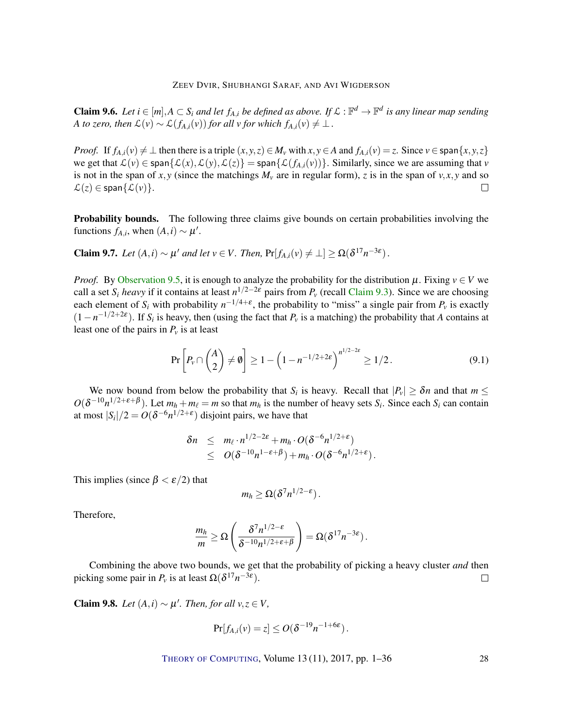**Claim 9.6.** *Let $i \in [m], A \subset S_i$ and let $f_{A,i}$ be defined as above. If $\mathcal{L} : \mathbb{F}^d \to \mathbb{F}^d$ is any linear map sending $A$ to zero, then $\mathcal{L}(v) \sim \mathcal{L}(f_{A,i}(v))$ for all $v$ for which $f_{A,i}(v) \neq \perp$.*

*Proof.* If $f_{A,i}(v) \neq \perp$ then there is a triple $(x,y,z) \in M_v$ with $x, y \in A$ and $f_{A,i}(v) = z$. Since $v \in \mathsf{span}\{x,y,z\}$ we get that $\mathcal{L}(v) \in \mathsf{span}\{\mathcal{L}(x), \mathcal{L}(y), \mathcal{L}(z)\} = \mathsf{span}\{\mathcal{L}(f_{A,i}(v))\}$. Similarly, since we are assuming that $v$ is not in the span of $x, y$ (since the matchings $M_v$ are in regular form), $z$ is in the span of $v, x, y$ and so $\mathcal{L}(z) \in \mathsf{span}\{\mathcal{L}(v)\}$. $\square$

**Probability bounds.** The following three claims give bounds on certain probabilities involving the functions $f_{A,i}$, when $(A,i) \sim \mu'$.

**Claim 9.7.** *Let $(A,i) \sim \mu'$ and let $v \in V$. Then,* $\Pr[f_{A,i}(v) \neq \perp] \geq \Omega(\delta^{17} n^{-3\varepsilon})$.

*Proof.* By Observation 9.5, it is enough to analyze the probability for the distribution $\mu$. Fixing $v \in V$ we call a set $S_i$ *heavy* if it contains at least $n^{1/2-2\varepsilon}$ pairs from $P_v$ (recall Claim 9.3). Since we are choosing each element of $S_i$ with probability $n^{-1/4+\varepsilon}$, the probability to "miss" a single pair from $P_v$ is exactly $(1 - n^{-1/2+2\varepsilon})$. If $S_i$ is heavy, then (using the fact that $P_v$ is a matching) the probability that $A$ contains at least one of the pairs in $P_v$ is at least

$$\Pr\left[P_v \cap \binom{A}{2} \neq \emptyset\right] \geq 1 - \left(1 - n^{-1/2+2\varepsilon}\right)^{n^{1/2-2\varepsilon}} \geq 1/2\,. \tag{9.1}$$

We now bound from below the probability that $S_i$ is heavy. Recall that $|P_v| \geq \delta n$ and that $m \leq O(\delta^{-10} n^{1/2+\varepsilon+\beta})$. Let $m_h + m_\ell = m$ so that $m_h$ is the number of heavy sets $S_i$. Since each $S_i$ can contain at most $|S_i|/2 = O(\delta^{-6} n^{1/2+\varepsilon})$ disjoint pairs, we have that

$$\begin{aligned}
\delta n &\leq m_\ell \cdot n^{1/2-2\varepsilon} + m_h \cdot O(\delta^{-6} n^{1/2+\varepsilon}) \\
&\leq O(\delta^{-10} n^{1-\varepsilon+\beta}) + m_h \cdot O(\delta^{-6} n^{1/2+\varepsilon})\,.
\end{aligned}$$

This implies (since $\beta < \varepsilon/2$) that

$$m_h \geq \Omega(\delta^7 n^{1/2-\varepsilon})\,.$$

Therefore,

$$\frac{m_h}{m} \geq \Omega\left(\frac{\delta^7 n^{1/2-\varepsilon}}{\delta^{-10} n^{1/2+\varepsilon+\beta}}\right) = \Omega(\delta^{17} n^{-3\varepsilon})\,.$$

Combining the above two bounds, we get that the probability of picking a heavy cluster *and* then picking some pair in $P_v$ is at least $\Omega(\delta^{17} n^{-3\varepsilon})$. $\square$

**Claim 9.8.** *Let $(A,i) \sim \mu'$. Then, for all $v, z \in V$,*

$$\Pr[f_{A,i}(v) = z] \leq O(\delta^{-19} n^{-1+6\varepsilon})\,.$$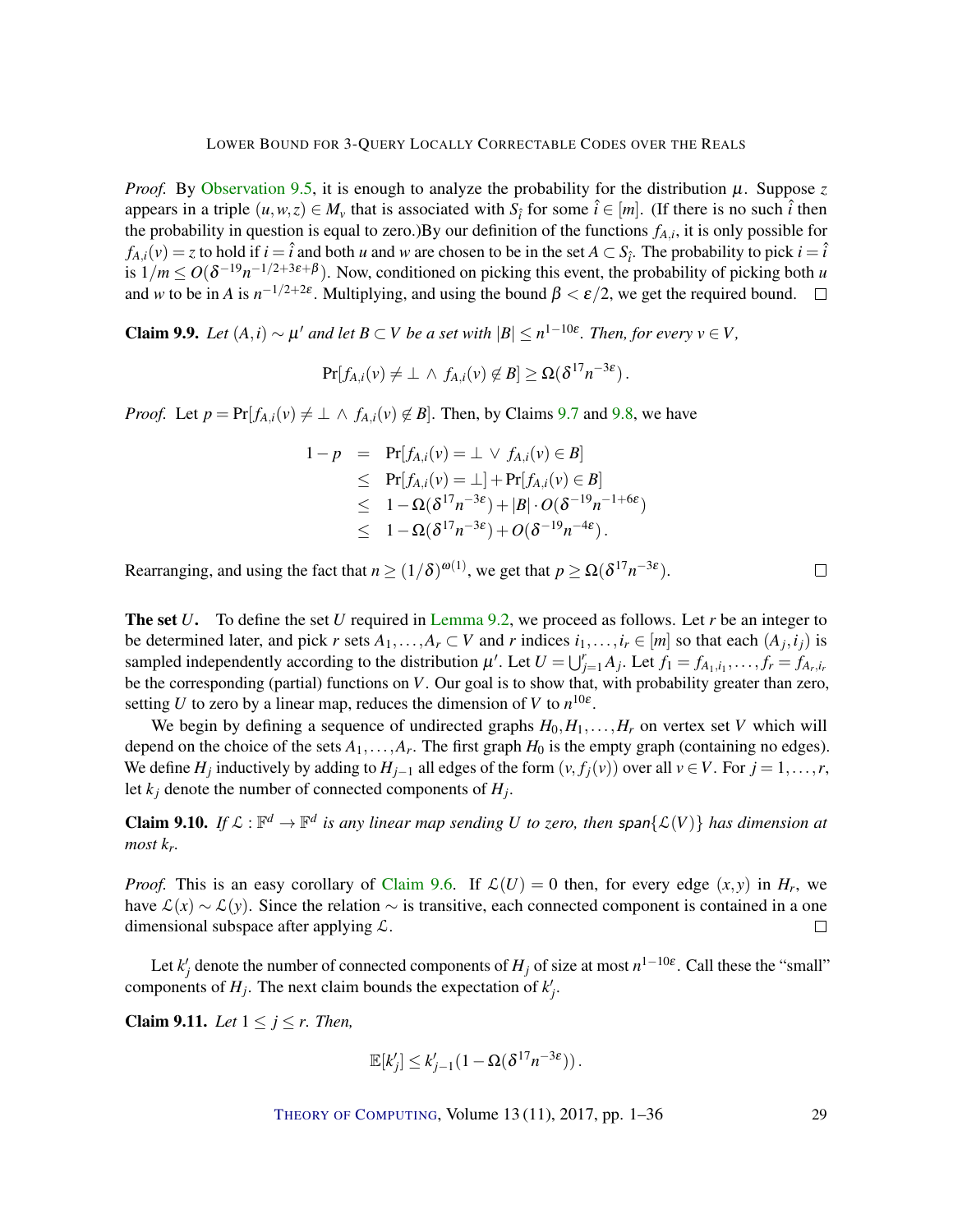*Proof.* By Observation 9.5, it is enough to analyze the probability for the distribution $\mu$. Suppose $z$ appears in a triple $(u,w,z) \in M_v$ that is associated with $S_{\hat{i}}$ for some $\hat{i} \in [m]$. (If there is no such $\hat{i}$ then the probability in question is equal to zero.)By our definition of the functions $f_{A,i}$, it is only possible for $f_{A,i}(v) = z$ to hold if $i = \hat{i}$ and both $u$ and $w$ are chosen to be in the set $A \subset S_{\hat{i}}$. The probability to pick $i = \hat{i}$ is $1/m \le O(\delta^{-19} n^{-1/2+3\varepsilon+\beta})$. Now, conditioned on picking this event, the probability of picking both $u$ and $w$ to be in $A$ is $n^{-1/2+2\varepsilon}$. Multiplying, and using the bound $\beta < \varepsilon/2$, we get the required bound. $\square$

**Claim 9.9.** *Let $(A,i) \sim \mu'$ and let $B \subset V$ be a set with $|B| \le n^{1-10\varepsilon}$. Then, for every $v \in V$,*

$$\Pr[f_{A,i}(v) \neq \perp \;\wedge\; f_{A,i}(v) \notin B] \ge \Omega(\delta^{17} n^{-3\varepsilon}).$$

*Proof.* Let $p = \Pr[f_{A,i}(v) \neq \perp \;\wedge\; f_{A,i}(v) \notin B]$. Then, by Claims 9.7 and 9.8, we have

$$\begin{aligned}
1-p &= \Pr[f_{A,i}(v) = \perp \;\vee\; f_{A,i}(v) \in B] \\
&\le \Pr[f_{A,i}(v) = \perp] + \Pr[f_{A,i}(v) \in B] \\
&\le 1 - \Omega(\delta^{17} n^{-3\varepsilon}) + |B| \cdot O(\delta^{-19} n^{-1+6\varepsilon}) \\
&\le 1 - \Omega(\delta^{17} n^{-3\varepsilon}) + O(\delta^{-19} n^{-4\varepsilon}).
\end{aligned}$$

Rearranging, and using the fact that $n \ge (1/\delta)^{\omega(1)}$, we get that $p \ge \Omega(\delta^{17} n^{-3\varepsilon})$. $\square$

**The set $U$.** To define the set $U$ required in Lemma 9.2, we proceed as follows. Let $r$ be an integer to be determined later, and pick $r$ sets $A_1, \ldots, A_r \subset V$ and $r$ indices $i_1, \ldots, i_r \in [m]$ so that each $(A_j, i_j)$ is sampled independently according to the distribution $\mu'$. Let $U = \bigcup_{j=1}^{r} A_j$. Let $f_1 = f_{A_1,i_1}, \ldots, f_r = f_{A_r,i_r}$ be the corresponding (partial) functions on $V$. Our goal is to show that, with probability greater than zero, setting $U$ to zero by a linear map, reduces the dimension of $V$ to $n^{10\varepsilon}$.

We begin by defining a sequence of undirected graphs $H_0, H_1, \ldots, H_r$ on vertex set $V$ which will depend on the choice of the sets $A_1, \ldots, A_r$. The first graph $H_0$ is the empty graph (containing no edges). We define $H_j$ inductively by adding to $H_{j-1}$ all edges of the form $(v, f_j(v))$ over all $v \in V$. For $j = 1, \ldots, r$, let $k_j$ denote the number of connected components of $H_j$.

**Claim 9.10.** *If $\mathcal{L} : \mathbb{F}^d \to \mathbb{F}^d$ is any linear map sending $U$ to zero, then $\mathsf{span}\{\mathcal{L}(V)\}$ has dimension at most $k_r$.*

*Proof.* This is an easy corollary of Claim 9.6. If $\mathcal{L}(U) = 0$ then, for every edge $(x,y)$ in $H_r$, we have $\mathcal{L}(x) \sim \mathcal{L}(y)$. Since the relation $\sim$ is transitive, each connected component is contained in a one dimensional subspace after applying $\mathcal{L}$. $\square$

Let $k'_j$ denote the number of connected components of $H_j$ of size at most $n^{1-10\varepsilon}$. Call these the "small" components of $H_j$. The next claim bounds the expectation of $k'_j$.

**Claim 9.11.** *Let $1 \le j \le r$. Then,*

$$\mathbb{E}[k'_j] \le k'_{j-1}(1 - \Omega(\delta^{17} n^{-3\varepsilon})).$$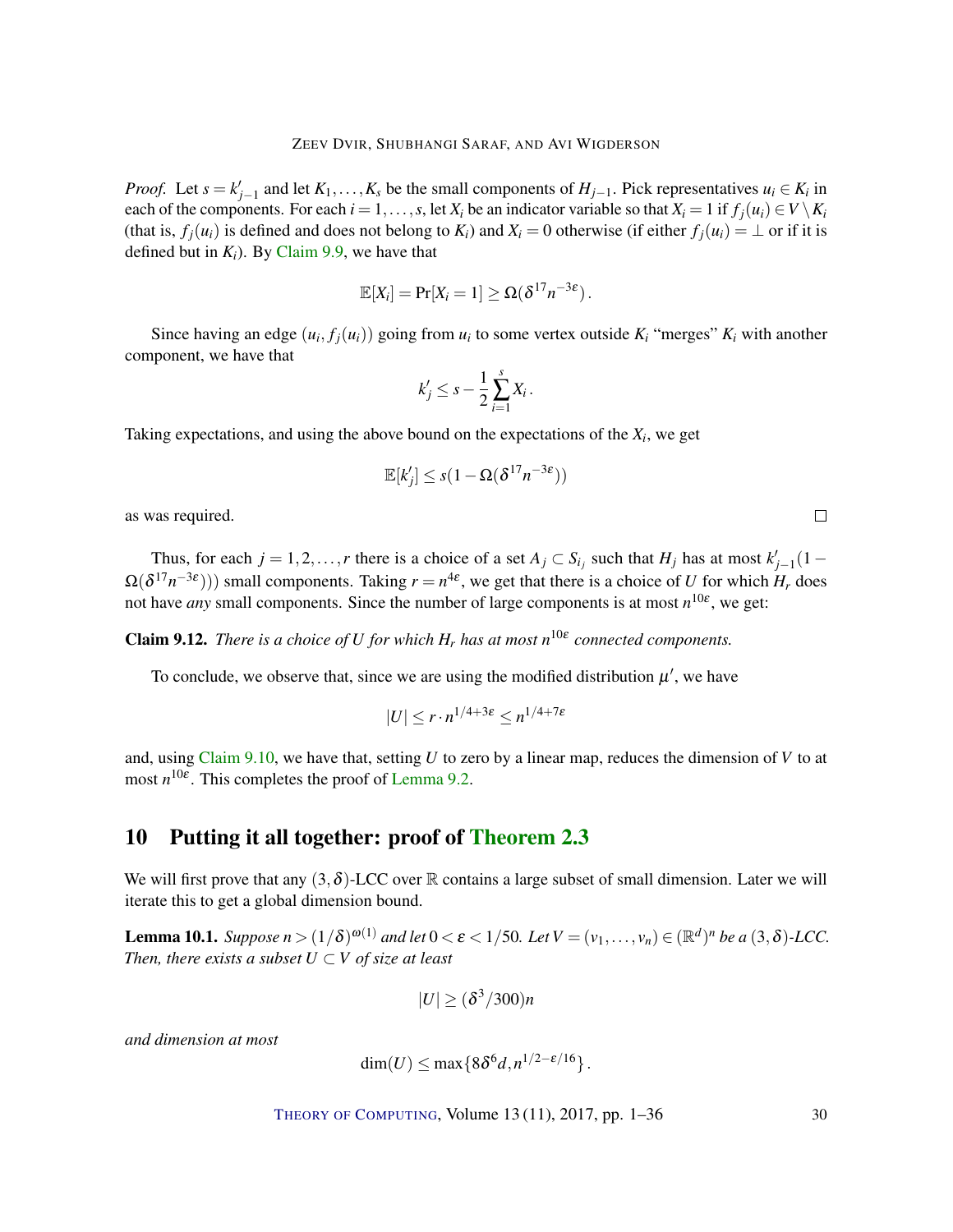*Proof.* Let $s = k'_{j-1}$ and let $K_1, \ldots, K_s$ be the small components of $H_{j-1}$. Pick representatives $u_i \in K_i$ in each of the components. For each $i = 1, \ldots, s$, let $X_i$ be an indicator variable so that $X_i = 1$ if $f_j(u_i) \in V \setminus K_i$ (that is, $f_j(u_i)$ is defined and does not belong to $K_i$) and $X_i = 0$ otherwise (if either $f_j(u_i) = \perp$ or if it is defined but in $K_i$). By Claim 9.9, we have that

$$\mathbb{E}[X_i] = \Pr[X_i = 1] \geq \Omega(\delta^{17} n^{-3\varepsilon}).$$

Since having an edge $(u_i, f_j(u_i))$ going from $u_i$ to some vertex outside $K_i$ "merges" $K_i$ with another component, we have that

$$k'_j \leq s - \frac{1}{2}\sum_{i=1}^{s} X_i.$$

Taking expectations, and using the above bound on the expectations of the $X_i$, we get

$$\mathbb{E}[k'_j] \leq s(1 - \Omega(\delta^{17} n^{-3\varepsilon}))$$

as was required. □

Thus, for each $j = 1, 2, \ldots, r$ there is a choice of a set $A_j \subset S_{i_j}$ such that $H_j$ has at most $k'_{j-1}(1 - \Omega(\delta^{17} n^{-3\varepsilon})))$ small components. Taking $r = n^{4\varepsilon}$, we get that there is a choice of $U$ for which $H_r$ does not have *any* small components. Since the number of large components is at most $n^{10\varepsilon}$, we get:

**Claim 9.12.** *There is a choice of $U$ for which $H_r$ has at most $n^{10\varepsilon}$ connected components.*

To conclude, we observe that, since we are using the modified distribution $\mu'$, we have

$$|U| \leq r \cdot n^{1/4+3\varepsilon} \leq n^{1/4+7\varepsilon}$$

and, using Claim 9.10, we have that, setting $U$ to zero by a linear map, reduces the dimension of $V$ to at most $n^{10\varepsilon}$. This completes the proof of Lemma 9.2.

# 10 Putting it all together: proof of Theorem 2.3

We will first prove that any $(3,\delta)$-LCC over $\mathbb{R}$ contains a large subset of small dimension. Later we will iterate this to get a global dimension bound.

**Lemma 10.1.** *Suppose $n > (1/\delta)^{\omega(1)}$ and let $0 < \varepsilon < 1/50$. Let $V = (v_1, \ldots, v_n) \in (\mathbb{R}^d)^n$ be a $(3,\delta)$-LCC. Then, there exists a subset $U \subset V$ of size at least*

$$|U| \geq (\delta^3/300)n$$

*and dimension at most*

$$\dim(U) \leq \max\{8\delta^6 d, n^{1/2-\varepsilon/16}\}.$$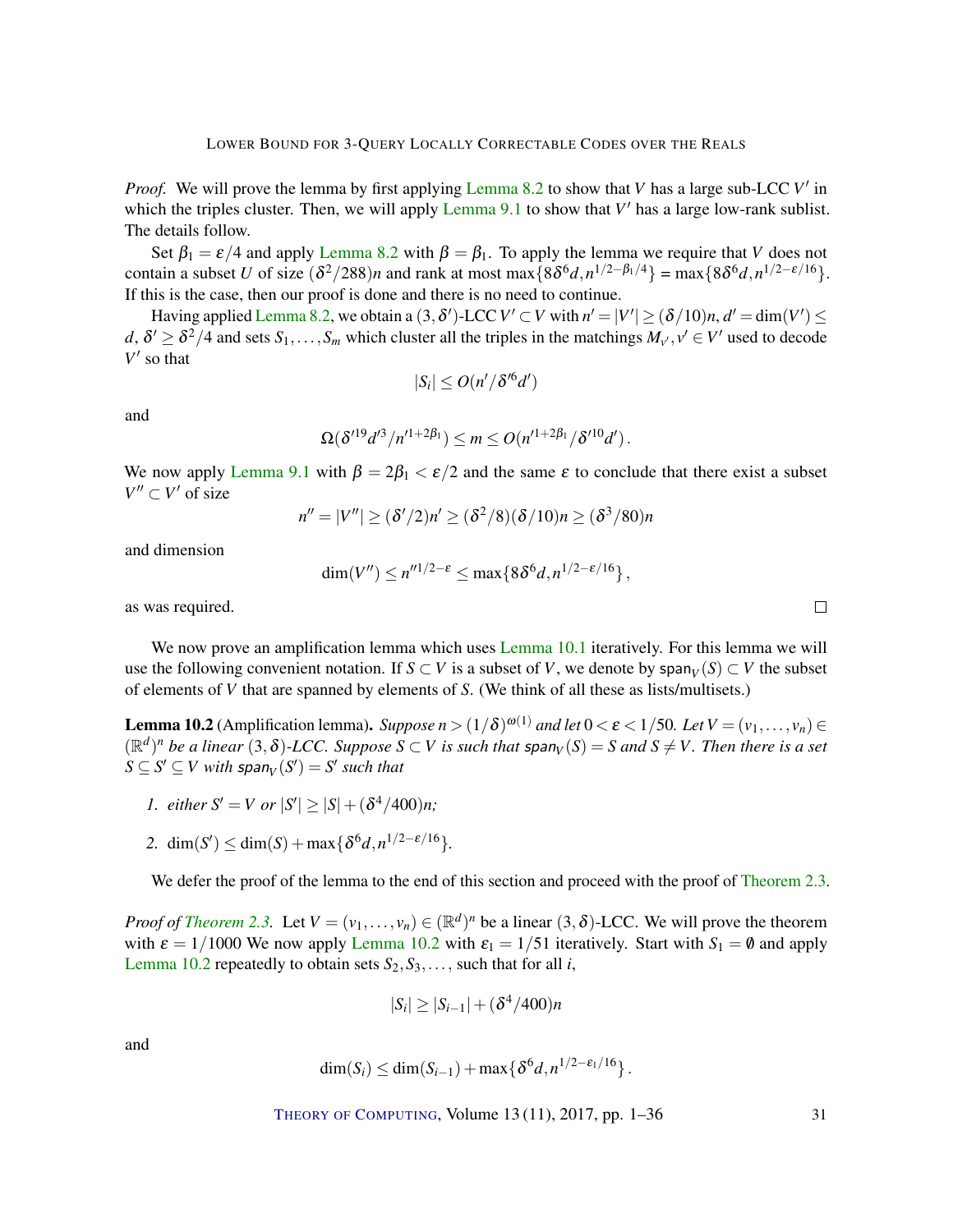*Proof.* We will prove the lemma by first applying Lemma 8.2 to show that $V$ has a large sub-LCC $V'$ in which the triples cluster. Then, we will apply Lemma 9.1 to show that $V'$ has a large low-rank sublist. The details follow.

Set $\beta_1 = \varepsilon/4$ and apply Lemma 8.2 with $\beta = \beta_1$. To apply the lemma we require that $V$ does not contain a subset $U$ of size $(\delta^2/288)n$ and rank at most $\max\{8\delta^6 d, n^{1/2-\beta_1/4}\} = \max\{8\delta^6 d, n^{1/2-\varepsilon/16}\}$. If this is the case, then our proof is done and there is no need to continue.

Having applied Lemma 8.2, we obtain a $(3,\delta')$-LCC $V' \subset V$ with $n' = |V'| \geq (\delta/10)n$, $d' = \dim(V') \leq d$, $\delta' \geq \delta^2/4$ and sets $S_1, \dots, S_m$ which cluster all the triples in the matchings $M_{v'}, v' \in V'$ used to decode $V'$ so that

$$|S_i| \leq O(n'/\delta'^6 d')$$

and

$$\Omega(\delta'^{19} d'^3/n'^{1+2\beta_1}) \leq m \leq O(n'^{1+2\beta_1}/\delta'^{10} d')\,.$$

We now apply Lemma 9.1 with $\beta = 2\beta_1 < \varepsilon/2$ and the same $\varepsilon$ to conclude that there exist a subset $V'' \subset V'$ of size

$$n'' = |V''| \geq (\delta'/2)n' \geq (\delta^2/8)(\delta/10)n \geq (\delta^3/80)n$$

and dimension

$$\dim(V'') \leq n''^{1/2-\varepsilon} \leq \max\{8\delta^6 d, n^{1/2-\varepsilon/16}\}\,,$$

as was required. □

We now prove an amplification lemma which uses Lemma 10.1 iteratively. For this lemma we will use the following convenient notation. If $S \subset V$ is a subset of $V$, we denote by $\mathsf{span}_V(S) \subset V$ the subset of elements of $V$ that are spanned by elements of $S$. (We think of all these as lists/multisets.)

**Lemma 10.2** (Amplification lemma)**.** *Suppose $n > (1/\delta)^{\omega(1)}$ and let $0 < \varepsilon < 1/50$. Let $V = (v_1, \dots, v_n) \in (\mathbb{R}^d)^n$ be a linear $(3,\delta)$-LCC. Suppose $S \subset V$ is such that $\mathsf{span}_V(S) = S$ and $S \neq V$. Then there is a set $S \subseteq S' \subseteq V$ with $\mathsf{span}_V(S') = S'$ such that*

1. *either $S' = V$ or $|S'| \geq |S| + (\delta^4/400)n$;*
2. $\dim(S') \leq \dim(S) + \max\{\delta^6 d, n^{1/2-\varepsilon/16}\}$.

We defer the proof of the lemma to the end of this section and proceed with the proof of Theorem 2.3.

*Proof of Theorem 2.3.* Let $V = (v_1, \dots, v_n) \in (\mathbb{R}^d)^n$ be a linear $(3,\delta)$-LCC. We will prove the theorem with $\varepsilon = 1/1000$ We now apply Lemma 10.2 with $\varepsilon_1 = 1/51$ iteratively. Start with $S_1 = \emptyset$ and apply Lemma 10.2 repeatedly to obtain sets $S_2, S_3, \dots,$ such that for all $i$,

$$|S_i| \geq |S_{i-1}| + (\delta^4/400)n$$

and

$$\dim(S_i) \leq \dim(S_{i-1}) + \max\{\delta^6 d, n^{1/2-\varepsilon_1/16}\}\,.$$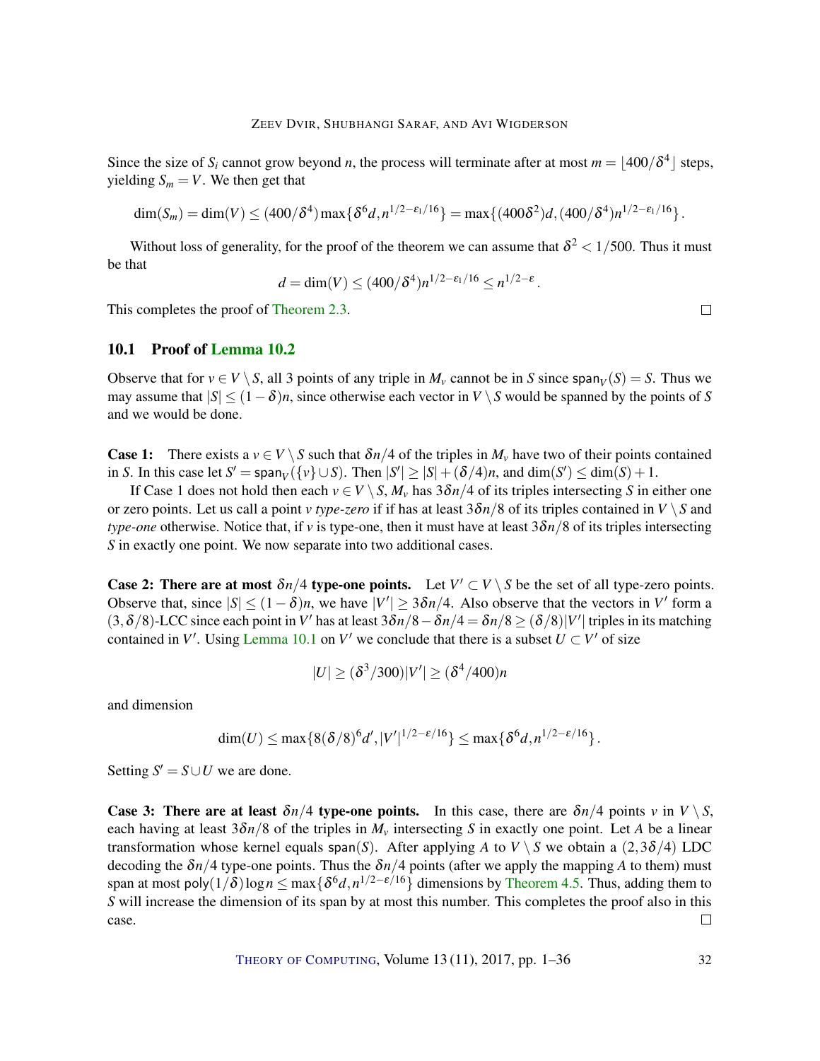Since the size of $S_i$ cannot grow beyond $n$, the process will terminate after at most $m = \lfloor 400/\delta^4 \rfloor$ steps, yielding $S_m = V$. We then get that

$$\dim(S_m) = \dim(V) \le (400/\delta^4)\max\{\delta^6 d, n^{1/2-\varepsilon_1/16}\} = \max\{(400\delta^2)d, (400/\delta^4)n^{1/2-\varepsilon_1/16}\}.$$

Without loss of generality, for the proof of the theorem we can assume that $\delta^2 < 1/500$. Thus it must be that

$$d = \dim(V) \le (400/\delta^4)n^{1/2-\varepsilon_1/16} \le n^{1/2-\varepsilon}.$$

This completes the proof of Theorem 2.3. □

## 10.1 Proof of Lemma 10.2

Observe that for $v \in V \setminus S$, all 3 points of any triple in $M_v$ cannot be in $S$ since $\mathsf{span}_V(S) = S$. Thus we may assume that $|S| \le (1-\delta)n$, since otherwise each vector in $V \setminus S$ would be spanned by the points of $S$ and we would be done.

**Case 1:** There exists a $v \in V \setminus S$ such that $\delta n/4$ of the triples in $M_v$ have two of their points contained in $S$. In this case let $S' = \mathsf{span}_V(\{v\} \cup S)$. Then $|S'| \ge |S| + (\delta/4)n$, and $\dim(S') \le \dim(S) + 1$.

If Case 1 does not hold then each $v \in V \setminus S$, $M_v$ has $3\delta n/4$ of its triples intersecting $S$ in either one or zero points. Let us call a point $v$ *type-zero* if has at least $3\delta n/8$ of its triples contained in $V \setminus S$ and *type-one* otherwise. Notice that, if $v$ is type-one, then it must have at least $3\delta n/8$ of its triples intersecting $S$ in exactly one point. We now separate into two additional cases.

**Case 2: There are at most $\delta n/4$ type-one points.** Let $V' \subset V \setminus S$ be the set of all type-zero points. Observe that, since $|S| \le (1-\delta)n$, we have $|V'| \ge 3\delta n/4$. Also observe that the vectors in $V'$ form a $(3, \delta/8)$-LCC since each point in $V'$ has at least $3\delta n/8 - \delta n/4 = \delta n/8 \ge (\delta/8)|V'|$ triples in its matching contained in $V'$. Using Lemma 10.1 on $V'$ we conclude that there is a subset $U \subset V'$ of size

$$|U| \ge (\delta^3/300)|V'| \ge (\delta^4/400)n$$

and dimension

$$\dim(U) \le \max\{8(\delta/8)^6 d', |V'|^{1/2-\varepsilon/16}\} \le \max\{\delta^6 d, n^{1/2-\varepsilon/16}\}.$$

Setting $S' = S \cup U$ we are done.

**Case 3: There are at least $\delta n/4$ type-one points.** In this case, there are $\delta n/4$ points $v$ in $V \setminus S$, each having at least $3\delta n/8$ of the triples in $M_v$ intersecting $S$ in exactly one point. Let $A$ be a linear transformation whose kernel equals $\mathsf{span}(S)$. After applying $A$ to $V \setminus S$ we obtain a $(2, 3\delta/4)$ LDC decoding the $\delta n/4$ type-one points. Thus the $\delta n/4$ points (after we apply the mapping $A$ to them) must span at most $\mathsf{poly}(1/\delta)\log n \le \max\{\delta^6 d, n^{1/2-\varepsilon/16}\}$ dimensions by Theorem 4.5. Thus, adding them to $S$ will increase the dimension of its span by at most this number. This completes the proof also in this case. □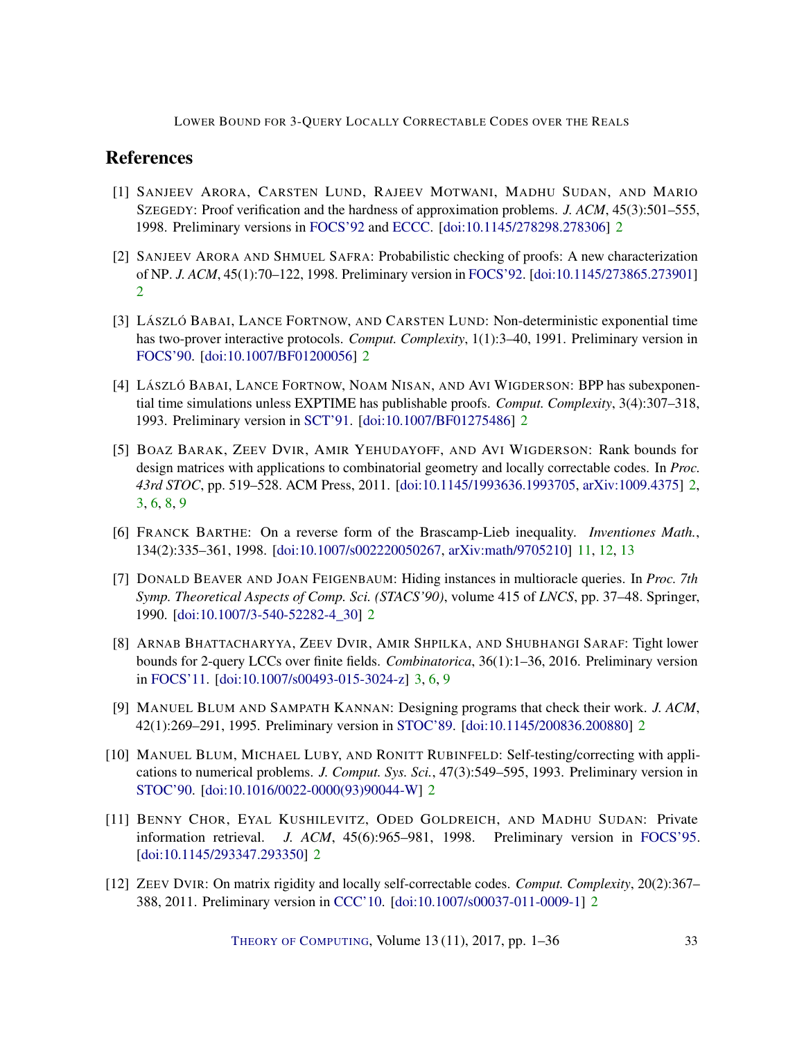## References

[1] Sanjeev Arora, Carsten Lund, Rajeev Motwani, Madhu Sudan, and Mario Szegedy: Proof verification and the hardness of approximation problems. *J. ACM*, 45(3):501–555, 1998. Preliminary versions in FOCS'92 and ECCC. [doi:10.1145/278298.278306] 2

[2] Sanjeev Arora and Shmuel Safra: Probabilistic checking of proofs: A new characterization of NP. *J. ACM*, 45(1):70–122, 1998. Preliminary version in FOCS'92. [doi:10.1145/273865.273901] 2

[3] László Babai, Lance Fortnow, and Carsten Lund: Non-deterministic exponential time has two-prover interactive protocols. *Comput. Complexity*, 1(1):3–40, 1991. Preliminary version in FOCS'90. [doi:10.1007/BF01200056] 2

[4] László Babai, Lance Fortnow, Noam Nisan, and Avi Wigderson: BPP has subexponential time simulations unless EXPTIME has publishable proofs. *Comput. Complexity*, 3(4):307–318, 1993. Preliminary version in SCT'91. [doi:10.1007/BF01275486] 2

[5] Boaz Barak, Zeev Dvir, Amir Yehudayoff, and Avi Wigderson: Rank bounds for design matrices with applications to combinatorial geometry and locally correctable codes. In *Proc. 43rd STOC*, pp. 519–528. ACM Press, 2011. [doi:10.1145/1993636.1993705, arXiv:1009.4375] 2, 3, 6, 8, 9

[6] Franck Barthe: On a reverse form of the Brascamp-Lieb inequality. *Inventiones Math.*, 134(2):335–361, 1998. [doi:10.1007/s002220050267, arXiv:math/9705210] 11, 12, 13

[7] Donald Beaver and Joan Feigenbaum: Hiding instances in multioracle queries. In *Proc. 7th Symp. Theoretical Aspects of Comp. Sci. (STACS'90)*, volume 415 of *LNCS*, pp. 37–48. Springer, 1990. [doi:10.1007/3-540-52282-4_30] 2

[8] Arnab Bhattacharyya, Zeev Dvir, Amir Shpilka, and Shubhangi Saraf: Tight lower bounds for 2-query LCCs over finite fields. *Combinatorica*, 36(1):1–36, 2016. Preliminary version in FOCS'11. [doi:10.1007/s00493-015-3024-z] 3, 6, 9

[9] Manuel Blum and Sampath Kannan: Designing programs that check their work. *J. ACM*, 42(1):269–291, 1995. Preliminary version in STOC'89. [doi:10.1145/200836.200880] 2

[10] Manuel Blum, Michael Luby, and Ronitt Rubinfeld: Self-testing/correcting with applications to numerical problems. *J. Comput. Sys. Sci.*, 47(3):549–595, 1993. Preliminary version in STOC'90. [doi:10.1016/0022-0000(93)90044-W] 2

[11] Benny Chor, Eyal Kushilevitz, Oded Goldreich, and Madhu Sudan: Private information retrieval. *J. ACM*, 45(6):965–981, 1998. Preliminary version in FOCS'95. [doi:10.1145/293347.293350] 2

[12] Zeev Dvir: On matrix rigidity and locally self-correctable codes. *Comput. Complexity*, 20(2):367–388, 2011. Preliminary version in CCC'10. [doi:10.1007/s00037-011-0009-1] 2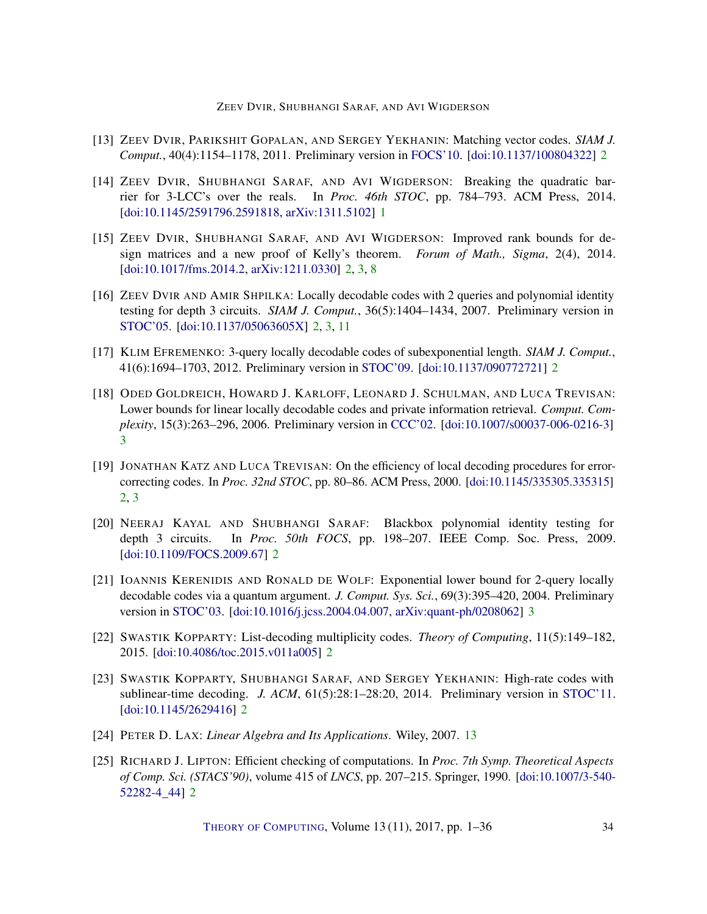[13] Zeev Dvir, Parikshit Gopalan, and Sergey Yekhanin: Matching vector codes. *SIAM J. Comput.*, 40(4):1154–1178, 2011. Preliminary version in FOCS'10. [doi:10.1137/100804322] 2

[14] Zeev Dvir, Shubhangi Saraf, and Avi Wigderson: Breaking the quadratic barrier for 3-LCC's over the reals. In *Proc. 46th STOC*, pp. 784–793. ACM Press, 2014. [doi:10.1145/2591796.2591818, arXiv:1311.5102] 1

[15] Zeev Dvir, Shubhangi Saraf, and Avi Wigderson: Improved rank bounds for design matrices and a new proof of Kelly's theorem. *Forum of Math., Sigma*, 2(4), 2014. [doi:10.1017/fms.2014.2, arXiv:1211.0330] 2, 3, 8

[16] Zeev Dvir and Amir Shpilka: Locally decodable codes with 2 queries and polynomial identity testing for depth 3 circuits. *SIAM J. Comput.*, 36(5):1404–1434, 2007. Preliminary version in STOC'05. [doi:10.1137/05063605X] 2, 3, 11

[17] Klim Efremenko: 3-query locally decodable codes of subexponential length. *SIAM J. Comput.*, 41(6):1694–1703, 2012. Preliminary version in STOC'09. [doi:10.1137/090772721] 2

[18] Oded Goldreich, Howard J. Karloff, Leonard J. Schulman, and Luca Trevisan: Lower bounds for linear locally decodable codes and private information retrieval. *Comput. Complexity*, 15(3):263–296, 2006. Preliminary version in CCC'02. [doi:10.1007/s00037-006-0216-3] 3

[19] Jonathan Katz and Luca Trevisan: On the efficiency of local decoding procedures for error-correcting codes. In *Proc. 32nd STOC*, pp. 80–86. ACM Press, 2000. [doi:10.1145/335305.335315] 2, 3

[20] Neeraj Kayal and Shubhangi Saraf: Blackbox polynomial identity testing for depth 3 circuits. In *Proc. 50th FOCS*, pp. 198–207. IEEE Comp. Soc. Press, 2009. [doi:10.1109/FOCS.2009.67] 2

[21] Ioannis Kerenidis and Ronald de Wolf: Exponential lower bound for 2-query locally decodable codes via a quantum argument. *J. Comput. Sys. Sci.*, 69(3):395–420, 2004. Preliminary version in STOC'03. [doi:10.1016/j.jcss.2004.04.007, arXiv:quant-ph/0208062] 3

[22] Swastik Kopparty: List-decoding multiplicity codes. *Theory of Computing*, 11(5):149–182, 2015. [doi:10.4086/toc.2015.v011a005] 2

[23] Swastik Kopparty, Shubhangi Saraf, and Sergey Yekhanin: High-rate codes with sublinear-time decoding. *J. ACM*, 61(5):28:1–28:20, 2014. Preliminary version in STOC'11. [doi:10.1145/2629416] 2

[24] Peter D. Lax: *Linear Algebra and Its Applications*. Wiley, 2007. 13

[25] Richard J. Lipton: Efficient checking of computations. In *Proc. 7th Symp. Theoretical Aspects of Comp. Sci. (STACS'90)*, volume 415 of *LNCS*, pp. 207–215. Springer, 1990. [doi:10.1007/3-540-52282-4_44] 2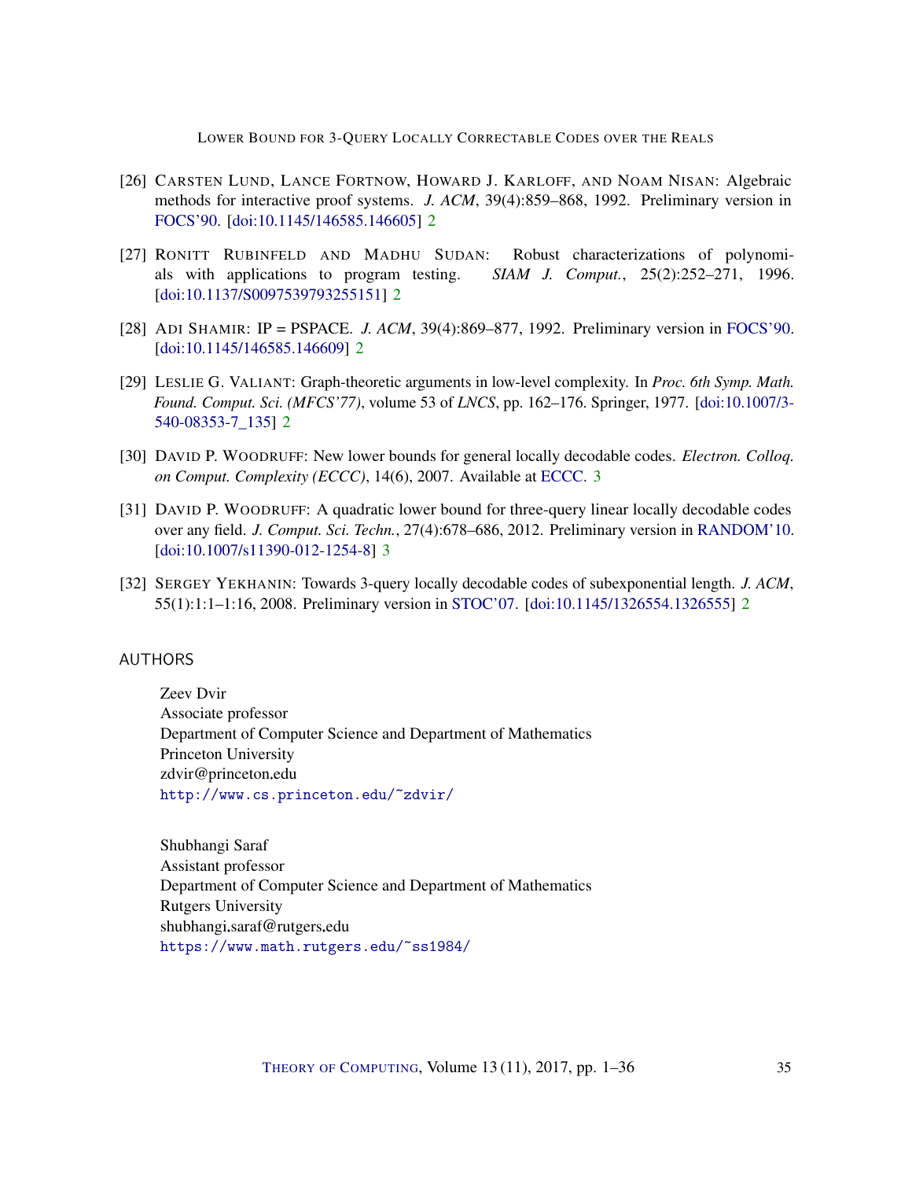[26] CARSTEN LUND, LANCE FORTNOW, HOWARD J. KARLOFF, AND NOAM NISAN: Algebraic methods for interactive proof systems. *J. ACM*, 39(4):859–868, 1992. Preliminary version in FOCS'90. [doi:10.1145/146585.146605] 2

[27] RONITT RUBINFELD AND MADHU SUDAN: Robust characterizations of polynomials with applications to program testing. *SIAM J. Comput.*, 25(2):252–271, 1996. [doi:10.1137/S0097539793255151] 2

[28] ADI SHAMIR: IP = PSPACE. *J. ACM*, 39(4):869–877, 1992. Preliminary version in FOCS'90. [doi:10.1145/146585.146609] 2

[29] LESLIE G. VALIANT: Graph-theoretic arguments in low-level complexity. In *Proc. 6th Symp. Math. Found. Comput. Sci. (MFCS'77)*, volume 53 of *LNCS*, pp. 162–176. Springer, 1977. [doi:10.1007/3-540-08353-7_135] 2

[30] DAVID P. WOODRUFF: New lower bounds for general locally decodable codes. *Electron. Colloq. on Comput. Complexity (ECCC)*, 14(6), 2007. Available at ECCC. 3

[31] DAVID P. WOODRUFF: A quadratic lower bound for three-query linear locally decodable codes over any field. *J. Comput. Sci. Techn.*, 27(4):678–686, 2012. Preliminary version in RANDOM'10. [doi:10.1007/s11390-012-1254-8] 3

[32] SERGEY YEKHANIN: Towards 3-query locally decodable codes of subexponential length. *J. ACM*, 55(1):1:1–1:16, 2008. Preliminary version in STOC'07. [doi:10.1145/1326554.1326555] 2

## AUTHORS

Zeev Dvir
Associate professor
Department of Computer Science and Department of Mathematics
Princeton University
zdvir@princeton.edu
http://www.cs.princeton.edu/~zdvir/

Shubhangi Saraf
Assistant professor
Department of Computer Science and Department of Mathematics
Rutgers University
shubhangi.saraf@rutgers.edu
https://www.math.rutgers.edu/~ss1984/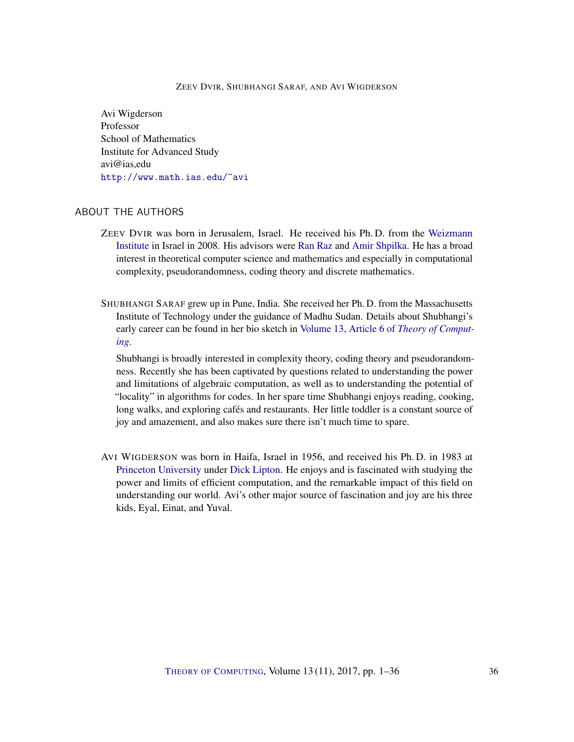Avi Wigderson
Professor
School of Mathematics
Institute for Advanced Study
avi@ias.edu
http://www.math.ias.edu/~avi

## ABOUT THE AUTHORS

ZEEV DVIR was born in Jerusalem, Israel. He received his Ph. D. from the Weizmann Institute in Israel in 2008. His advisors were Ran Raz and Amir Shpilka. He has a broad interest in theoretical computer science and mathematics and especially in computational complexity, pseudorandomness, coding theory and discrete mathematics.

SHUBHANGI SARAF grew up in Pune, India. She received her Ph. D. from the Massachusetts Institute of Technology under the guidance of Madhu Sudan. Details about Shubhangi's early career can be found in her bio sketch in Volume 13, Article 6 of *Theory of Computing*.

Shubhangi is broadly interested in complexity theory, coding theory and pseudorandomness. Recently she has been captivated by questions related to understanding the power and limitations of algebraic computation, as well as to understanding the potential of "locality" in algorithms for codes. In her spare time Shubhangi enjoys reading, cooking, long walks, and exploring cafés and restaurants. Her little toddler is a constant source of joy and amazement, and also makes sure there isn't much time to spare.

AVI WIGDERSON was born in Haifa, Israel in 1956, and received his Ph. D. in 1983 at Princeton University under Dick Lipton. He enjoys and is fascinated with studying the power and limits of efficient computation, and the remarkable impact of this field on understanding our world. Avi's other major source of fascination and joy are his three kids, Eyal, Einat, and Yuval.